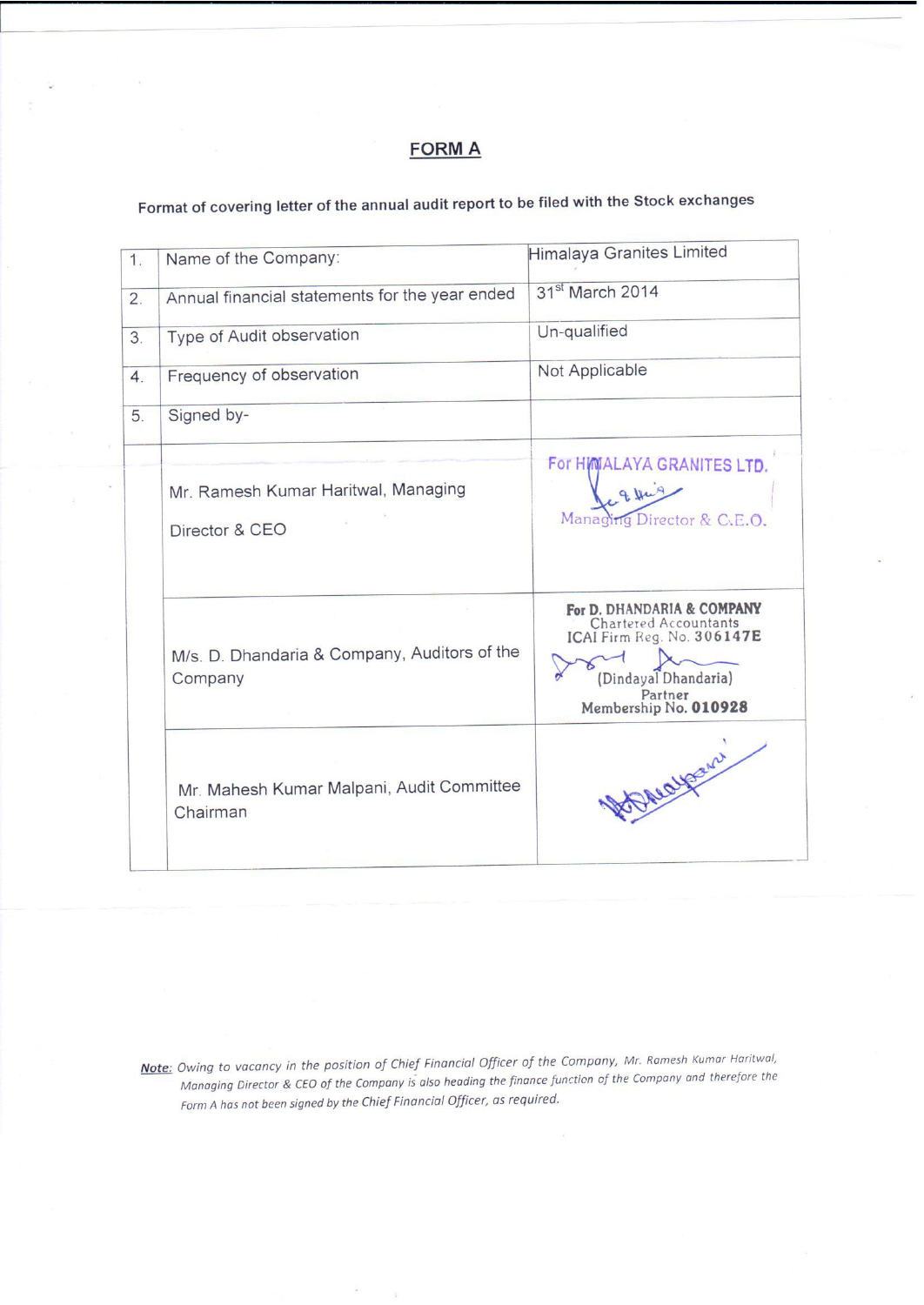# FORM A

Format of covering letter of the annual audit report to be filed with the Stock exchanges

| | | |
|---|---|---|
| 1. | Name of the Company: | Himalaya Granites Limited |
| 2. | Annual financial statements for the year ended | 31st March 2014 |
| 3. | Type of Audit observation | Un-qualified |
| 4. | Frequency of observation | Not Applicable |
| 5. | Signed by- | |
| | Mr. Ramesh Kumar Haritwal, Managing Director & CEO | For HIMALAYA GRANITES LTD. Managing Director & C.E.O. |
| | M/s. D. Dhandaria & Company, Auditors of the Company | For D. DHANDARIA & COMPANY Chartered Accountants ICAI Firm Reg. No. 306147E (Dindayal Dhandaria) Partner Membership No. 010928 |
| | Mr. Mahesh Kumar Malpani, Audit Committee Chairman | |

***Note:*** *Owing to vacancy in the position of Chief Financial Officer of the Company, Mr. Ramesh Kumar Haritwal, Managing Director & CEO of the Company is also heading the finance function of the Company and therefore the Form A has not been signed by the Chief Financial Officer, as required.*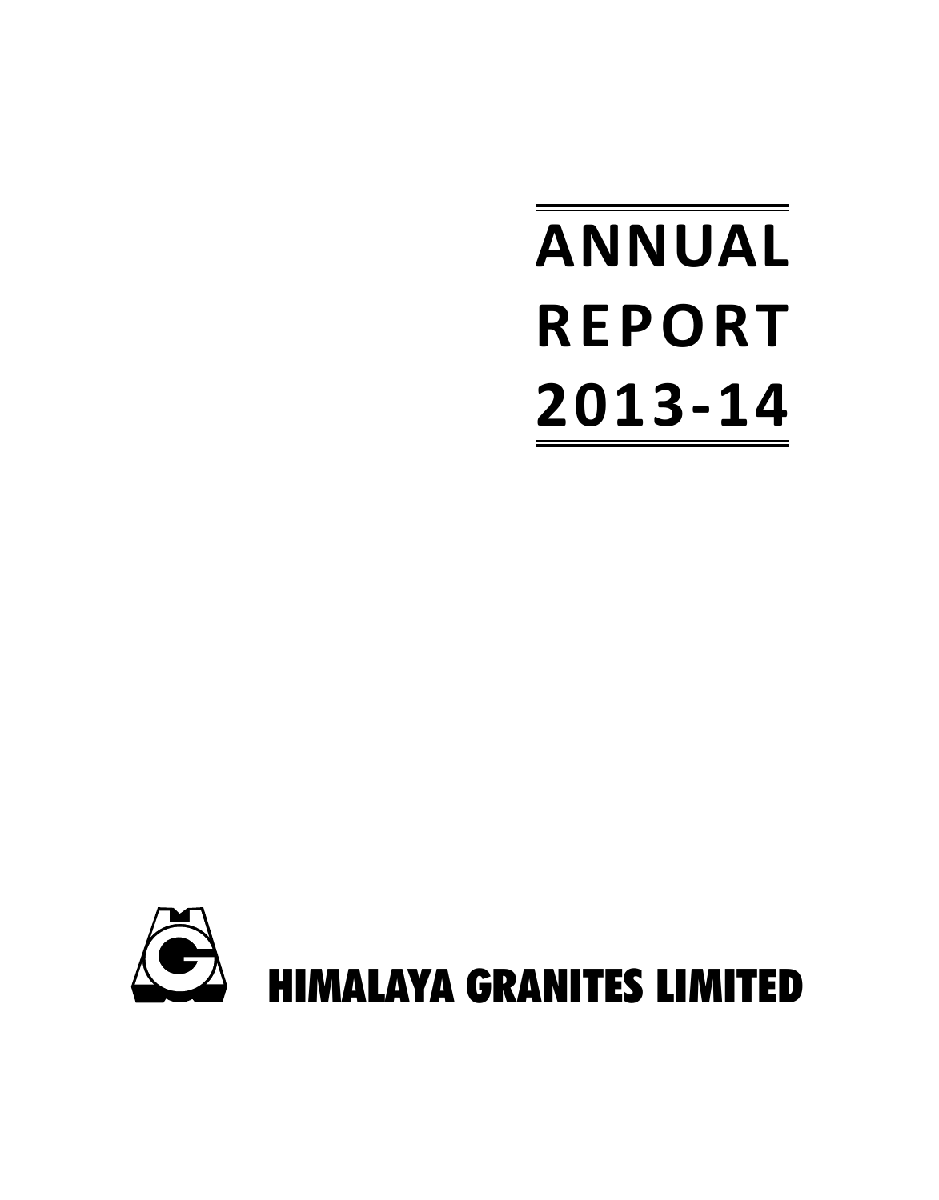# ANNUAL REPORT 2013-14

HIMALAYA GRANITES LIMITED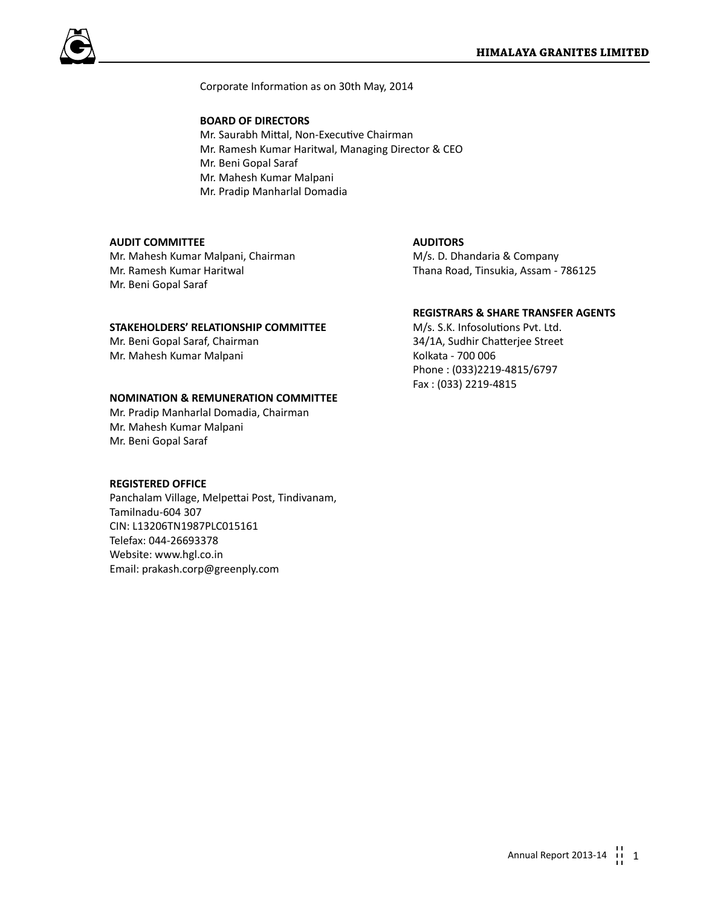Corporate Information as on 30th May, 2014

**BOARD OF DIRECTORS**

Mr. Saurabh Mittal, Non-Executive Chairman
Mr. Ramesh Kumar Haritwal, Managing Director & CEO
Mr. Beni Gopal Saraf
Mr. Mahesh Kumar Malpani
Mr. Pradip Manharlal Domadia

**AUDIT COMMITTEE**

Mr. Mahesh Kumar Malpani, Chairman
Mr. Ramesh Kumar Haritwal
Mr. Beni Gopal Saraf

**STAKEHOLDERS' RELATIONSHIP COMMITTEE**

Mr. Beni Gopal Saraf, Chairman
Mr. Mahesh Kumar Malpani

**NOMINATION & REMUNERATION COMMITTEE**

Mr. Pradip Manharlal Domadia, Chairman
Mr. Mahesh Kumar Malpani
Mr. Beni Gopal Saraf

**REGISTERED OFFICE**

Panchalam Village, Melpettai Post, Tindivanam,
Tamilnadu-604 307
CIN: L13206TN1987PLC015161
Telefax: 044-26693378
Website: www.hgl.co.in
Email: prakash.corp@greenply.com

**AUDITORS**

M/s. D. Dhandaria & Company
Thana Road, Tinsukia, Assam - 786125

**REGISTRARS & SHARE TRANSFER AGENTS**

M/s. S.K. Infosolutions Pvt. Ltd.
34/1A, Sudhir Chatterjee Street
Kolkata - 700 006
Phone : (033)2219-4815/6797
Fax : (033) 2219-4815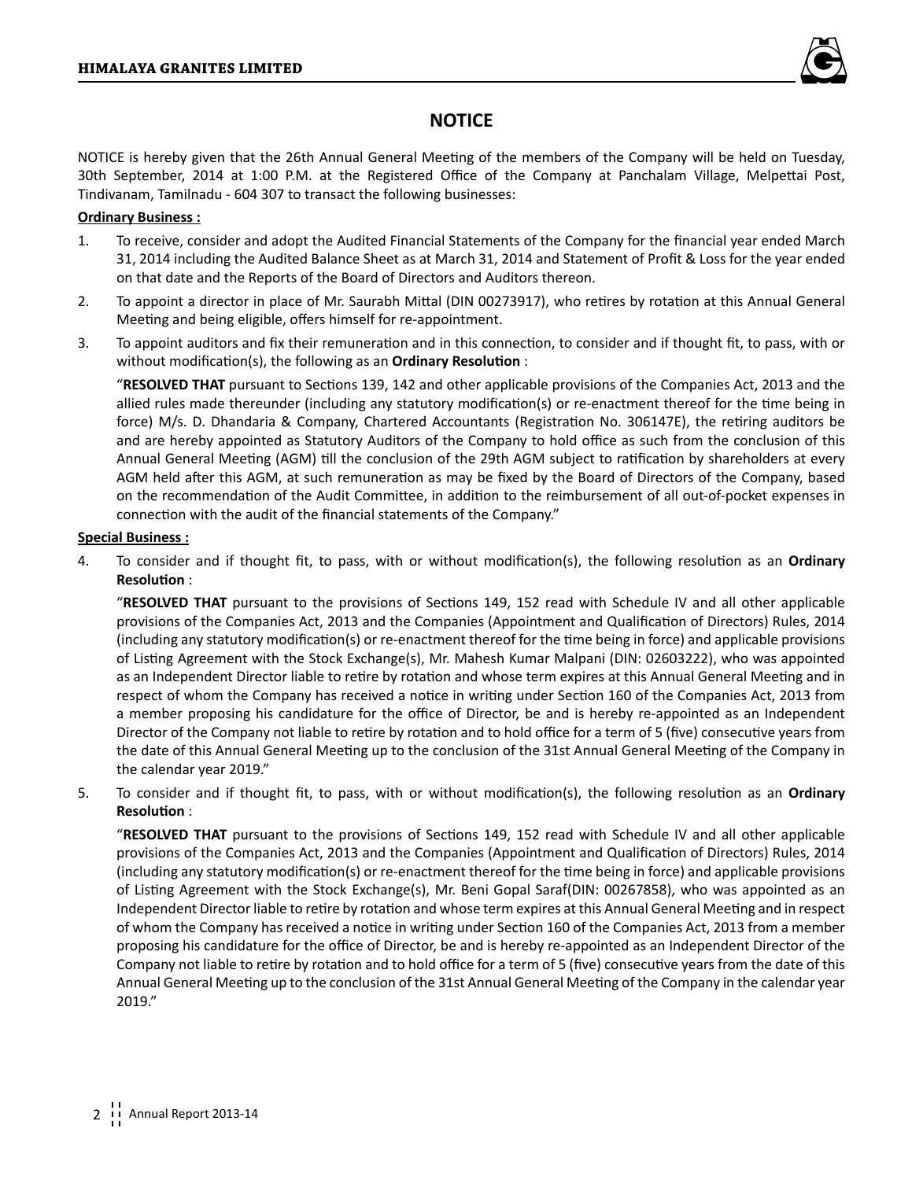# NOTICE

NOTICE is hereby given that the 26th Annual General Meeting of the members of the Company will be held on Tuesday, 30th September, 2014 at 1:00 P.M. at the Registered Office of the Company at Panchalam Village, Melpettai Post, Tindivanam, Tamilnadu - 604 307 to transact the following businesses:

**Ordinary Business :**

1. To receive, consider and adopt the Audited Financial Statements of the Company for the financial year ended March 31, 2014 including the Audited Balance Sheet as at March 31, 2014 and Statement of Profit & Loss for the year ended on that date and the Reports of the Board of Directors and Auditors thereon.

2. To appoint a director in place of Mr. Saurabh Mittal (DIN 00273917), who retires by rotation at this Annual General Meeting and being eligible, offers himself for re-appointment.

3. To appoint auditors and fix their remuneration and in this connection, to consider and if thought fit, to pass, with or without modification(s), the following as an **Ordinary Resolution** :

   "**RESOLVED THAT** pursuant to Sections 139, 142 and other applicable provisions of the Companies Act, 2013 and the allied rules made thereunder (including any statutory modification(s) or re-enactment thereof for the time being in force) M/s. D. Dhandaria & Company, Chartered Accountants (Registration No. 306147E), the retiring auditors be and are hereby appointed as Statutory Auditors of the Company to hold office as such from the conclusion of this Annual General Meeting (AGM) till the conclusion of the 29th AGM subject to ratification by shareholders at every AGM held after this AGM, at such remuneration as may be fixed by the Board of Directors of the Company, based on the recommendation of the Audit Committee, in addition to the reimbursement of all out-of-pocket expenses in connection with the audit of the financial statements of the Company."

**Special Business :**

4. To consider and if thought fit, to pass, with or without modification(s), the following resolution as an **Ordinary Resolution** :

   "**RESOLVED THAT** pursuant to the provisions of Sections 149, 152 read with Schedule IV and all other applicable provisions of the Companies Act, 2013 and the Companies (Appointment and Qualification of Directors) Rules, 2014 (including any statutory modification(s) or re-enactment thereof for the time being in force) and applicable provisions of Listing Agreement with the Stock Exchange(s), Mr. Mahesh Kumar Malpani (DIN: 02603222), who was appointed as an Independent Director liable to retire by rotation and whose term expires at this Annual General Meeting and in respect of whom the Company has received a notice in writing under Section 160 of the Companies Act, 2013 from a member proposing his candidature for the office of Director, be and is hereby re-appointed as an Independent Director of the Company not liable to retire by rotation and to hold office for a term of 5 (five) consecutive years from the date of this Annual General Meeting up to the conclusion of the 31st Annual General Meeting of the Company in the calendar year 2019."

5. To consider and if thought fit, to pass, with or without modification(s), the following resolution as an **Ordinary Resolution** :

   "**RESOLVED THAT** pursuant to the provisions of Sections 149, 152 read with Schedule IV and all other applicable provisions of the Companies Act, 2013 and the Companies (Appointment and Qualification of Directors) Rules, 2014 (including any statutory modification(s) or re-enactment thereof for the time being in force) and applicable provisions of Listing Agreement with the Stock Exchange(s), Mr. Beni Gopal Saraf(DIN: 00267858), who was appointed as an Independent Director liable to retire by rotation and whose term expires at this Annual General Meeting and in respect of whom the Company has received a notice in writing under Section 160 of the Companies Act, 2013 from a member proposing his candidature for the office of Director, be and is hereby re-appointed as an Independent Director of the Company not liable to retire by rotation and to hold office for a term of 5 (five) consecutive years from the date of this Annual General Meeting up to the conclusion of the 31st Annual General Meeting of the Company in the calendar year 2019."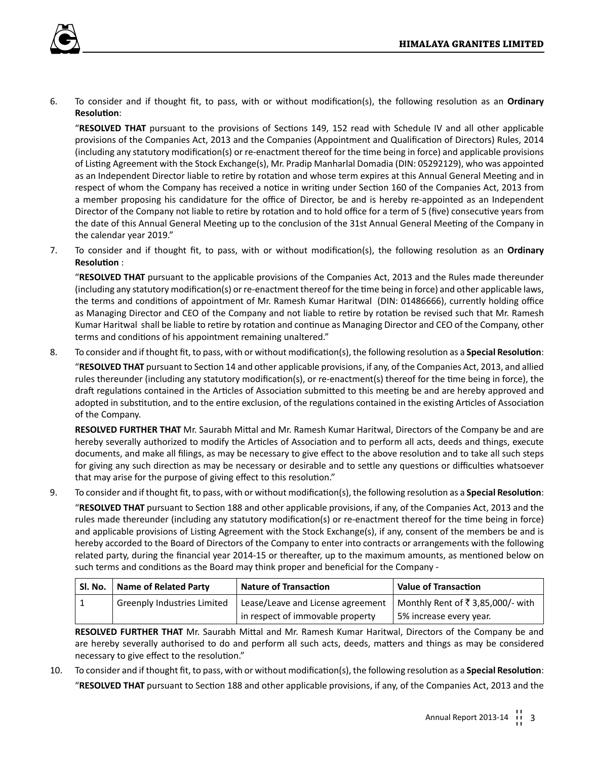6. To consider and if thought fit, to pass, with or without modification(s), the following resolution as an **Ordinary Resolution**:

   "**RESOLVED THAT** pursuant to the provisions of Sections 149, 152 read with Schedule IV and all other applicable provisions of the Companies Act, 2013 and the Companies (Appointment and Qualification of Directors) Rules, 2014 (including any statutory modification(s) or re-enactment thereof for the time being in force) and applicable provisions of Listing Agreement with the Stock Exchange(s), Mr. Pradip Manharlal Domadia (DIN: 05292129), who was appointed as an Independent Director liable to retire by rotation and whose term expires at this Annual General Meeting and in respect of whom the Company has received a notice in writing under Section 160 of the Companies Act, 2013 from a member proposing his candidature for the office of Director, be and is hereby re-appointed as an Independent Director of the Company not liable to retire by rotation and to hold office for a term of 5 (five) consecutive years from the date of this Annual General Meeting up to the conclusion of the 31st Annual General Meeting of the Company in the calendar year 2019."

7. To consider and if thought fit, to pass, with or without modification(s), the following resolution as an **Ordinary Resolution** :

   "**RESOLVED THAT** pursuant to the applicable provisions of the Companies Act, 2013 and the Rules made thereunder (including any statutory modification(s) or re-enactment thereof for the time being in force) and other applicable laws, the terms and conditions of appointment of Mr. Ramesh Kumar Haritwal (DIN: 01486666), currently holding office as Managing Director and CEO of the Company and not liable to retire by rotation be revised such that Mr. Ramesh Kumar Haritwal shall be liable to retire by rotation and continue as Managing Director and CEO of the Company, other terms and conditions of his appointment remaining unaltered."

8. To consider and if thought fit, to pass, with or without modification(s), the following resolution as a **Special Resolution**:

   "**RESOLVED THAT** pursuant to Section 14 and other applicable provisions, if any, of the Companies Act, 2013, and allied rules thereunder (including any statutory modification(s), or re-enactment(s) thereof for the time being in force), the draft regulations contained in the Articles of Association submitted to this meeting be and are hereby approved and adopted in substitution, and to the entire exclusion, of the regulations contained in the existing Articles of Association of the Company.

   **RESOLVED FURTHER THAT** Mr. Saurabh Mittal and Mr. Ramesh Kumar Haritwal, Directors of the Company be and are hereby severally authorized to modify the Articles of Association and to perform all acts, deeds and things, execute documents, and make all filings, as may be necessary to give effect to the above resolution and to take all such steps for giving any such direction as may be necessary or desirable and to settle any questions or difficulties whatsoever that may arise for the purpose of giving effect to this resolution."

9. To consider and if thought fit, to pass, with or without modification(s), the following resolution as a **Special Resolution**:

   "**RESOLVED THAT** pursuant to Section 188 and other applicable provisions, if any, of the Companies Act, 2013 and the rules made thereunder (including any statutory modification(s) or re-enactment thereof for the time being in force) and applicable provisions of Listing Agreement with the Stock Exchange(s), if any, consent of the members be and is hereby accorded to the Board of Directors of the Company to enter into contracts or arrangements with the following related party, during the financial year 2014-15 or thereafter, up to the maximum amounts, as mentioned below on such terms and conditions as the Board may think proper and beneficial for the Company -

   | Sl. No. | Name of Related Party | Nature of Transaction | Value of Transaction |
   | --- | --- | --- | --- |
   | 1 | Greenply Industries Limited | Lease/Leave and License agreement in respect of immovable property | Monthly Rent of ₹ 3,85,000/- with 5% increase every year. |

   **RESOLVED FURTHER THAT** Mr. Saurabh Mittal and Mr. Ramesh Kumar Haritwal, Directors of the Company be and are hereby severally authorised to do and perform all such acts, deeds, matters and things as may be considered necessary to give effect to the resolution."

10. To consider and if thought fit, to pass, with or without modification(s), the following resolution as a **Special Resolution**:

    "**RESOLVED THAT** pursuant to Section 188 and other applicable provisions, if any, of the Companies Act, 2013 and the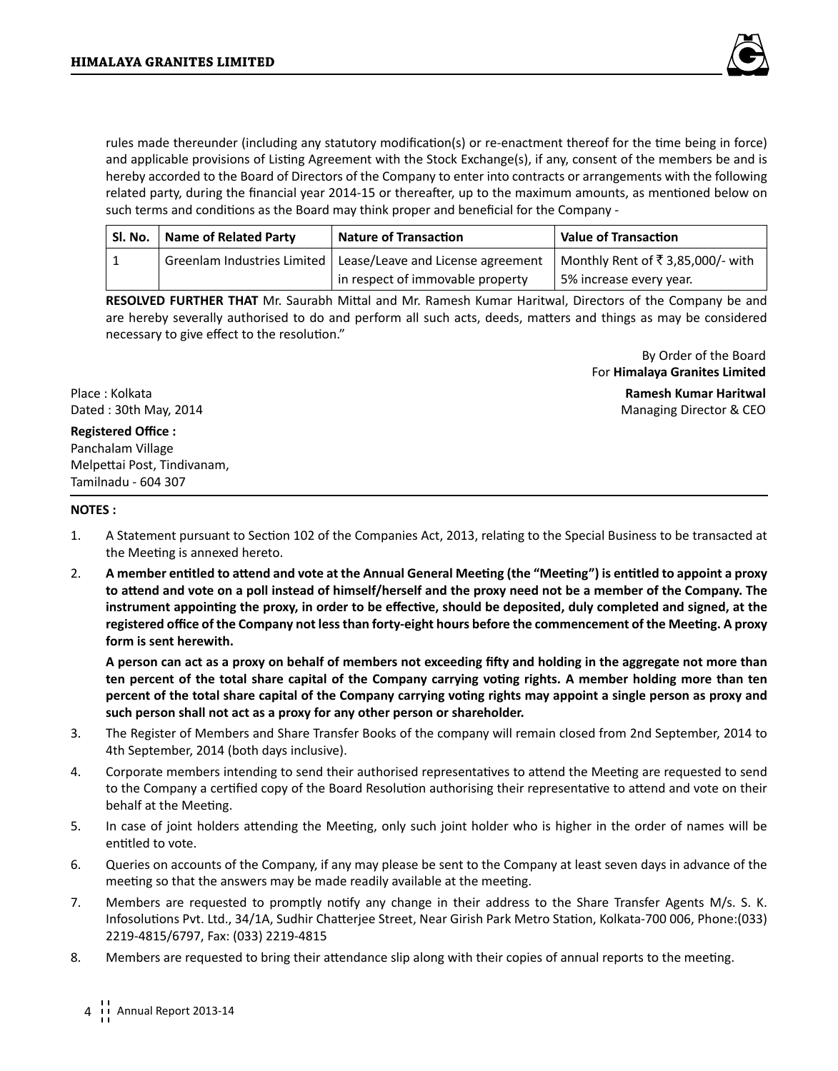rules made thereunder (including any statutory modification(s) or re-enactment thereof for the time being in force) and applicable provisions of Listing Agreement with the Stock Exchange(s), if any, consent of the members be and is hereby accorded to the Board of Directors of the Company to enter into contracts or arrangements with the following related party, during the financial year 2014-15 or thereafter, up to the maximum amounts, as mentioned below on such terms and conditions as the Board may think proper and beneficial for the Company -

| Sl. No. | Name of Related Party | Nature of Transaction | Value of Transaction |
|---|---|---|---|
| 1 | Greenlam Industries Limited | Lease/Leave and License agreement in respect of immovable property | Monthly Rent of ₹ 3,85,000/- with 5% increase every year. |

**RESOLVED FURTHER THAT** Mr. Saurabh Mittal and Mr. Ramesh Kumar Haritwal, Directors of the Company be and are hereby severally authorised to do and perform all such acts, deeds, matters and things as may be considered necessary to give effect to the resolution."

By Order of the Board
For **Himalaya Granites Limited**

**Ramesh Kumar Haritwal**
Managing Director & CEO

Place : Kolkata
Dated : 30th May, 2014

**Registered Office :**
Panchalam Village
Melpettai Post, Tindivanam,
Tamilnadu - 604 307

**NOTES :**

1. A Statement pursuant to Section 102 of the Companies Act, 2013, relating to the Special Business to be transacted at the Meeting is annexed hereto.
2. **A member entitled to attend and vote at the Annual General Meeting (the "Meeting") is entitled to appoint a proxy to attend and vote on a poll instead of himself/herself and the proxy need not be a member of the Company. The instrument appointing the proxy, in order to be effective, should be deposited, duly completed and signed, at the registered office of the Company not less than forty-eight hours before the commencement of the Meeting. A proxy form is sent herewith.**

   **A person can act as a proxy on behalf of members not exceeding fifty and holding in the aggregate not more than ten percent of the total share capital of the Company carrying voting rights. A member holding more than ten percent of the total share capital of the Company carrying voting rights may appoint a single person as proxy and such person shall not act as a proxy for any other person or shareholder.**
3. The Register of Members and Share Transfer Books of the company will remain closed from 2nd September, 2014 to 4th September, 2014 (both days inclusive).
4. Corporate members intending to send their authorised representatives to attend the Meeting are requested to send to the Company a certified copy of the Board Resolution authorising their representative to attend and vote on their behalf at the Meeting.
5. In case of joint holders attending the Meeting, only such joint holder who is higher in the order of names will be entitled to vote.
6. Queries on accounts of the Company, if any may please be sent to the Company at least seven days in advance of the meeting so that the answers may be made readily available at the meeting.
7. Members are requested to promptly notify any change in their address to the Share Transfer Agents M/s. S. K. Infosolutions Pvt. Ltd., 34/1A, Sudhir Chatterjee Street, Near Girish Park Metro Station, Kolkata-700 006, Phone:(033) 2219-4815/6797, Fax: (033) 2219-4815
8. Members are requested to bring their attendance slip along with their copies of annual reports to the meeting.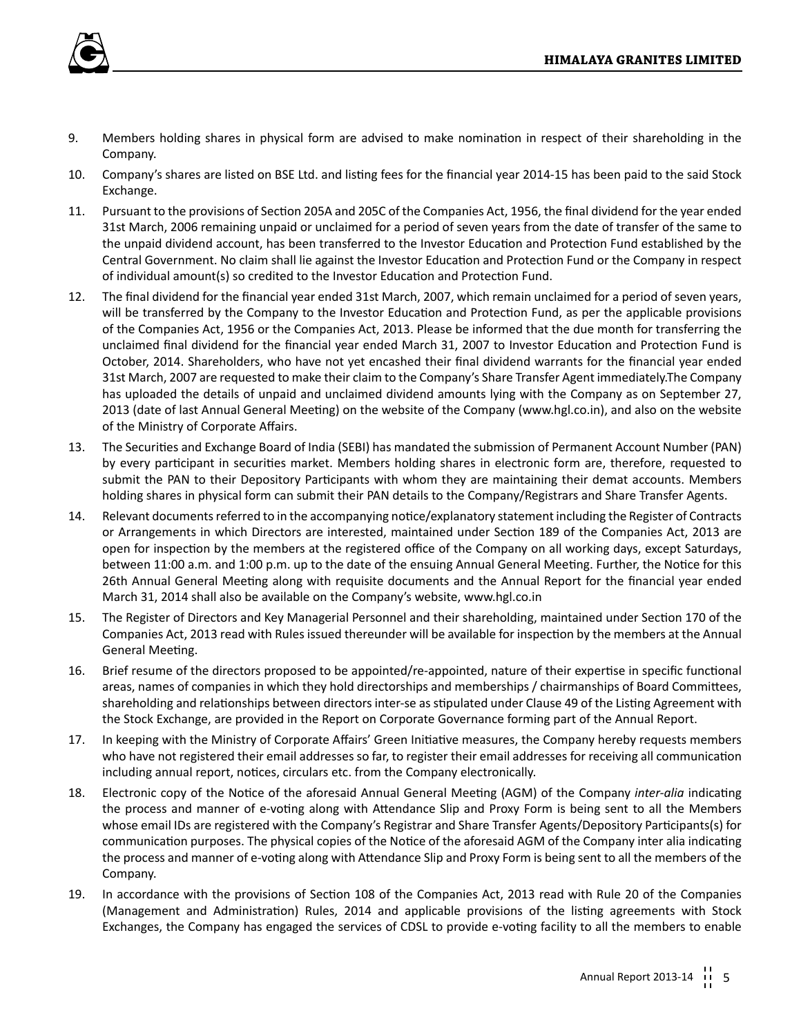9. Members holding shares in physical form are advised to make nomination in respect of their shareholding in the Company.

10. Company's shares are listed on BSE Ltd. and listing fees for the financial year 2014-15 has been paid to the said Stock Exchange.

11. Pursuant to the provisions of Section 205A and 205C of the Companies Act, 1956, the final dividend for the year ended 31st March, 2006 remaining unpaid or unclaimed for a period of seven years from the date of transfer of the same to the unpaid dividend account, has been transferred to the Investor Education and Protection Fund established by the Central Government. No claim shall lie against the Investor Education and Protection Fund or the Company in respect of individual amount(s) so credited to the Investor Education and Protection Fund.

12. The final dividend for the financial year ended 31st March, 2007, which remain unclaimed for a period of seven years, will be transferred by the Company to the Investor Education and Protection Fund, as per the applicable provisions of the Companies Act, 1956 or the Companies Act, 2013. Please be informed that the due month for transferring the unclaimed final dividend for the financial year ended March 31, 2007 to Investor Education and Protection Fund is October, 2014. Shareholders, who have not yet encashed their final dividend warrants for the financial year ended 31st March, 2007 are requested to make their claim to the Company's Share Transfer Agent immediately.The Company has uploaded the details of unpaid and unclaimed dividend amounts lying with the Company as on September 27, 2013 (date of last Annual General Meeting) on the website of the Company (www.hgl.co.in), and also on the website of the Ministry of Corporate Affairs.

13. The Securities and Exchange Board of India (SEBI) has mandated the submission of Permanent Account Number (PAN) by every participant in securities market. Members holding shares in electronic form are, therefore, requested to submit the PAN to their Depository Participants with whom they are maintaining their demat accounts. Members holding shares in physical form can submit their PAN details to the Company/Registrars and Share Transfer Agents.

14. Relevant documents referred to in the accompanying notice/explanatory statement including the Register of Contracts or Arrangements in which Directors are interested, maintained under Section 189 of the Companies Act, 2013 are open for inspection by the members at the registered office of the Company on all working days, except Saturdays, between 11:00 a.m. and 1:00 p.m. up to the date of the ensuing Annual General Meeting. Further, the Notice for this 26th Annual General Meeting along with requisite documents and the Annual Report for the financial year ended March 31, 2014 shall also be available on the Company's website, www.hgl.co.in

15. The Register of Directors and Key Managerial Personnel and their shareholding, maintained under Section 170 of the Companies Act, 2013 read with Rules issued thereunder will be available for inspection by the members at the Annual General Meeting.

16. Brief resume of the directors proposed to be appointed/re-appointed, nature of their expertise in specific functional areas, names of companies in which they hold directorships and memberships / chairmanships of Board Committees, shareholding and relationships between directors inter-se as stipulated under Clause 49 of the Listing Agreement with the Stock Exchange, are provided in the Report on Corporate Governance forming part of the Annual Report.

17. In keeping with the Ministry of Corporate Affairs' Green Initiative measures, the Company hereby requests members who have not registered their email addresses so far, to register their email addresses for receiving all communication including annual report, notices, circulars etc. from the Company electronically.

18. Electronic copy of the Notice of the aforesaid Annual General Meeting (AGM) of the Company *inter-alia* indicating the process and manner of e-voting along with Attendance Slip and Proxy Form is being sent to all the Members whose email IDs are registered with the Company's Registrar and Share Transfer Agents/Depository Participants(s) for communication purposes. The physical copies of the Notice of the aforesaid AGM of the Company inter alia indicating the process and manner of e-voting along with Attendance Slip and Proxy Form is being sent to all the members of the Company.

19. In accordance with the provisions of Section 108 of the Companies Act, 2013 read with Rule 20 of the Companies (Management and Administration) Rules, 2014 and applicable provisions of the listing agreements with Stock Exchanges, the Company has engaged the services of CDSL to provide e-voting facility to all the members to enable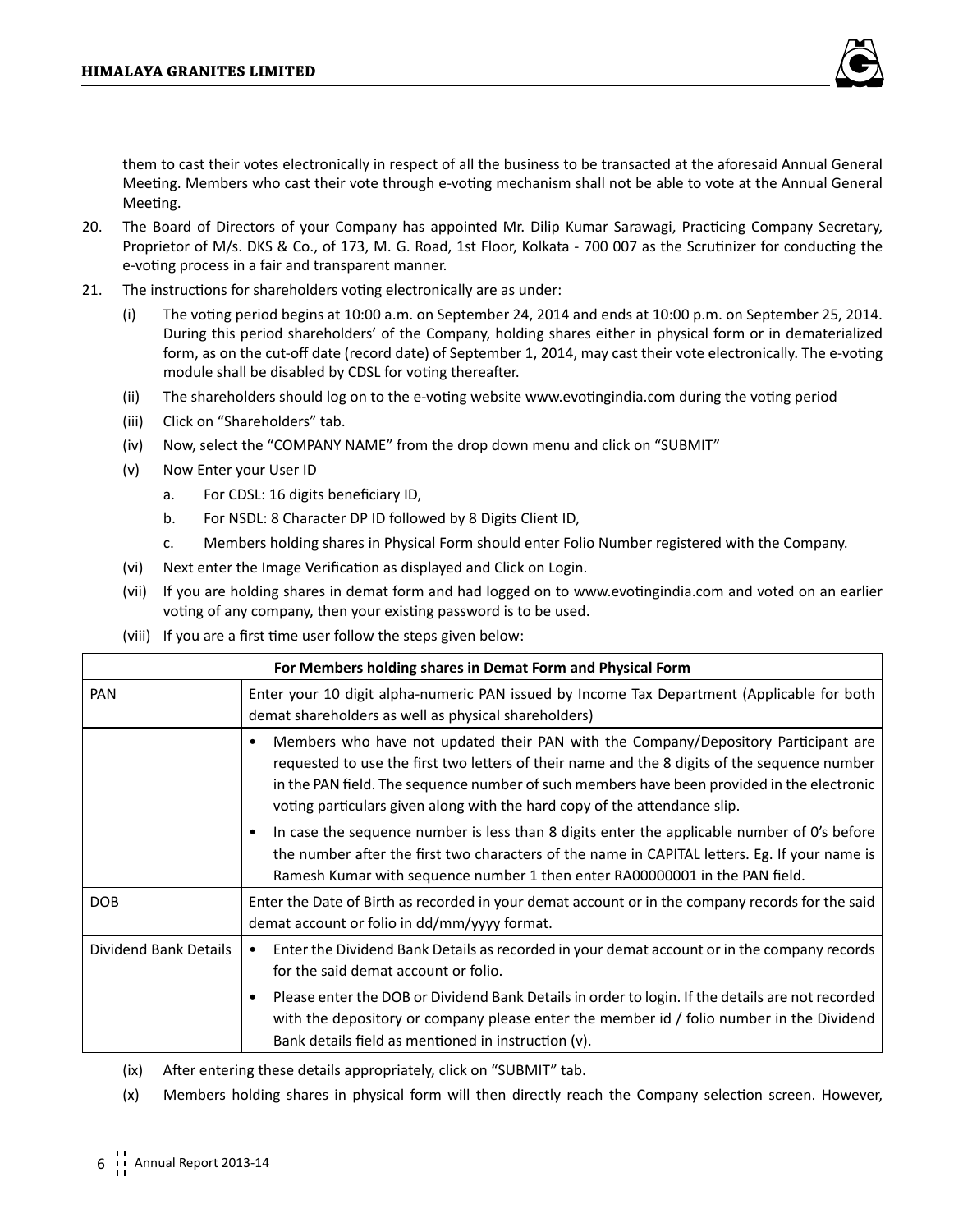them to cast their votes electronically in respect of all the business to be transacted at the aforesaid Annual General Meeting. Members who cast their vote through e-voting mechanism shall not be able to vote at the Annual General Meeting.

20. The Board of Directors of your Company has appointed Mr. Dilip Kumar Sarawagi, Practicing Company Secretary, Proprietor of M/s. DKS & Co., of 173, M. G. Road, 1st Floor, Kolkata - 700 007 as the Scrutinizer for conducting the e-voting process in a fair and transparent manner.

21. The instructions for shareholders voting electronically are as under:

    (i) The voting period begins at 10:00 a.m. on September 24, 2014 and ends at 10:00 p.m. on September 25, 2014. During this period shareholders' of the Company, holding shares either in physical form or in dematerialized form, as on the cut-off date (record date) of September 1, 2014, may cast their vote electronically. The e-voting module shall be disabled by CDSL for voting thereafter.

    (ii) The shareholders should log on to the e-voting website www.evotingindia.com during the voting period

    (iii) Click on "Shareholders" tab.

    (iv) Now, select the "COMPANY NAME" from the drop down menu and click on "SUBMIT"

    (v) Now Enter your User ID

        a. For CDSL: 16 digits beneficiary ID,

        b. For NSDL: 8 Character DP ID followed by 8 Digits Client ID,

        c. Members holding shares in Physical Form should enter Folio Number registered with the Company.

    (vi) Next enter the Image Verification as displayed and Click on Login.

    (vii) If you are holding shares in demat form and had logged on to www.evotingindia.com and voted on an earlier voting of any company, then your existing password is to be used.

    (viii) If you are a first time user follow the steps given below:

| For Members holding shares in Demat Form and Physical Form | |
|---|---|
| PAN | Enter your 10 digit alpha-numeric PAN issued by Income Tax Department (Applicable for both demat shareholders as well as physical shareholders) |
| | • Members who have not updated their PAN with the Company/Depository Participant are requested to use the first two letters of their name and the 8 digits of the sequence number in the PAN field. The sequence number of such members have been provided in the electronic voting particulars given along with the hard copy of the attendance slip.<br>• In case the sequence number is less than 8 digits enter the applicable number of 0's before the number after the first two characters of the name in CAPITAL letters. Eg. If your name is Ramesh Kumar with sequence number 1 then enter RA00000001 in the PAN field. |
| DOB | Enter the Date of Birth as recorded in your demat account or in the company records for the said demat account or folio in dd/mm/yyyy format. |
| Dividend Bank Details | • Enter the Dividend Bank Details as recorded in your demat account or in the company records for the said demat account or folio.<br>• Please enter the DOB or Dividend Bank Details in order to login. If the details are not recorded with the depository or company please enter the member id / folio number in the Dividend Bank details field as mentioned in instruction (v). |

    (ix) After entering these details appropriately, click on "SUBMIT" tab.

    (x) Members holding shares in physical form will then directly reach the Company selection screen. However,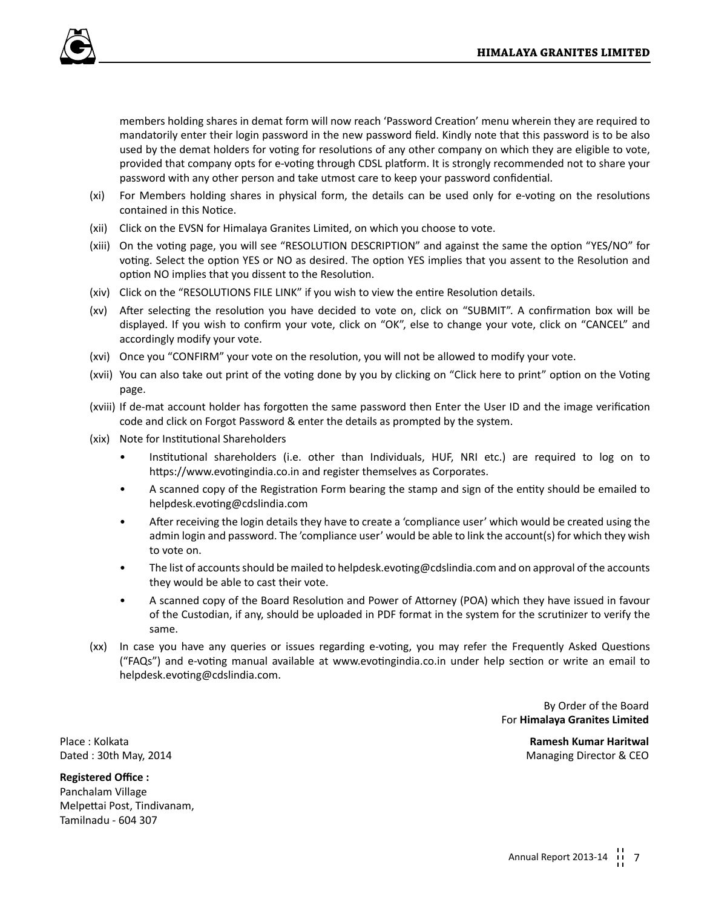members holding shares in demat form will now reach 'Password Creation' menu wherein they are required to mandatorily enter their login password in the new password field. Kindly note that this password is to be also used by the demat holders for voting for resolutions of any other company on which they are eligible to vote, provided that company opts for e-voting through CDSL platform. It is strongly recommended not to share your password with any other person and take utmost care to keep your password confidential.

(xi) For Members holding shares in physical form, the details can be used only for e-voting on the resolutions contained in this Notice.

(xii) Click on the EVSN for Himalaya Granites Limited, on which you choose to vote.

(xiii) On the voting page, you will see "RESOLUTION DESCRIPTION" and against the same the option "YES/NO" for voting. Select the option YES or NO as desired. The option YES implies that you assent to the Resolution and option NO implies that you dissent to the Resolution.

(xiv) Click on the "RESOLUTIONS FILE LINK" if you wish to view the entire Resolution details.

(xv) After selecting the resolution you have decided to vote on, click on "SUBMIT". A confirmation box will be displayed. If you wish to confirm your vote, click on "OK", else to change your vote, click on "CANCEL" and accordingly modify your vote.

(xvi) Once you "CONFIRM" your vote on the resolution, you will not be allowed to modify your vote.

(xvii) You can also take out print of the voting done by you by clicking on "Click here to print" option on the Voting page.

(xviii) If de-mat account holder has forgotten the same password then Enter the User ID and the image verification code and click on Forgot Password & enter the details as prompted by the system.

(xix) Note for Institutional Shareholders

- Institutional shareholders (i.e. other than Individuals, HUF, NRI etc.) are required to log on to https://www.evotingindia.co.in and register themselves as Corporates.
- A scanned copy of the Registration Form bearing the stamp and sign of the entity should be emailed to helpdesk.evoting@cdslindia.com
- After receiving the login details they have to create a 'compliance user' which would be created using the admin login and password. The 'compliance user' would be able to link the account(s) for which they wish to vote on.
- The list of accounts should be mailed to helpdesk.evoting@cdslindia.com and on approval of the accounts they would be able to cast their vote.
- A scanned copy of the Board Resolution and Power of Attorney (POA) which they have issued in favour of the Custodian, if any, should be uploaded in PDF format in the system for the scrutinizer to verify the same.

(xx) In case you have any queries or issues regarding e-voting, you may refer the Frequently Asked Questions ("FAQs") and e-voting manual available at www.evotingindia.co.in under help section or write an email to helpdesk.evoting@cdslindia.com.

By Order of the Board
For **Himalaya Granites Limited**

**Ramesh Kumar Haritwal**
Managing Director & CEO

Place : Kolkata
Dated : 30th May, 2014

**Registered Office :**
Panchalam Village
Melpettai Post, Tindivanam,
Tamilnadu - 604 307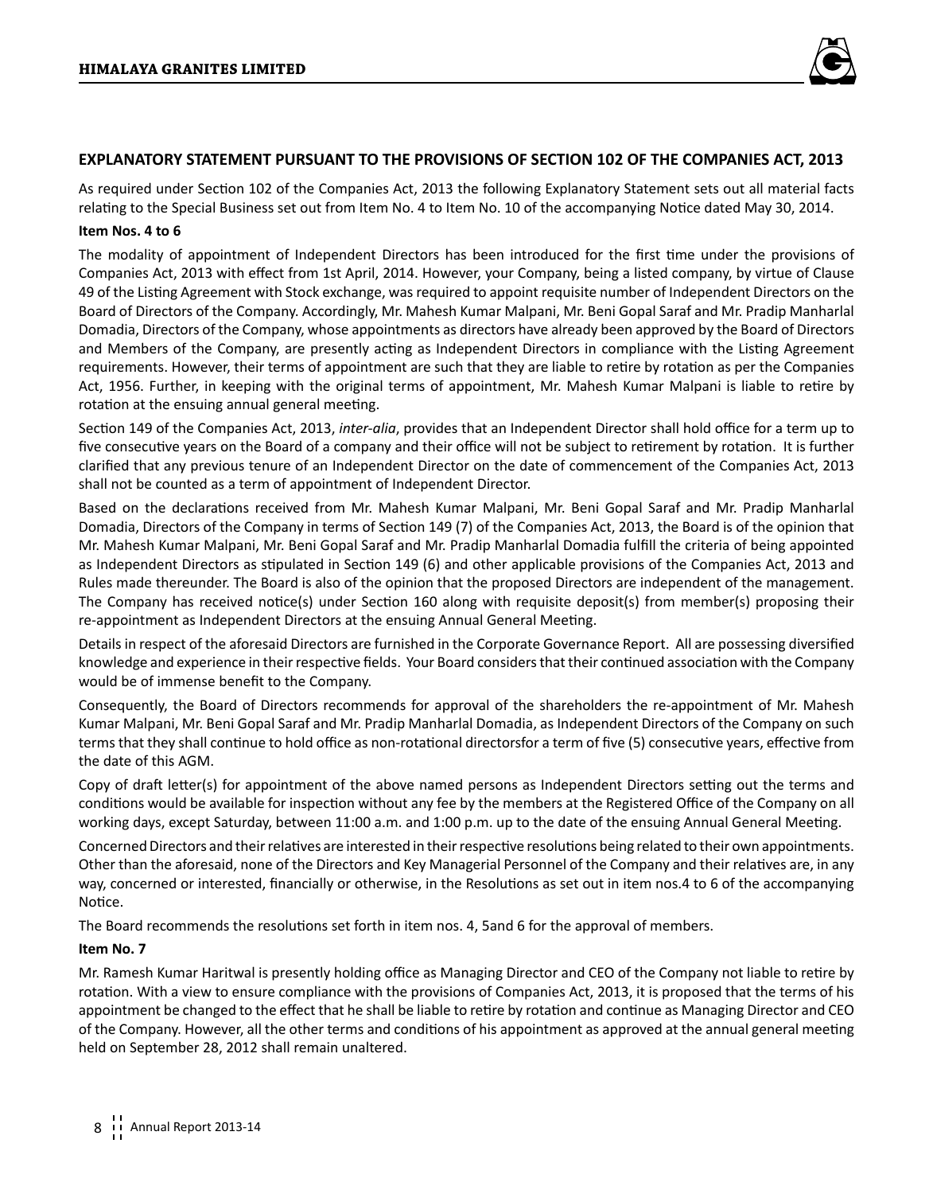## EXPLANATORY STATEMENT PURSUANT TO THE PROVISIONS OF SECTION 102 OF THE COMPANIES ACT, 2013

As required under Section 102 of the Companies Act, 2013 the following Explanatory Statement sets out all material facts relating to the Special Business set out from Item No. 4 to Item No. 10 of the accompanying Notice dated May 30, 2014.

**Item Nos. 4 to 6**

The modality of appointment of Independent Directors has been introduced for the first time under the provisions of Companies Act, 2013 with effect from 1st April, 2014. However, your Company, being a listed company, by virtue of Clause 49 of the Listing Agreement with Stock exchange, was required to appoint requisite number of Independent Directors on the Board of Directors of the Company. Accordingly, Mr. Mahesh Kumar Malpani, Mr. Beni Gopal Saraf and Mr. Pradip Manharlal Domadia, Directors of the Company, whose appointments as directors have already been approved by the Board of Directors and Members of the Company, are presently acting as Independent Directors in compliance with the Listing Agreement requirements. However, their terms of appointment are such that they are liable to retire by rotation as per the Companies Act, 1956. Further, in keeping with the original terms of appointment, Mr. Mahesh Kumar Malpani is liable to retire by rotation at the ensuing annual general meeting.

Section 149 of the Companies Act, 2013, *inter-alia*, provides that an Independent Director shall hold office for a term up to five consecutive years on the Board of a company and their office will not be subject to retirement by rotation. It is further clarified that any previous tenure of an Independent Director on the date of commencement of the Companies Act, 2013 shall not be counted as a term of appointment of Independent Director.

Based on the declarations received from Mr. Mahesh Kumar Malpani, Mr. Beni Gopal Saraf and Mr. Pradip Manharlal Domadia, Directors of the Company in terms of Section 149 (7) of the Companies Act, 2013, the Board is of the opinion that Mr. Mahesh Kumar Malpani, Mr. Beni Gopal Saraf and Mr. Pradip Manharlal Domadia fulfill the criteria of being appointed as Independent Directors as stipulated in Section 149 (6) and other applicable provisions of the Companies Act, 2013 and Rules made thereunder. The Board is also of the opinion that the proposed Directors are independent of the management. The Company has received notice(s) under Section 160 along with requisite deposit(s) from member(s) proposing their re-appointment as Independent Directors at the ensuing Annual General Meeting.

Details in respect of the aforesaid Directors are furnished in the Corporate Governance Report. All are possessing diversified knowledge and experience in their respective fields. Your Board considers that their continued association with the Company would be of immense benefit to the Company.

Consequently, the Board of Directors recommends for approval of the shareholders the re-appointment of Mr. Mahesh Kumar Malpani, Mr. Beni Gopal Saraf and Mr. Pradip Manharlal Domadia, as Independent Directors of the Company on such terms that they shall continue to hold office as non-rotational directorsfor a term of five (5) consecutive years, effective from the date of this AGM.

Copy of draft letter(s) for appointment of the above named persons as Independent Directors setting out the terms and conditions would be available for inspection without any fee by the members at the Registered Office of the Company on all working days, except Saturday, between 11:00 a.m. and 1:00 p.m. up to the date of the ensuing Annual General Meeting.

Concerned Directors and their relatives are interested in their respective resolutions being related to their own appointments. Other than the aforesaid, none of the Directors and Key Managerial Personnel of the Company and their relatives are, in any way, concerned or interested, financially or otherwise, in the Resolutions as set out in item nos.4 to 6 of the accompanying Notice.

The Board recommends the resolutions set forth in item nos. 4, 5and 6 for the approval of members.

**Item No. 7**

Mr. Ramesh Kumar Haritwal is presently holding office as Managing Director and CEO of the Company not liable to retire by rotation. With a view to ensure compliance with the provisions of Companies Act, 2013, it is proposed that the terms of his appointment be changed to the effect that he shall be liable to retire by rotation and continue as Managing Director and CEO of the Company. However, all the other terms and conditions of his appointment as approved at the annual general meeting held on September 28, 2012 shall remain unaltered.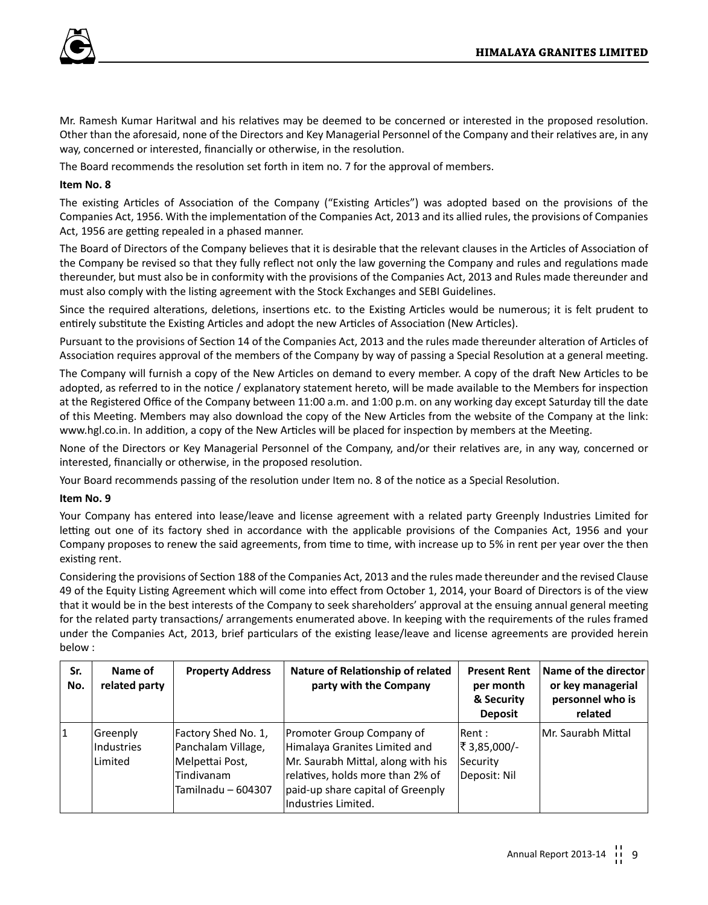Mr. Ramesh Kumar Haritwal and his relatives may be deemed to be concerned or interested in the proposed resolution. Other than the aforesaid, none of the Directors and Key Managerial Personnel of the Company and their relatives are, in any way, concerned or interested, financially or otherwise, in the resolution.

The Board recommends the resolution set forth in item no. 7 for the approval of members.

**Item No. 8**

The existing Articles of Association of the Company ("Existing Articles") was adopted based on the provisions of the Companies Act, 1956. With the implementation of the Companies Act, 2013 and its allied rules, the provisions of Companies Act, 1956 are getting repealed in a phased manner.

The Board of Directors of the Company believes that it is desirable that the relevant clauses in the Articles of Association of the Company be revised so that they fully reflect not only the law governing the Company and rules and regulations made thereunder, but must also be in conformity with the provisions of the Companies Act, 2013 and Rules made thereunder and must also comply with the listing agreement with the Stock Exchanges and SEBI Guidelines.

Since the required alterations, deletions, insertions etc. to the Existing Articles would be numerous; it is felt prudent to entirely substitute the Existing Articles and adopt the new Articles of Association (New Articles).

Pursuant to the provisions of Section 14 of the Companies Act, 2013 and the rules made thereunder alteration of Articles of Association requires approval of the members of the Company by way of passing a Special Resolution at a general meeting.

The Company will furnish a copy of the New Articles on demand to every member. A copy of the draft New Articles to be adopted, as referred to in the notice / explanatory statement hereto, will be made available to the Members for inspection at the Registered Office of the Company between 11:00 a.m. and 1:00 p.m. on any working day except Saturday till the date of this Meeting. Members may also download the copy of the New Articles from the website of the Company at the link: www.hgl.co.in. In addition, a copy of the New Articles will be placed for inspection by members at the Meeting.

None of the Directors or Key Managerial Personnel of the Company, and/or their relatives are, in any way, concerned or interested, financially or otherwise, in the proposed resolution.

Your Board recommends passing of the resolution under Item no. 8 of the notice as a Special Resolution.

**Item No. 9**

Your Company has entered into lease/leave and license agreement with a related party Greenply Industries Limited for letting out one of its factory shed in accordance with the applicable provisions of the Companies Act, 1956 and your Company proposes to renew the said agreements, from time to time, with increase up to 5% in rent per year over the then existing rent.

Considering the provisions of Section 188 of the Companies Act, 2013 and the rules made thereunder and the revised Clause 49 of the Equity Listing Agreement which will come into effect from October 1, 2014, your Board of Directors is of the view that it would be in the best interests of the Company to seek shareholders' approval at the ensuing annual general meeting for the related party transactions/ arrangements enumerated above. In keeping with the requirements of the rules framed under the Companies Act, 2013, brief particulars of the existing lease/leave and license agreements are provided herein below :

| Sr. No. | Name of related party | Property Address | Nature of Relationship of related party with the Company | Present Rent per month & Security Deposit | Name of the director or key managerial personnel who is related |
|---|---|---|---|---|---|
| 1 | Greenply Industries Limited | Factory Shed No. 1, Panchalam Village, Melpettai Post, Tindivanam Tamilnadu – 604307 | Promoter Group Company of Himalaya Granites Limited and Mr. Saurabh Mittal, along with his relatives, holds more than 2% of paid-up share capital of Greenply Industries Limited. | Rent : ₹ 3,85,000/- Security Deposit: Nil | Mr. Saurabh Mittal |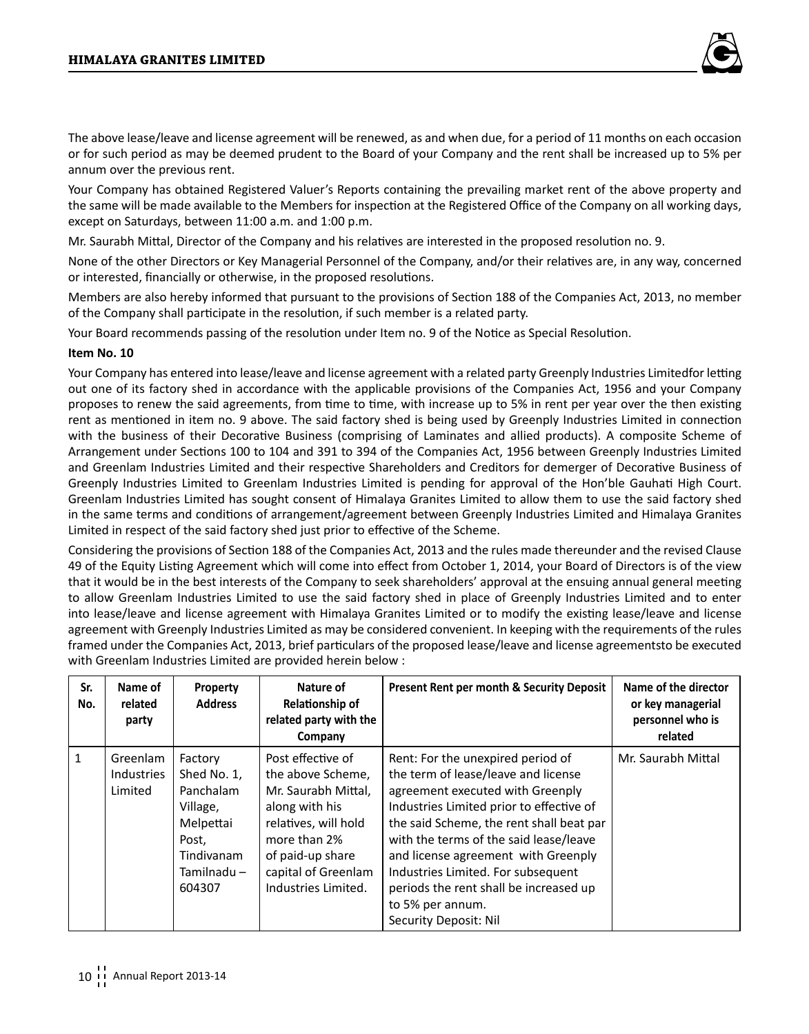The above lease/leave and license agreement will be renewed, as and when due, for a period of 11 months on each occasion or for such period as may be deemed prudent to the Board of your Company and the rent shall be increased up to 5% per annum over the previous rent.

Your Company has obtained Registered Valuer's Reports containing the prevailing market rent of the above property and the same will be made available to the Members for inspection at the Registered Office of the Company on all working days, except on Saturdays, between 11:00 a.m. and 1:00 p.m.

Mr. Saurabh Mittal, Director of the Company and his relatives are interested in the proposed resolution no. 9.

None of the other Directors or Key Managerial Personnel of the Company, and/or their relatives are, in any way, concerned or interested, financially or otherwise, in the proposed resolutions.

Members are also hereby informed that pursuant to the provisions of Section 188 of the Companies Act, 2013, no member of the Company shall participate in the resolution, if such member is a related party.

Your Board recommends passing of the resolution under Item no. 9 of the Notice as Special Resolution.

**Item No. 10**

Your Company has entered into lease/leave and license agreement with a related party Greenply Industries Limitedfor letting out one of its factory shed in accordance with the applicable provisions of the Companies Act, 1956 and your Company proposes to renew the said agreements, from time to time, with increase up to 5% in rent per year over the then existing rent as mentioned in item no. 9 above. The said factory shed is being used by Greenply Industries Limited in connection with the business of their Decorative Business (comprising of Laminates and allied products). A composite Scheme of Arrangement under Sections 100 to 104 and 391 to 394 of the Companies Act, 1956 between Greenply Industries Limited and Greenlam Industries Limited and their respective Shareholders and Creditors for demerger of Decorative Business of Greenply Industries Limited to Greenlam Industries Limited is pending for approval of the Hon'ble Gauhati High Court. Greenlam Industries Limited has sought consent of Himalaya Granites Limited to allow them to use the said factory shed in the same terms and conditions of arrangement/agreement between Greenply Industries Limited and Himalaya Granites Limited in respect of the said factory shed just prior to effective of the Scheme.

Considering the provisions of Section 188 of the Companies Act, 2013 and the rules made thereunder and the revised Clause 49 of the Equity Listing Agreement which will come into effect from October 1, 2014, your Board of Directors is of the view that it would be in the best interests of the Company to seek shareholders' approval at the ensuing annual general meeting to allow Greenlam Industries Limited to use the said factory shed in place of Greenply Industries Limited and to enter into lease/leave and license agreement with Himalaya Granites Limited or to modify the existing lease/leave and license agreement with Greenply Industries Limited as may be considered convenient. In keeping with the requirements of the rules framed under the Companies Act, 2013, brief particulars of the proposed lease/leave and license agreementsto be executed with Greenlam Industries Limited are provided herein below :

| Sr. No. | Name of related party | Property Address | Nature of Relationship of related party with the Company | Present Rent per month & Security Deposit | Name of the director or key managerial personnel who is related |
|---|---|---|---|---|---|
| 1 | Greenlam Industries Limited | Factory Shed No. 1, Panchalam Village, Melpettai Post, Tindivanam Tamilnadu – 604307 | Post effective of the above Scheme, Mr. Saurabh Mittal, along with his relatives, will hold more than 2% of paid-up share capital of Greenlam Industries Limited. | Rent: For the unexpired period of the term of lease/leave and license agreement executed with Greenply Industries Limited prior to effective of the said Scheme, the rent shall beat par with the terms of the said lease/leave and license agreement with Greenply Industries Limited. For subsequent periods the rent shall be increased up to 5% per annum.<br>Security Deposit: Nil | Mr. Saurabh Mittal |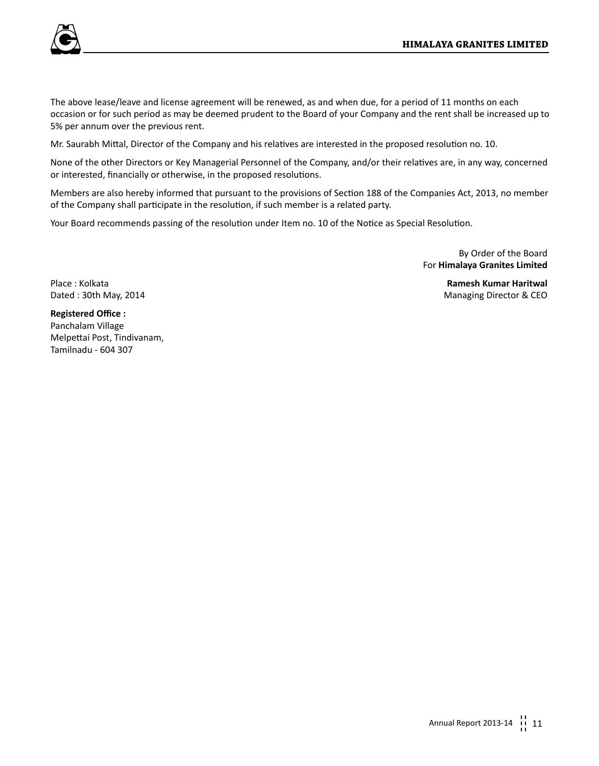The above lease/leave and license agreement will be renewed, as and when due, for a period of 11 months on each occasion or for such period as may be deemed prudent to the Board of your Company and the rent shall be increased up to 5% per annum over the previous rent.

Mr. Saurabh Mittal, Director of the Company and his relatives are interested in the proposed resolution no. 10.

None of the other Directors or Key Managerial Personnel of the Company, and/or their relatives are, in any way, concerned or interested, financially or otherwise, in the proposed resolutions.

Members are also hereby informed that pursuant to the provisions of Section 188 of the Companies Act, 2013, no member of the Company shall participate in the resolution, if such member is a related party.

Your Board recommends passing of the resolution under Item no. 10 of the Notice as Special Resolution.

By Order of the Board
For **Himalaya Granites Limited**

Place : Kolkata
Dated : 30th May, 2014

**Ramesh Kumar Haritwal**
Managing Director & CEO

**Registered Office :**
Panchalam Village
Melpettai Post, Tindivanam,
Tamilnadu - 604 307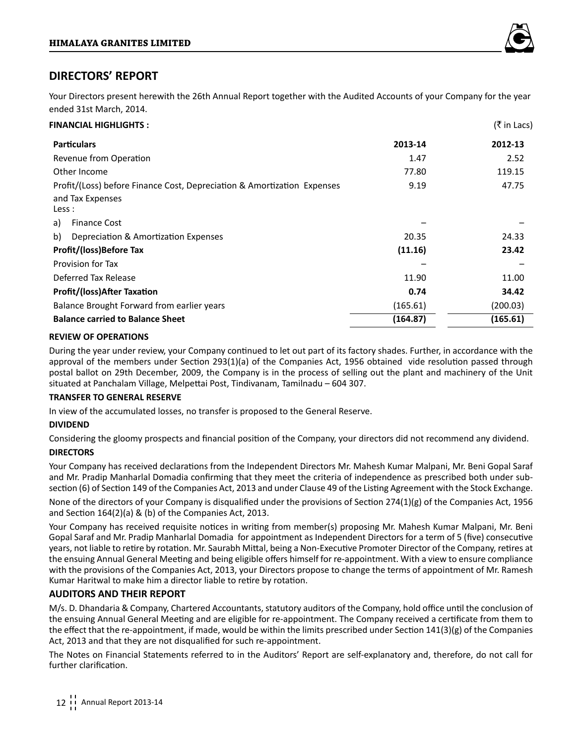## DIRECTORS' REPORT

Your Directors present herewith the 26th Annual Report together with the Audited Accounts of your Company for the year ended 31st March, 2014.

**FINANCIAL HIGHLIGHTS :** (₹ in Lacs)

| Particulars | 2013-14 | 2012-13 |
|---|---|---|
| Revenue from Operation | 1.47 | 2.52 |
| Other Income | 77.80 | 119.15 |
| Profit/(Loss) before Finance Cost, Depreciation & Amortization Expenses and Tax Expenses | 9.19 | 47.75 |
| Less : | | |
| a) Finance Cost | – | – |
| b) Depreciation & Amortization Expenses | 20.35 | 24.33 |
| **Profit/(loss)Before Tax** | **(11.16)** | **23.42** |
| Provision for Tax | – | – |
| Deferred Tax Release | 11.90 | 11.00 |
| **Profit/(loss)After Taxation** | **0.74** | **34.42** |
| Balance Brought Forward from earlier years | (165.61) | (200.03) |
| **Balance carried to Balance Sheet** | **(164.87)** | **(165.61)** |

**REVIEW OF OPERATIONS**

During the year under review, your Company continued to let out part of its factory shades. Further, in accordance with the approval of the members under Section 293(1)(a) of the Companies Act, 1956 obtained vide resolution passed through postal ballot on 29th December, 2009, the Company is in the process of selling out the plant and machinery of the Unit situated at Panchalam Village, Melpettai Post, Tindivanam, Tamilnadu – 604 307.

**TRANSFER TO GENERAL RESERVE**

In view of the accumulated losses, no transfer is proposed to the General Reserve.

**DIVIDEND**

Considering the gloomy prospects and financial position of the Company, your directors did not recommend any dividend.

**DIRECTORS**

Your Company has received declarations from the Independent Directors Mr. Mahesh Kumar Malpani, Mr. Beni Gopal Saraf and Mr. Pradip Manharlal Domadia confirming that they meet the criteria of independence as prescribed both under sub-section (6) of Section 149 of the Companies Act, 2013 and under Clause 49 of the Listing Agreement with the Stock Exchange.

None of the directors of your Company is disqualified under the provisions of Section 274(1)(g) of the Companies Act, 1956 and Section 164(2)(a) & (b) of the Companies Act, 2013.

Your Company has received requisite notices in writing from member(s) proposing Mr. Mahesh Kumar Malpani, Mr. Beni Gopal Saraf and Mr. Pradip Manharlal Domadia for appointment as Independent Directors for a term of 5 (five) consecutive years, not liable to retire by rotation. Mr. Saurabh Mittal, being a Non-Executive Promoter Director of the Company, retires at the ensuing Annual General Meeting and being eligible offers himself for re-appointment. With a view to ensure compliance with the provisions of the Companies Act, 2013, your Directors propose to change the terms of appointment of Mr. Ramesh Kumar Haritwal to make him a director liable to retire by rotation.

### AUDITORS AND THEIR REPORT

M/s. D. Dhandaria & Company, Chartered Accountants, statutory auditors of the Company, hold office until the conclusion of the ensuing Annual General Meeting and are eligible for re-appointment. The Company received a certificate from them to the effect that the re-appointment, if made, would be within the limits prescribed under Section 141(3)(g) of the Companies Act, 2013 and that they are not disqualified for such re-appointment.

The Notes on Financial Statements referred to in the Auditors' Report are self-explanatory and, therefore, do not call for further clarification.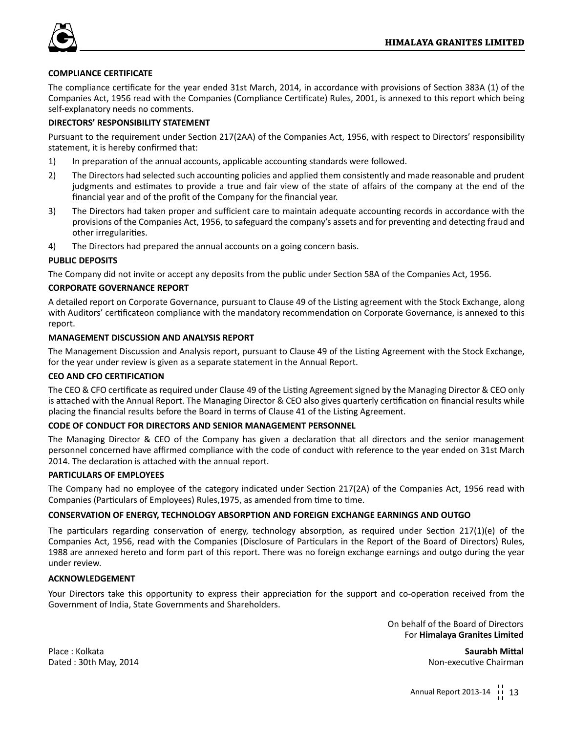## COMPLIANCE CERTIFICATE

The compliance certificate for the year ended 31st March, 2014, in accordance with provisions of Section 383A (1) of the Companies Act, 1956 read with the Companies (Compliance Certificate) Rules, 2001, is annexed to this report which being self-explanatory needs no comments.

## DIRECTORS' RESPONSIBILITY STATEMENT

Pursuant to the requirement under Section 217(2AA) of the Companies Act, 1956, with respect to Directors' responsibility statement, it is hereby confirmed that:

1) In preparation of the annual accounts, applicable accounting standards were followed.
2) The Directors had selected such accounting policies and applied them consistently and made reasonable and prudent judgments and estimates to provide a true and fair view of the state of affairs of the company at the end of the financial year and of the profit of the Company for the financial year.
3) The Directors had taken proper and sufficient care to maintain adequate accounting records in accordance with the provisions of the Companies Act, 1956, to safeguard the company's assets and for preventing and detecting fraud and other irregularities.
4) The Directors had prepared the annual accounts on a going concern basis.

## PUBLIC DEPOSITS

The Company did not invite or accept any deposits from the public under Section 58A of the Companies Act, 1956.

## CORPORATE GOVERNANCE REPORT

A detailed report on Corporate Governance, pursuant to Clause 49 of the Listing agreement with the Stock Exchange, along with Auditors' certificateon compliance with the mandatory recommendation on Corporate Governance, is annexed to this report.

## MANAGEMENT DISCUSSION AND ANALYSIS REPORT

The Management Discussion and Analysis report, pursuant to Clause 49 of the Listing Agreement with the Stock Exchange, for the year under review is given as a separate statement in the Annual Report.

## CEO AND CFO CERTIFICATION

The CEO & CFO certificate as required under Clause 49 of the Listing Agreement signed by the Managing Director & CEO only is attached with the Annual Report. The Managing Director & CEO also gives quarterly certification on financial results while placing the financial results before the Board in terms of Clause 41 of the Listing Agreement.

## CODE OF CONDUCT FOR DIRECTORS AND SENIOR MANAGEMENT PERSONNEL

The Managing Director & CEO of the Company has given a declaration that all directors and the senior management personnel concerned have affirmed compliance with the code of conduct with reference to the year ended on 31st March 2014. The declaration is attached with the annual report.

## PARTICULARS OF EMPLOYEES

The Company had no employee of the category indicated under Section 217(2A) of the Companies Act, 1956 read with Companies (Particulars of Employees) Rules,1975, as amended from time to time.

## CONSERVATION OF ENERGY, TECHNOLOGY ABSORPTION AND FOREIGN EXCHANGE EARNINGS AND OUTGO

The particulars regarding conservation of energy, technology absorption, as required under Section 217(1)(e) of the Companies Act, 1956, read with the Companies (Disclosure of Particulars in the Report of the Board of Directors) Rules, 1988 are annexed hereto and form part of this report. There was no foreign exchange earnings and outgo during the year under review.

## ACKNOWLEDGEMENT

Your Directors take this opportunity to express their appreciation for the support and co-operation received from the Government of India, State Governments and Shareholders.

On behalf of the Board of Directors
For **Himalaya Granites Limited**

Place : Kolkata
Dated : 30th May, 2014

**Saurabh Mittal**
Non-executive Chairman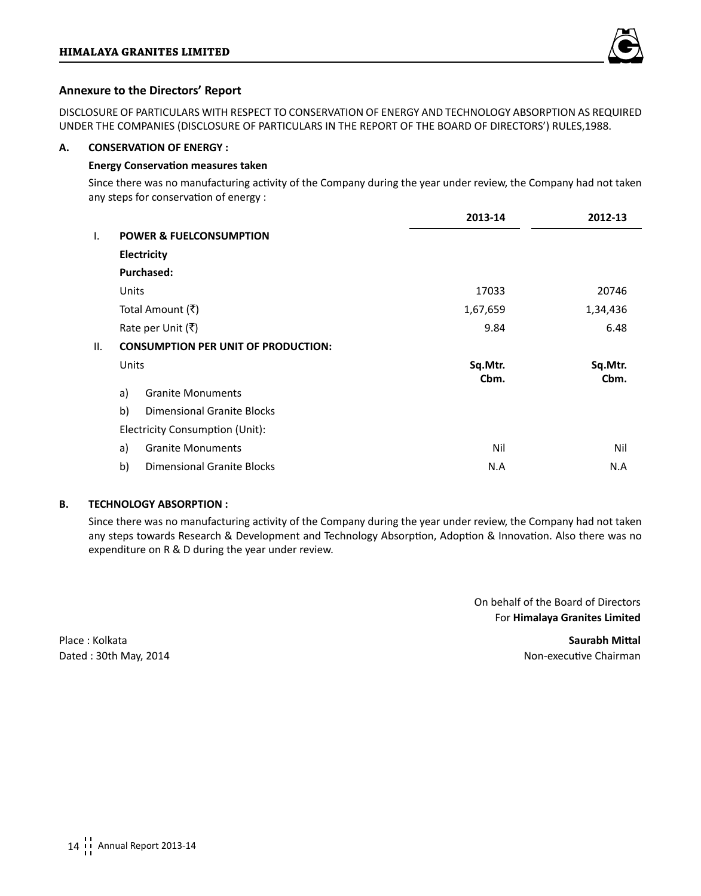## Annexure to the Directors' Report

DISCLOSURE OF PARTICULARS WITH RESPECT TO CONSERVATION OF ENERGY AND TECHNOLOGY ABSORPTION AS REQUIRED UNDER THE COMPANIES (DISCLOSURE OF PARTICULARS IN THE REPORT OF THE BOARD OF DIRECTORS') RULES,1988.

### A. CONSERVATION OF ENERGY :

**Energy Conservation measures taken**

Since there was no manufacturing activity of the Company during the year under review, the Company had not taken any steps for conservation of energy :

| | | 2013-14 | 2012-13 |
|---|---|---|---|
| I. | **POWER & FUELCONSUMPTION** | | |
| | **Electricity** | | |
| | **Purchased:** | | |
| | Units | 17033 | 20746 |
| | Total Amount (₹) | 1,67,659 | 1,34,436 |
| | Rate per Unit (₹) | 9.84 | 6.48 |
| II. | **CONSUMPTION PER UNIT OF PRODUCTION:** | | |
| | Units | **Sq.Mtr. Cbm.** | **Sq.Mtr. Cbm.** |
| | a) Granite Monuments | | |
| | b) Dimensional Granite Blocks | | |
| | Electricity Consumption (Unit): | | |
| | a) Granite Monuments | Nil | Nil |
| | b) Dimensional Granite Blocks | N.A | N.A |

### B. TECHNOLOGY ABSORPTION :

Since there was no manufacturing activity of the Company during the year under review, the Company had not taken any steps towards Research & Development and Technology Absorption, Adoption & Innovation. Also there was no expenditure on R & D during the year under review.

On behalf of the Board of Directors
For **Himalaya Granites Limited**

Place : Kolkata
Dated : 30th May, 2014

**Saurabh Mittal**
Non-executive Chairman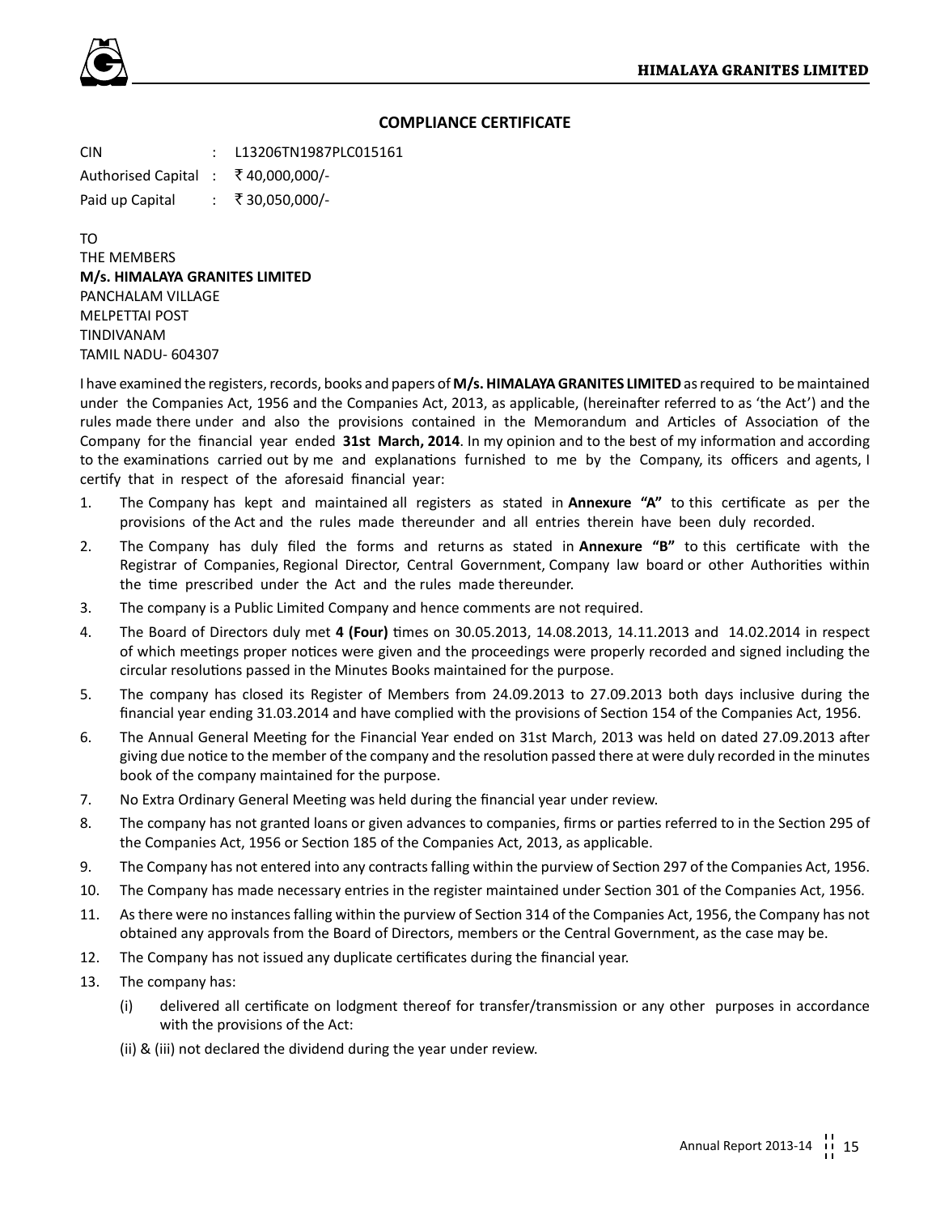## COMPLIANCE CERTIFICATE

CIN : L13206TN1987PLC015161

Authorised Capital : ₹ 40,000,000/-

Paid up Capital : ₹ 30,050,000/-

TO
THE MEMBERS
**M/s. HIMALAYA GRANITES LIMITED**
PANCHALAM VILLAGE
MELPETTAI POST
TINDIVANAM
TAMIL NADU- 604307

I have examined the registers, records, books and papers of **M/s. HIMALAYA GRANITES LIMITED** as required to be maintained under the Companies Act, 1956 and the Companies Act, 2013, as applicable, (hereinafter referred to as 'the Act') and the rules made there under and also the provisions contained in the Memorandum and Articles of Association of the Company for the financial year ended **31st March, 2014**. In my opinion and to the best of my information and according to the examinations carried out by me and explanations furnished to me by the Company, its officers and agents, I certify that in respect of the aforesaid financial year:

1. The Company has kept and maintained all registers as stated in **Annexure "A"** to this certificate as per the provisions of the Act and the rules made thereunder and all entries therein have been duly recorded.
2. The Company has duly filed the forms and returns as stated in **Annexure "B"** to this certificate with the Registrar of Companies, Regional Director, Central Government, Company law board or other Authorities within the time prescribed under the Act and the rules made thereunder.
3. The company is a Public Limited Company and hence comments are not required.
4. The Board of Directors duly met **4 (Four)** times on 30.05.2013, 14.08.2013, 14.11.2013 and 14.02.2014 in respect of which meetings proper notices were given and the proceedings were properly recorded and signed including the circular resolutions passed in the Minutes Books maintained for the purpose.
5. The company has closed its Register of Members from 24.09.2013 to 27.09.2013 both days inclusive during the financial year ending 31.03.2014 and have complied with the provisions of Section 154 of the Companies Act, 1956.
6. The Annual General Meeting for the Financial Year ended on 31st March, 2013 was held on dated 27.09.2013 after giving due notice to the member of the company and the resolution passed there at were duly recorded in the minutes book of the company maintained for the purpose.
7. No Extra Ordinary General Meeting was held during the financial year under review.
8. The company has not granted loans or given advances to companies, firms or parties referred to in the Section 295 of the Companies Act, 1956 or Section 185 of the Companies Act, 2013, as applicable.
9. The Company has not entered into any contracts falling within the purview of Section 297 of the Companies Act, 1956.
10. The Company has made necessary entries in the register maintained under Section 301 of the Companies Act, 1956.
11. As there were no instances falling within the purview of Section 314 of the Companies Act, 1956, the Company has not obtained any approvals from the Board of Directors, members or the Central Government, as the case may be.
12. The Company has not issued any duplicate certificates during the financial year.
13. The company has:
    - (i) delivered all certificate on lodgment thereof for transfer/transmission or any other purposes in accordance with the provisions of the Act:
    - (ii) & (iii) not declared the dividend during the year under review.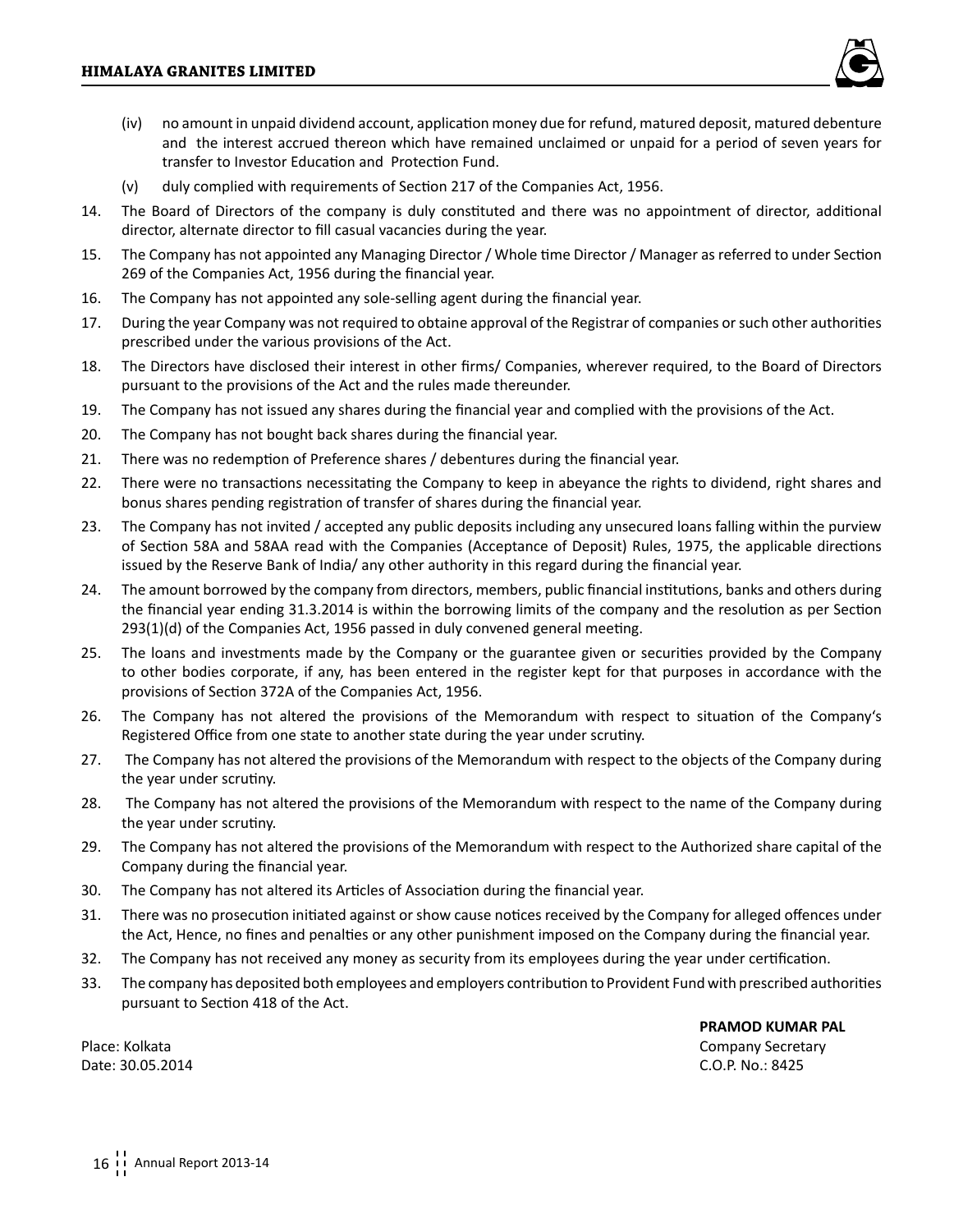(iv) no amount in unpaid dividend account, application money due for refund, matured deposit, matured debenture and the interest accrued thereon which have remained unclaimed or unpaid for a period of seven years for transfer to Investor Education and Protection Fund.

(v) duly complied with requirements of Section 217 of the Companies Act, 1956.

14. The Board of Directors of the company is duly constituted and there was no appointment of director, additional director, alternate director to fill casual vacancies during the year.
15. The Company has not appointed any Managing Director / Whole time Director / Manager as referred to under Section 269 of the Companies Act, 1956 during the financial year.
16. The Company has not appointed any sole-selling agent during the financial year.
17. During the year Company was not required to obtaine approval of the Registrar of companies or such other authorities prescribed under the various provisions of the Act.
18. The Directors have disclosed their interest in other firms/ Companies, wherever required, to the Board of Directors pursuant to the provisions of the Act and the rules made thereunder.
19. The Company has not issued any shares during the financial year and complied with the provisions of the Act.
20. The Company has not bought back shares during the financial year.
21. There was no redemption of Preference shares / debentures during the financial year.
22. There were no transactions necessitating the Company to keep in abeyance the rights to dividend, right shares and bonus shares pending registration of transfer of shares during the financial year.
23. The Company has not invited / accepted any public deposits including any unsecured loans falling within the purview of Section 58A and 58AA read with the Companies (Acceptance of Deposit) Rules, 1975, the applicable directions issued by the Reserve Bank of India/ any other authority in this regard during the financial year.
24. The amount borrowed by the company from directors, members, public financial institutions, banks and others during the financial year ending 31.3.2014 is within the borrowing limits of the company and the resolution as per Section 293(1)(d) of the Companies Act, 1956 passed in duly convened general meeting.
25. The loans and investments made by the Company or the guarantee given or securities provided by the Company to other bodies corporate, if any, has been entered in the register kept for that purposes in accordance with the provisions of Section 372A of the Companies Act, 1956.
26. The Company has not altered the provisions of the Memorandum with respect to situation of the Company's Registered Office from one state to another state during the year under scrutiny.
27. The Company has not altered the provisions of the Memorandum with respect to the objects of the Company during the year under scrutiny.
28. The Company has not altered the provisions of the Memorandum with respect to the name of the Company during the year under scrutiny.
29. The Company has not altered the provisions of the Memorandum with respect to the Authorized share capital of the Company during the financial year.
30. The Company has not altered its Articles of Association during the financial year.
31. There was no prosecution initiated against or show cause notices received by the Company for alleged offences under the Act, Hence, no fines and penalties or any other punishment imposed on the Company during the financial year.
32. The Company has not received any money as security from its employees during the year under certification.
33. The company has deposited both employees and employers contribution to Provident Fund with prescribed authorities pursuant to Section 418 of the Act.

**PRAMOD KUMAR PAL**
Company Secretary
C.O.P. No.: 8425

Place: Kolkata
Date: 30.05.2014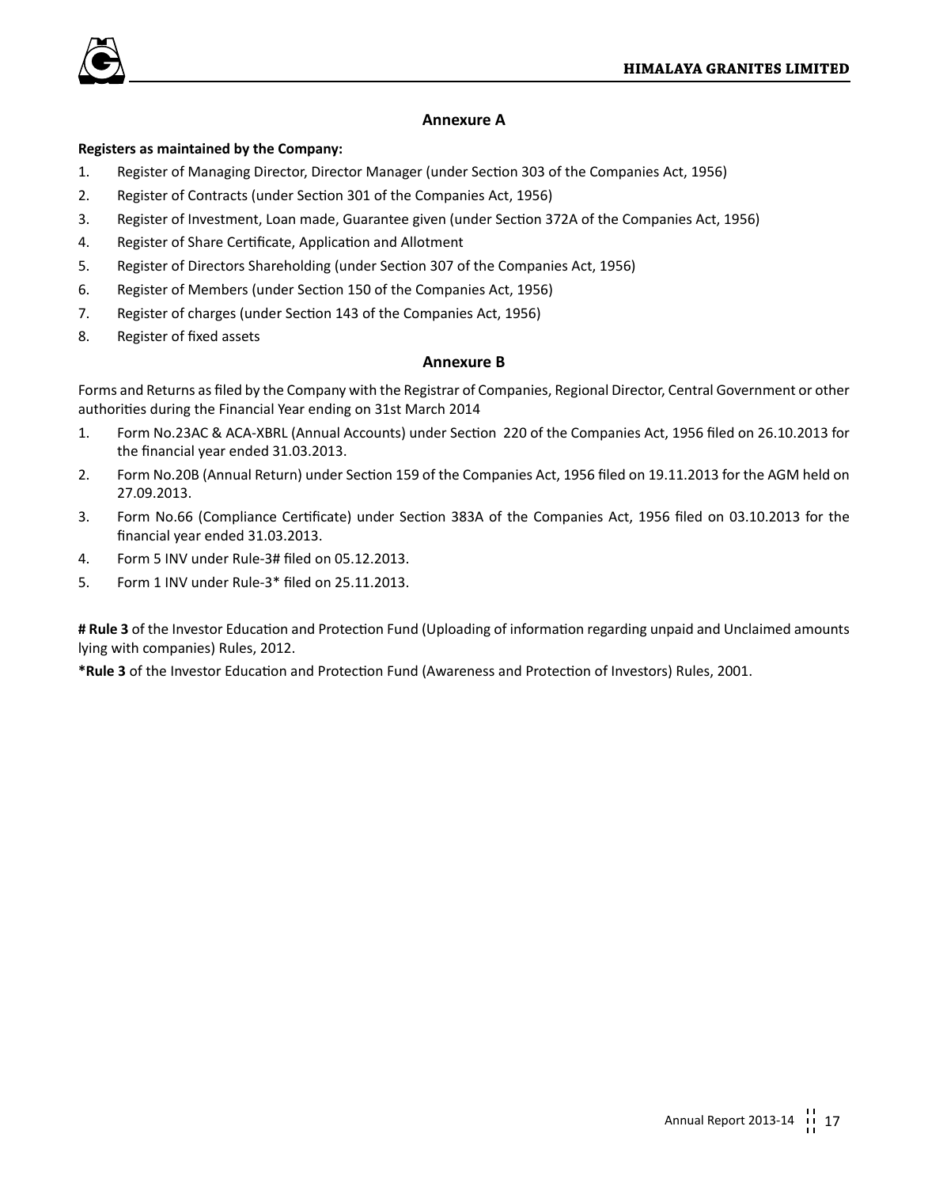## Annexure A

**Registers as maintained by the Company:**

1. Register of Managing Director, Director Manager (under Section 303 of the Companies Act, 1956)
2. Register of Contracts (under Section 301 of the Companies Act, 1956)
3. Register of Investment, Loan made, Guarantee given (under Section 372A of the Companies Act, 1956)
4. Register of Share Certificate, Application and Allotment
5. Register of Directors Shareholding (under Section 307 of the Companies Act, 1956)
6. Register of Members (under Section 150 of the Companies Act, 1956)
7. Register of charges (under Section 143 of the Companies Act, 1956)
8. Register of fixed assets

## Annexure B

Forms and Returns as filed by the Company with the Registrar of Companies, Regional Director, Central Government or other authorities during the Financial Year ending on 31st March 2014

1. Form No.23AC & ACA-XBRL (Annual Accounts) under Section 220 of the Companies Act, 1956 filed on 26.10.2013 for the financial year ended 31.03.2013.
2. Form No.20B (Annual Return) under Section 159 of the Companies Act, 1956 filed on 19.11.2013 for the AGM held on 27.09.2013.
3. Form No.66 (Compliance Certificate) under Section 383A of the Companies Act, 1956 filed on 03.10.2013 for the financial year ended 31.03.2013.
4. Form 5 INV under Rule-3# filed on 05.12.2013.
5. Form 1 INV under Rule-3* filed on 25.11.2013.

**# Rule 3** of the Investor Education and Protection Fund (Uploading of information regarding unpaid and Unclaimed amounts lying with companies) Rules, 2012.

***Rule 3** of the Investor Education and Protection Fund (Awareness and Protection of Investors) Rules, 2001.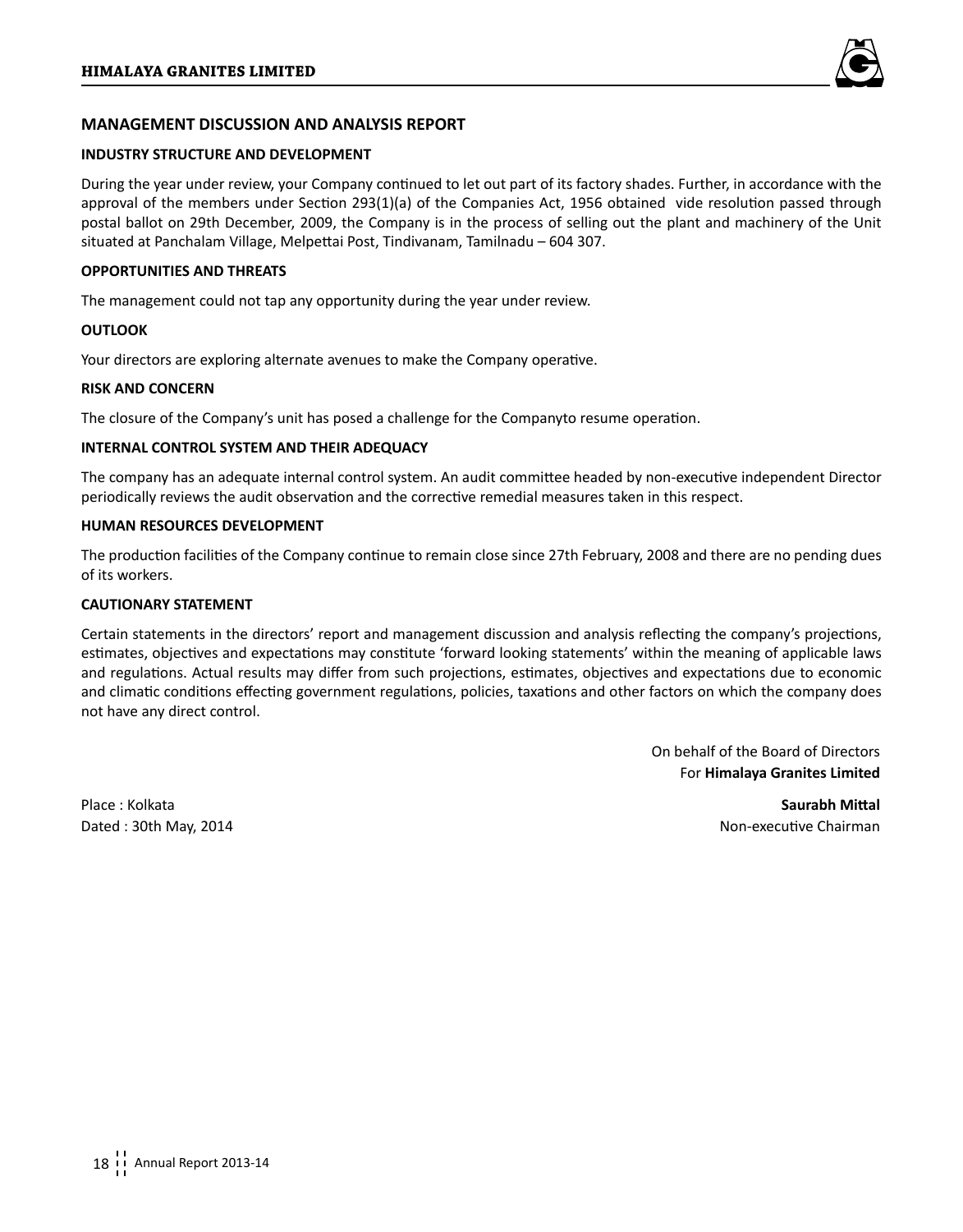## MANAGEMENT DISCUSSION AND ANALYSIS REPORT

### INDUSTRY STRUCTURE AND DEVELOPMENT

During the year under review, your Company continued to let out part of its factory shades. Further, in accordance with the approval of the members under Section 293(1)(a) of the Companies Act, 1956 obtained vide resolution passed through postal ballot on 29th December, 2009, the Company is in the process of selling out the plant and machinery of the Unit situated at Panchalam Village, Melpettai Post, Tindivanam, Tamilnadu – 604 307.

### OPPORTUNITIES AND THREATS

The management could not tap any opportunity during the year under review.

### OUTLOOK

Your directors are exploring alternate avenues to make the Company operative.

### RISK AND CONCERN

The closure of the Company's unit has posed a challenge for the Companyto resume operation.

### INTERNAL CONTROL SYSTEM AND THEIR ADEQUACY

The company has an adequate internal control system. An audit committee headed by non-executive independent Director periodically reviews the audit observation and the corrective remedial measures taken in this respect.

### HUMAN RESOURCES DEVELOPMENT

The production facilities of the Company continue to remain close since 27th February, 2008 and there are no pending dues of its workers.

### CAUTIONARY STATEMENT

Certain statements in the directors' report and management discussion and analysis reflecting the company's projections, estimates, objectives and expectations may constitute 'forward looking statements' within the meaning of applicable laws and regulations. Actual results may differ from such projections, estimates, objectives and expectations due to economic and climatic conditions effecting government regulations, policies, taxations and other factors on which the company does not have any direct control.

On behalf of the Board of Directors
For **Himalaya Granites Limited**

Place : Kolkata
Dated : 30th May, 2014

**Saurabh Mittal**
Non-executive Chairman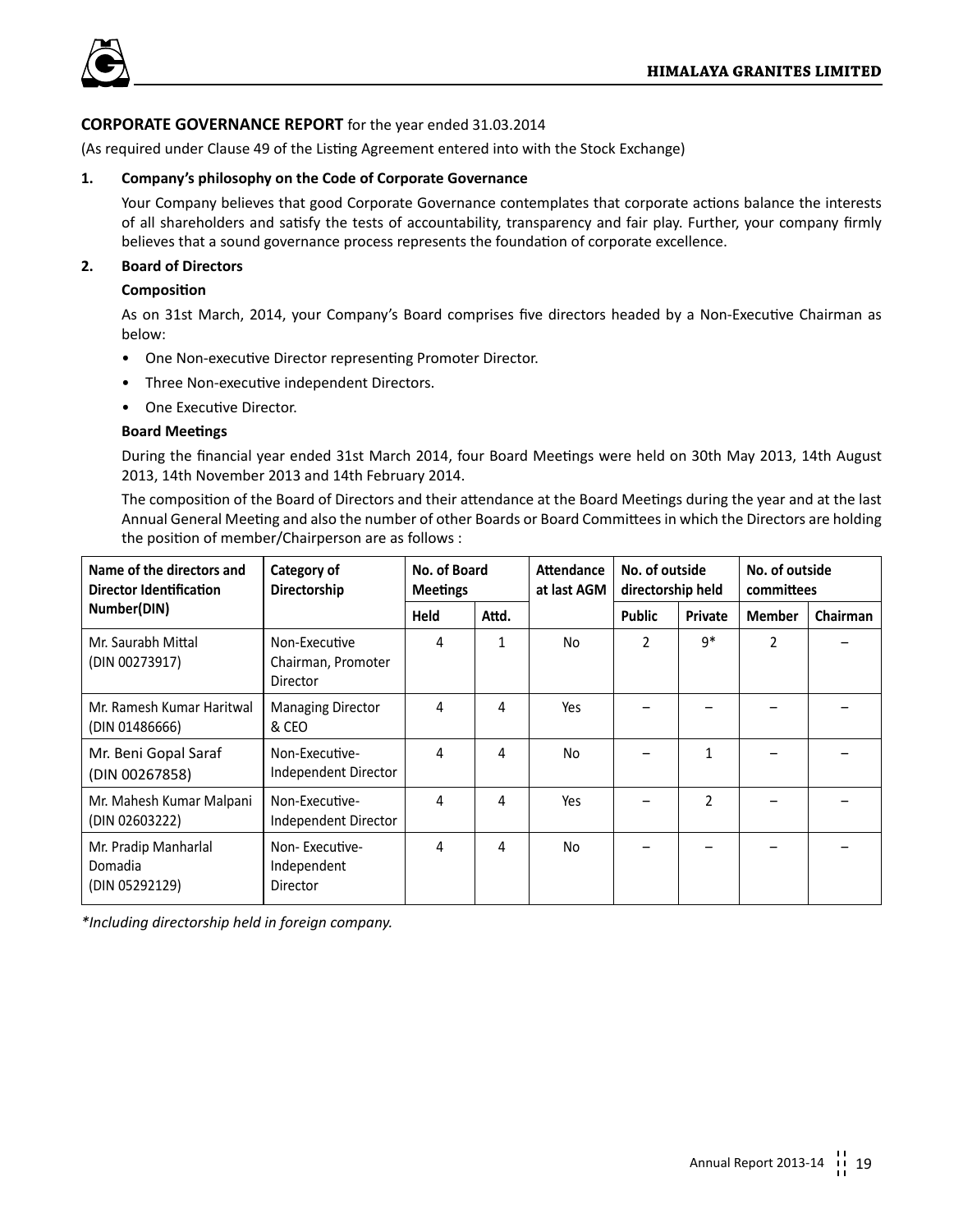## CORPORATE GOVERNANCE REPORT for the year ended 31.03.2014

(As required under Clause 49 of the Listing Agreement entered into with the Stock Exchange)

**1. Company's philosophy on the Code of Corporate Governance**

Your Company believes that good Corporate Governance contemplates that corporate actions balance the interests of all shareholders and satisfy the tests of accountability, transparency and fair play. Further, your company firmly believes that a sound governance process represents the foundation of corporate excellence.

**2. Board of Directors**

**Composition**

As on 31st March, 2014, your Company's Board comprises five directors headed by a Non-Executive Chairman as below:

- One Non-executive Director representing Promoter Director.
- Three Non-executive independent Directors.
- One Executive Director.

**Board Meetings**

During the financial year ended 31st March 2014, four Board Meetings were held on 30th May 2013, 14th August 2013, 14th November 2013 and 14th February 2014.

The composition of the Board of Directors and their attendance at the Board Meetings during the year and at the last Annual General Meeting and also the number of other Boards or Board Committees in which the Directors are holding the position of member/Chairperson are as follows :

| Name of the directors and Director Identification Number(DIN) | Category of Directorship | No. of Board Meetings | | Attendance at last AGM | No. of outside directorship held | | No. of outside committees | |
|---|---|---|---|---|---|---|---|---|
| | | Held | Attd. | | Public | Private | Member | Chairman |
| Mr. Saurabh Mittal (DIN 00273917) | Non-Executive Chairman, Promoter Director | 4 | 1 | No | 2 | 9* | 2 | – |
| Mr. Ramesh Kumar Haritwal (DIN 01486666) | Managing Director & CEO | 4 | 4 | Yes | – | – | – | – |
| Mr. Beni Gopal Saraf (DIN 00267858) | Non-Executive-Independent Director | 4 | 4 | No | – | 1 | – | – |
| Mr. Mahesh Kumar Malpani (DIN 02603222) | Non-Executive-Independent Director | 4 | 4 | Yes | – | 2 | – | – |
| Mr. Pradip Manharlal Domadia (DIN 05292129) | Non- Executive-Independent Director | 4 | 4 | No | – | – | – | – |

*\*Including directorship held in foreign company.*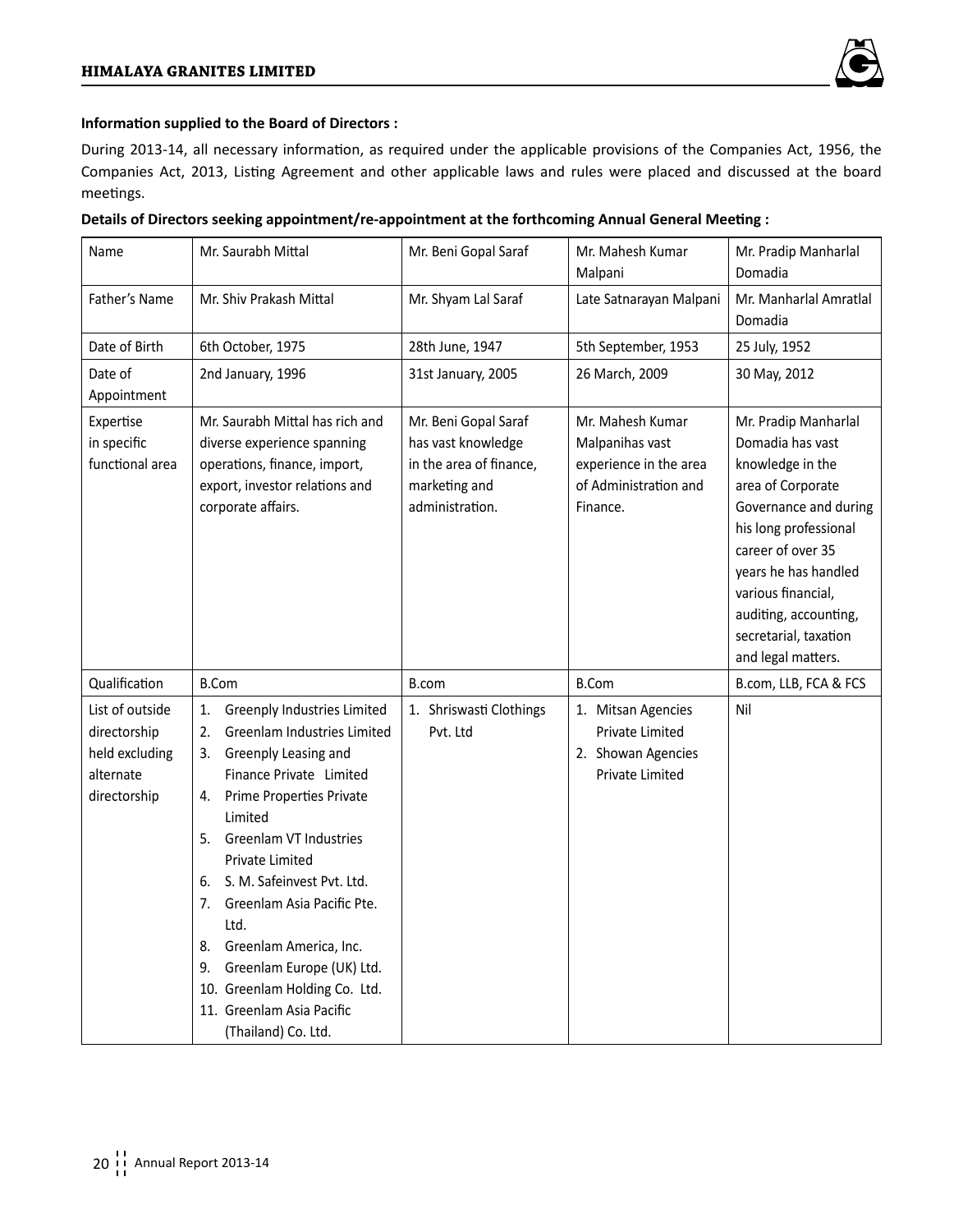**Information supplied to the Board of Directors :**

During 2013-14, all necessary information, as required under the applicable provisions of the Companies Act, 1956, the Companies Act, 2013, Listing Agreement and other applicable laws and rules were placed and discussed at the board meetings.

**Details of Directors seeking appointment/re-appointment at the forthcoming Annual General Meeting :**

| Name | Mr. Saurabh Mittal | Mr. Beni Gopal Saraf | Mr. Mahesh Kumar Malpani | Mr. Pradip Manharlal Domadia |
|---|---|---|---|---|
| Father's Name | Mr. Shiv Prakash Mittal | Mr. Shyam Lal Saraf | Late Satnarayan Malpani | Mr. Manharlal Amratlal Domadia |
| Date of Birth | 6th October, 1975 | 28th June, 1947 | 5th September, 1953 | 25 July, 1952 |
| Date of Appointment | 2nd January, 1996 | 31st January, 2005 | 26 March, 2009 | 30 May, 2012 |
| Expertise in specific functional area | Mr. Saurabh Mittal has rich and diverse experience spanning operations, finance, import, export, investor relations and corporate affairs. | Mr. Beni Gopal Saraf has vast knowledge in the area of finance, marketing and administration. | Mr. Mahesh Kumar Malpanihas vast experience in the area of Administration and Finance. | Mr. Pradip Manharlal Domadia has vast knowledge in the area of Corporate Governance and during his long professional career of over 35 years he has handled various financial, auditing, accounting, secretarial, taxation and legal matters. |
| Qualification | B.Com | B.com | B.Com | B.com, LLB, FCA & FCS |
| List of outside directorship held excluding alternate directorship | 1. Greenply Industries Limited<br>2. Greenlam Industries Limited<br>3. Greenply Leasing and Finance Private Limited<br>4. Prime Properties Private Limited<br>5. Greenlam VT Industries Private Limited<br>6. S. M. Safeinvest Pvt. Ltd.<br>7. Greenlam Asia Pacific Pte. Ltd.<br>8. Greenlam America, Inc.<br>9. Greenlam Europe (UK) Ltd.<br>10. Greenlam Holding Co. Ltd.<br>11. Greenlam Asia Pacific (Thailand) Co. Ltd. | 1. Shriswasti Clothings Pvt. Ltd | 1. Mitsan Agencies Private Limited<br>2. Showan Agencies Private Limited | Nil |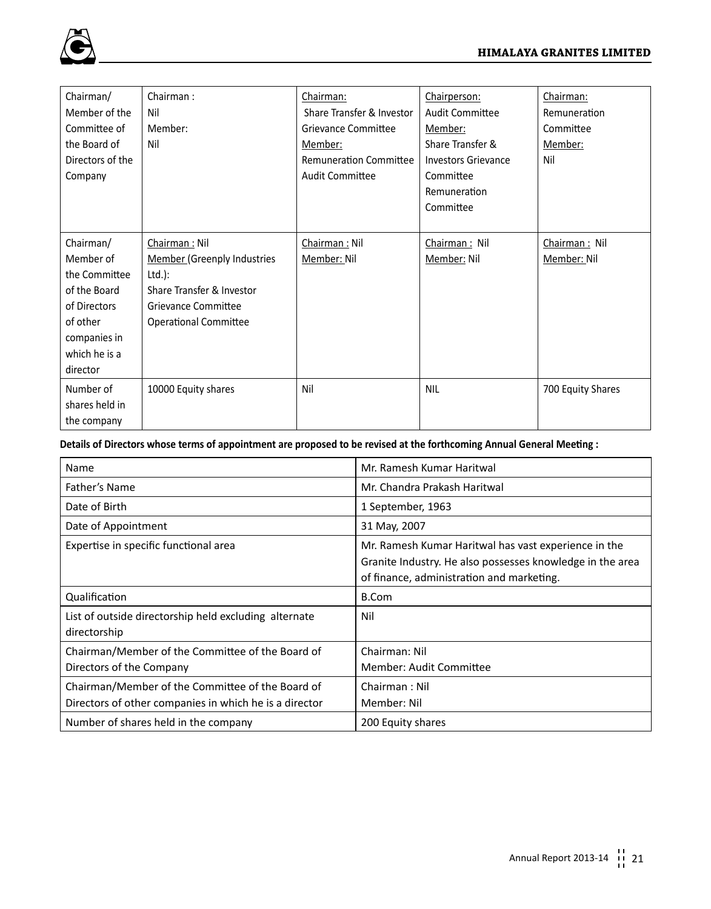| Chairman/ Member of the Committee of the Board of Directors of the Company | Chairman : Nil Member: Nil | Chairman: Share Transfer & Investor Grievance Committee Member: Remuneration Committee Audit Committee | Chairperson: Audit Committee Member: Share Transfer & Investors Grievance Committee Remuneration Committee | Chairman: Remuneration Committee Member: Nil |
|---|---|---|---|---|
| Chairman/ Member of the Committee of the Board of Directors of other companies in which he is a director | Chairman : Nil Member (Greenply Industries Ltd.): Share Transfer & Investor Grievance Committee Operational Committee | Chairman : Nil Member: Nil | Chairman : Nil Member: Nil | Chairman : Nil Member: Nil |
| Number of shares held in the company | 10000 Equity shares | Nil | NIL | 700 Equity Shares |

**Details of Directors whose terms of appointment are proposed to be revised at the forthcoming Annual General Meeting :**

| Name | Mr. Ramesh Kumar Haritwal |
|---|---|
| Father's Name | Mr. Chandra Prakash Haritwal |
| Date of Birth | 1 September, 1963 |
| Date of Appointment | 31 May, 2007 |
| Expertise in specific functional area | Mr. Ramesh Kumar Haritwal has vast experience in the Granite Industry. He also possesses knowledge in the area of finance, administration and marketing. |
| Qualification | B.Com |
| List of outside directorship held excluding alternate directorship | Nil |
| Chairman/Member of the Committee of the Board of Directors of the Company | Chairman: Nil Member: Audit Committee |
| Chairman/Member of the Committee of the Board of Directors of other companies in which he is a director | Chairman : Nil Member: Nil |
| Number of shares held in the company | 200 Equity shares |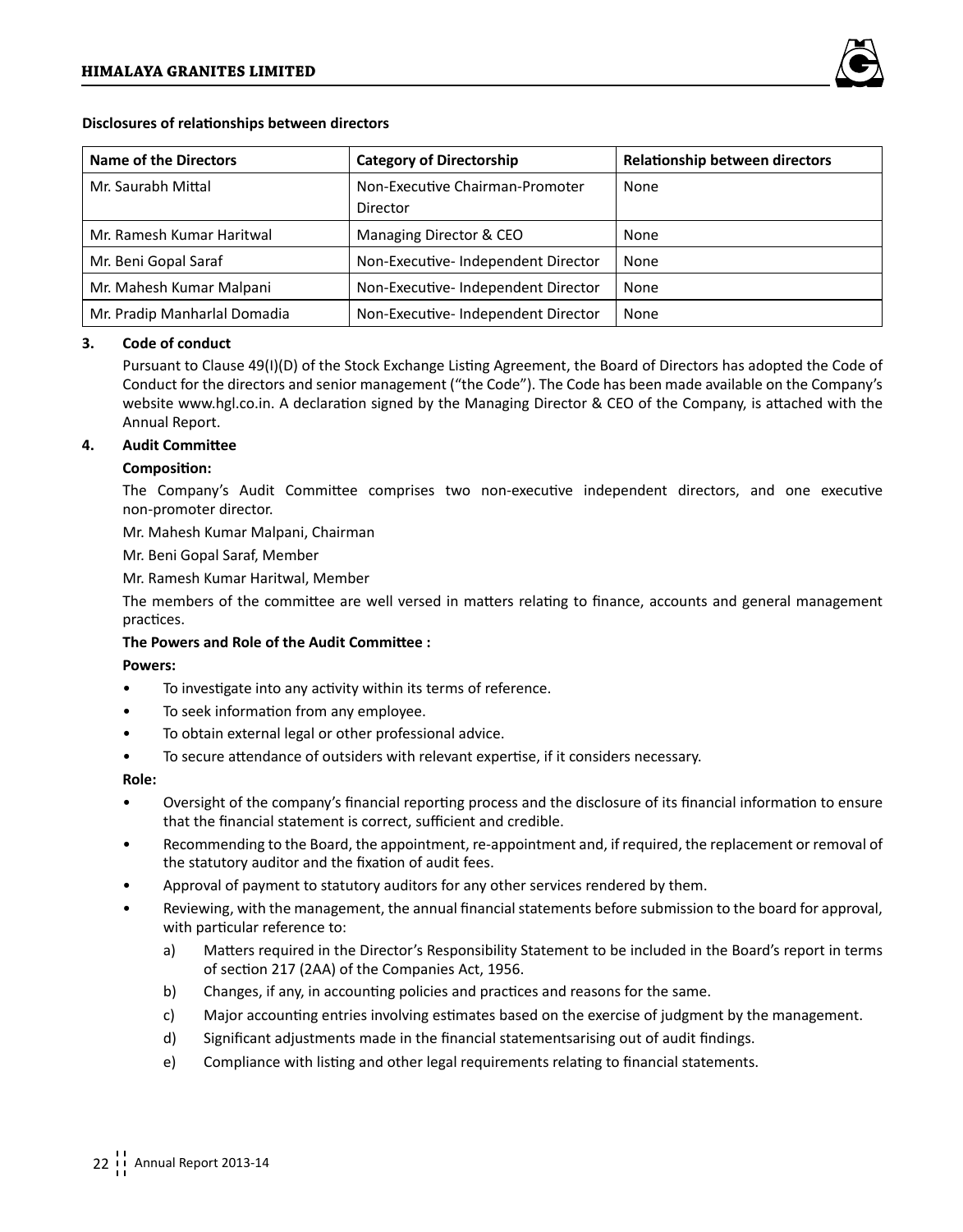**Disclosures of relationships between directors**

| Name of the Directors | Category of Directorship | Relationship between directors |
|---|---|---|
| Mr. Saurabh Mittal | Non-Executive Chairman-Promoter Director | None |
| Mr. Ramesh Kumar Haritwal | Managing Director & CEO | None |
| Mr. Beni Gopal Saraf | Non-Executive- Independent Director | None |
| Mr. Mahesh Kumar Malpani | Non-Executive- Independent Director | None |
| Mr. Pradip Manharlal Domadia | Non-Executive- Independent Director | None |

**3. Code of conduct**

Pursuant to Clause 49(I)(D) of the Stock Exchange Listing Agreement, the Board of Directors has adopted the Code of Conduct for the directors and senior management ("the Code"). The Code has been made available on the Company's website www.hgl.co.in. A declaration signed by the Managing Director & CEO of the Company, is attached with the Annual Report.

**4. Audit Committee**

**Composition:**

The Company's Audit Committee comprises two non-executive independent directors, and one executive non-promoter director.

Mr. Mahesh Kumar Malpani, Chairman

Mr. Beni Gopal Saraf, Member

Mr. Ramesh Kumar Haritwal, Member

The members of the committee are well versed in matters relating to finance, accounts and general management practices.

**The Powers and Role of the Audit Committee :**

**Powers:**

- To investigate into any activity within its terms of reference.
- To seek information from any employee.
- To obtain external legal or other professional advice.
- To secure attendance of outsiders with relevant expertise, if it considers necessary.

**Role:**

- Oversight of the company's financial reporting process and the disclosure of its financial information to ensure that the financial statement is correct, sufficient and credible.
- Recommending to the Board, the appointment, re-appointment and, if required, the replacement or removal of the statutory auditor and the fixation of audit fees.
- Approval of payment to statutory auditors for any other services rendered by them.
- Reviewing, with the management, the annual financial statements before submission to the board for approval, with particular reference to:
  a) Matters required in the Director's Responsibility Statement to be included in the Board's report in terms of section 217 (2AA) of the Companies Act, 1956.
  b) Changes, if any, in accounting policies and practices and reasons for the same.
  c) Major accounting entries involving estimates based on the exercise of judgment by the management.
  d) Significant adjustments made in the financial statementsarising out of audit findings.
  e) Compliance with listing and other legal requirements relating to financial statements.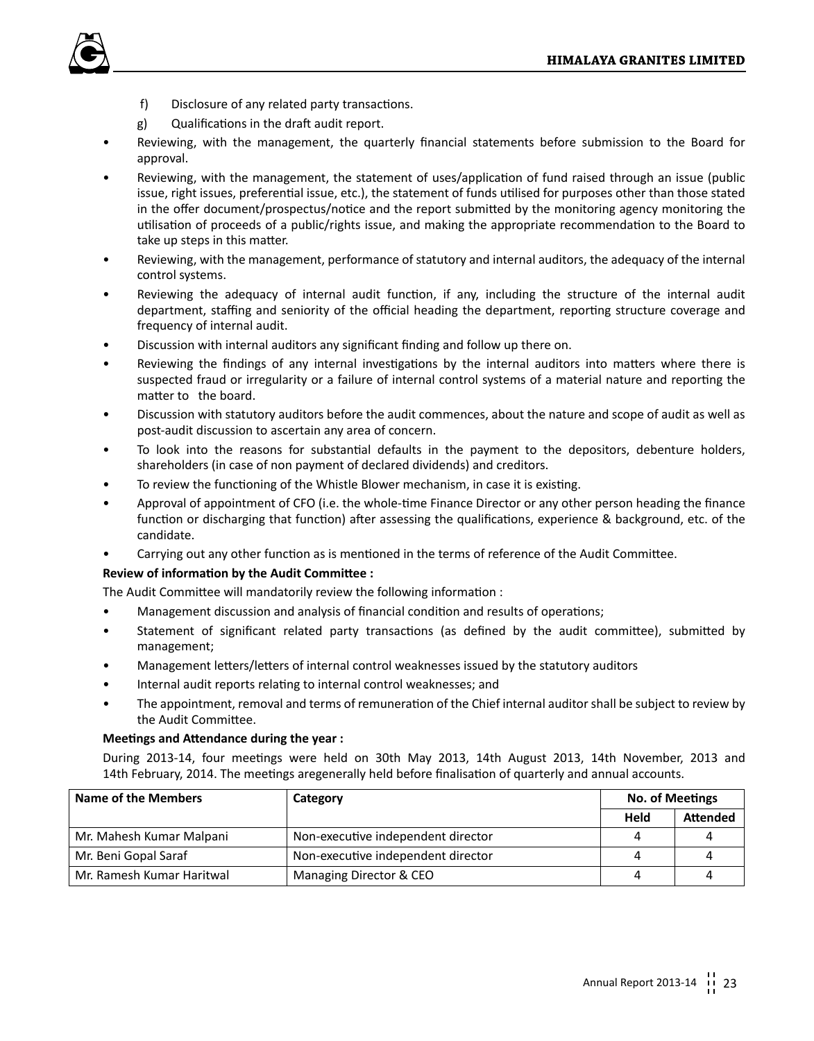f) Disclosure of any related party transactions.

g) Qualifications in the draft audit report.

- Reviewing, with the management, the quarterly financial statements before submission to the Board for approval.
- Reviewing, with the management, the statement of uses/application of fund raised through an issue (public issue, right issues, preferential issue, etc.), the statement of funds utilised for purposes other than those stated in the offer document/prospectus/notice and the report submitted by the monitoring agency monitoring the utilisation of proceeds of a public/rights issue, and making the appropriate recommendation to the Board to take up steps in this matter.
- Reviewing, with the management, performance of statutory and internal auditors, the adequacy of the internal control systems.
- Reviewing the adequacy of internal audit function, if any, including the structure of the internal audit department, staffing and seniority of the official heading the department, reporting structure coverage and frequency of internal audit.
- Discussion with internal auditors any significant finding and follow up there on.
- Reviewing the findings of any internal investigations by the internal auditors into matters where there is suspected fraud or irregularity or a failure of internal control systems of a material nature and reporting the matter to the board.
- Discussion with statutory auditors before the audit commences, about the nature and scope of audit as well as post-audit discussion to ascertain any area of concern.
- To look into the reasons for substantial defaults in the payment to the depositors, debenture holders, shareholders (in case of non payment of declared dividends) and creditors.
- To review the functioning of the Whistle Blower mechanism, in case it is existing.
- Approval of appointment of CFO (i.e. the whole-time Finance Director or any other person heading the finance function or discharging that function) after assessing the qualifications, experience & background, etc. of the candidate.
- Carrying out any other function as is mentioned in the terms of reference of the Audit Committee.

**Review of information by the Audit Committee :**

The Audit Committee will mandatorily review the following information :

- Management discussion and analysis of financial condition and results of operations;
- Statement of significant related party transactions (as defined by the audit committee), submitted by management;
- Management letters/letters of internal control weaknesses issued by the statutory auditors
- Internal audit reports relating to internal control weaknesses; and
- The appointment, removal and terms of remuneration of the Chief internal auditor shall be subject to review by the Audit Committee.

**Meetings and Attendance during the year :**

During 2013-14, four meetings were held on 30th May 2013, 14th August 2013, 14th November, 2013 and 14th February, 2014. The meetings aregenerally held before finalisation of quarterly and annual accounts.

| Name of the Members | Category | No. of Meetings | |
|---|---|---|---|
| | | Held | Attended |
| Mr. Mahesh Kumar Malpani | Non-executive independent director | 4 | 4 |
| Mr. Beni Gopal Saraf | Non-executive independent director | 4 | 4 |
| Mr. Ramesh Kumar Haritwal | Managing Director & CEO | 4 | 4 |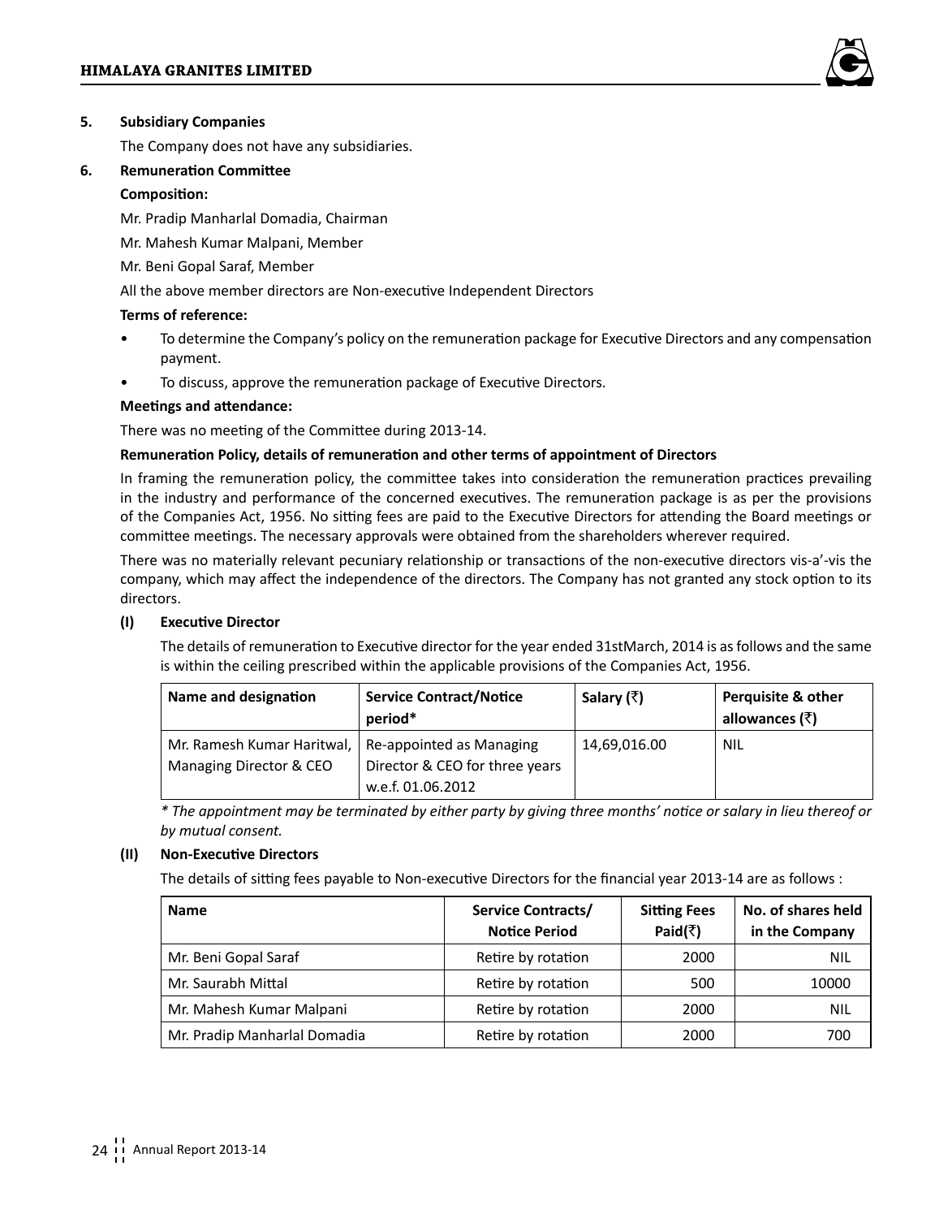## 5. Subsidiary Companies

The Company does not have any subsidiaries.

## 6. Remuneration Committee

**Composition:**

Mr. Pradip Manharlal Domadia, Chairman

Mr. Mahesh Kumar Malpani, Member

Mr. Beni Gopal Saraf, Member

All the above member directors are Non-executive Independent Directors

**Terms of reference:**

- To determine the Company's policy on the remuneration package for Executive Directors and any compensation payment.
- To discuss, approve the remuneration package of Executive Directors.

**Meetings and attendance:**

There was no meeting of the Committee during 2013-14.

**Remuneration Policy, details of remuneration and other terms of appointment of Directors**

In framing the remuneration policy, the committee takes into consideration the remuneration practices prevailing in the industry and performance of the concerned executives. The remuneration package is as per the provisions of the Companies Act, 1956. No sitting fees are paid to the Executive Directors for attending the Board meetings or committee meetings. The necessary approvals were obtained from the shareholders wherever required.

There was no materially relevant pecuniary relationship or transactions of the non-executive directors vis-a'-vis the company, which may affect the independence of the directors. The Company has not granted any stock option to its directors.

**(I) Executive Director**

The details of remuneration to Executive director for the year ended 31stMarch, 2014 is as follows and the same is within the ceiling prescribed within the applicable provisions of the Companies Act, 1956.

| Name and designation | Service Contract/Notice period* | Salary (₹) | Perquisite & other allowances (₹) |
|---|---|---|---|
| Mr. Ramesh Kumar Haritwal, Managing Director & CEO | Re-appointed as Managing Director & CEO for three years w.e.f. 01.06.2012 | 14,69,016.00 | NIL |

*\* The appointment may be terminated by either party by giving three months' notice or salary in lieu thereof or by mutual consent.*

**(II) Non-Executive Directors**

The details of sitting fees payable to Non-executive Directors for the financial year 2013-14 are as follows :

| Name | Service Contracts/ Notice Period | Sitting Fees Paid(₹) | No. of shares held in the Company |
|---|---|---|---|
| Mr. Beni Gopal Saraf | Retire by rotation | 2000 | NIL |
| Mr. Saurabh Mittal | Retire by rotation | 500 | 10000 |
| Mr. Mahesh Kumar Malpani | Retire by rotation | 2000 | NIL |
| Mr. Pradip Manharlal Domadia | Retire by rotation | 2000 | 700 |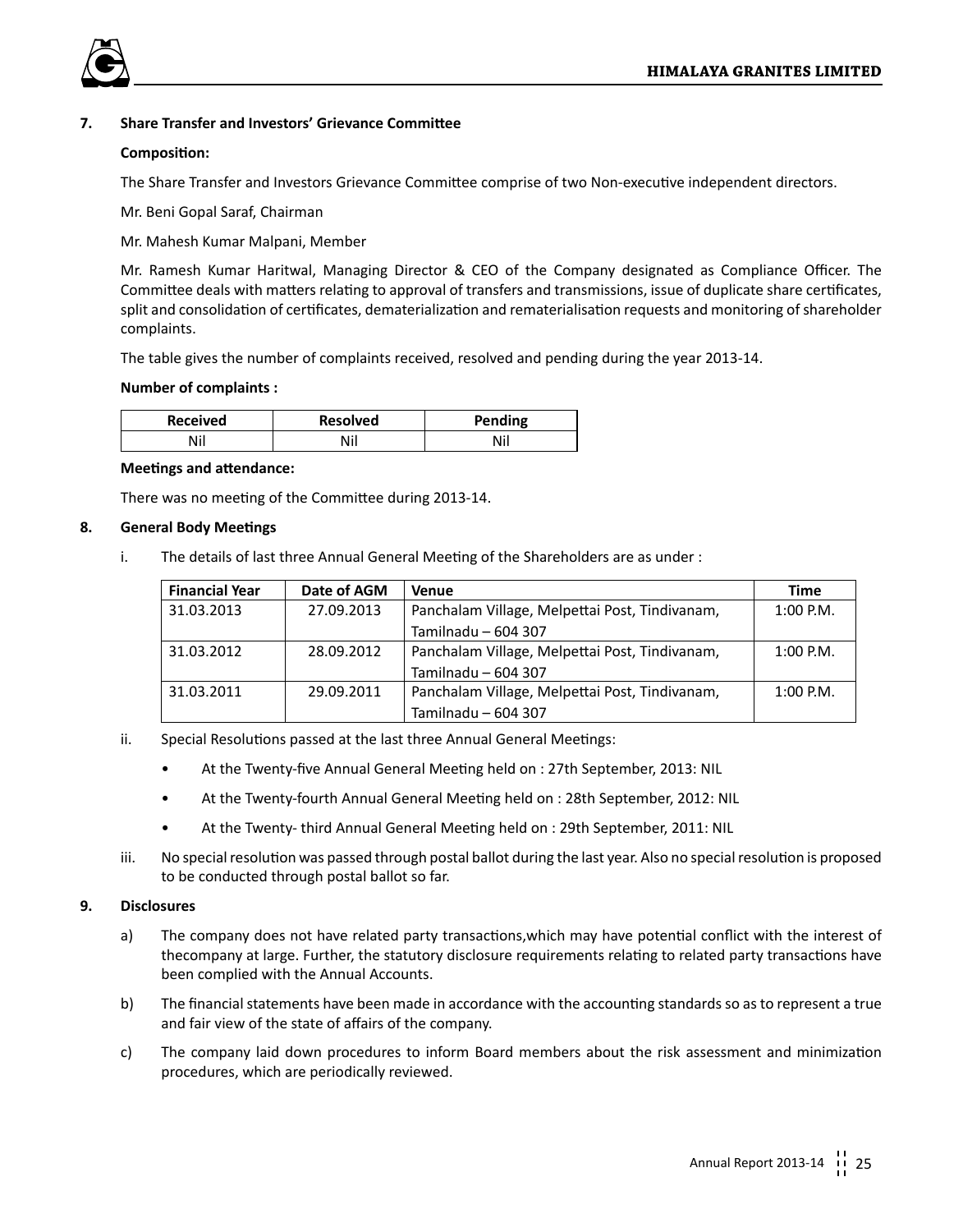## 7. Share Transfer and Investors' Grievance Committee

**Composition:**

The Share Transfer and Investors Grievance Committee comprise of two Non-executive independent directors.

Mr. Beni Gopal Saraf, Chairman

Mr. Mahesh Kumar Malpani, Member

Mr. Ramesh Kumar Haritwal, Managing Director & CEO of the Company designated as Compliance Officer. The Committee deals with matters relating to approval of transfers and transmissions, issue of duplicate share certificates, split and consolidation of certificates, dematerialization and rematerialisation requests and monitoring of shareholder complaints.

The table gives the number of complaints received, resolved and pending during the year 2013-14.

**Number of complaints :**

| Received | Resolved | Pending |
|---|---|---|
| Nil | Nil | Nil |

**Meetings and attendance:**

There was no meeting of the Committee during 2013-14.

## 8. General Body Meetings

i. The details of last three Annual General Meeting of the Shareholders are as under :

| Financial Year | Date of AGM | Venue | Time |
|---|---|---|---|
| 31.03.2013 | 27.09.2013 | Panchalam Village, Melpettai Post, Tindivanam, Tamilnadu – 604 307 | 1:00 P.M. |
| 31.03.2012 | 28.09.2012 | Panchalam Village, Melpettai Post, Tindivanam, Tamilnadu – 604 307 | 1:00 P.M. |
| 31.03.2011 | 29.09.2011 | Panchalam Village, Melpettai Post, Tindivanam, Tamilnadu – 604 307 | 1:00 P.M. |

ii. Special Resolutions passed at the last three Annual General Meetings:

- At the Twenty-five Annual General Meeting held on : 27th September, 2013: NIL
- At the Twenty-fourth Annual General Meeting held on : 28th September, 2012: NIL
- At the Twenty- third Annual General Meeting held on : 29th September, 2011: NIL

iii. No special resolution was passed through postal ballot during the last year. Also no special resolution is proposed to be conducted through postal ballot so far.

## 9. Disclosures

a) The company does not have related party transactions,which may have potential conflict with the interest of thecompany at large. Further, the statutory disclosure requirements relating to related party transactions have been complied with the Annual Accounts.

b) The financial statements have been made in accordance with the accounting standards so as to represent a true and fair view of the state of affairs of the company.

c) The company laid down procedures to inform Board members about the risk assessment and minimization procedures, which are periodically reviewed.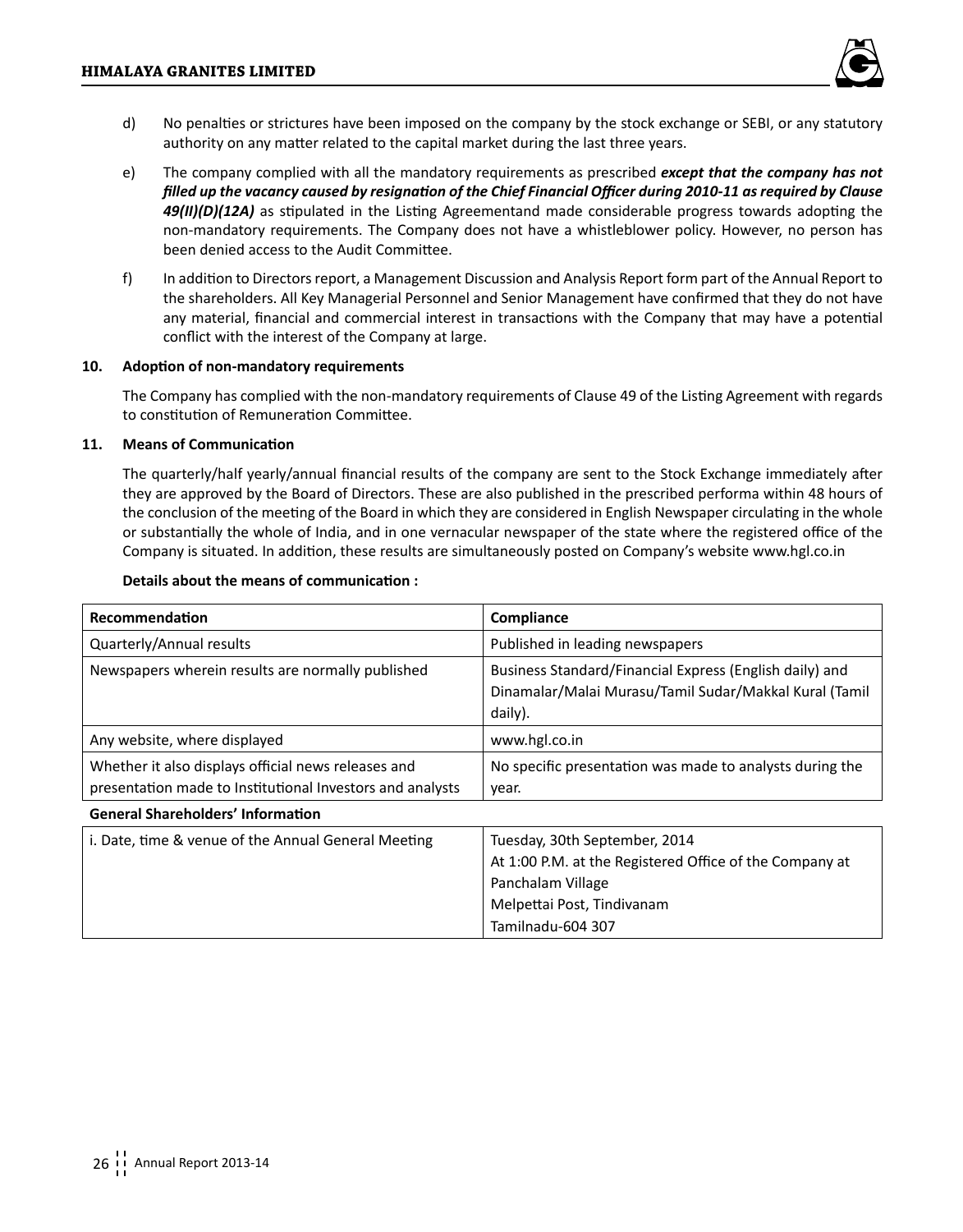d) No penalties or strictures have been imposed on the company by the stock exchange or SEBI, or any statutory authority on any matter related to the capital market during the last three years.

e) The company complied with all the mandatory requirements as prescribed ***except that the company has not filled up the vacancy caused by resignation of the Chief Financial Officer during 2010-11 as required by Clause 49(II)(D)(12A)*** as stipulated in the Listing Agreementand made considerable progress towards adopting the non-mandatory requirements. The Company does not have a whistleblower policy. However, no person has been denied access to the Audit Committee.

f) In addition to Directors report, a Management Discussion and Analysis Report form part of the Annual Report to the shareholders. All Key Managerial Personnel and Senior Management have confirmed that they do not have any material, financial and commercial interest in transactions with the Company that may have a potential conflict with the interest of the Company at large.

**10. Adoption of non-mandatory requirements**

The Company has complied with the non-mandatory requirements of Clause 49 of the Listing Agreement with regards to constitution of Remuneration Committee.

**11. Means of Communication**

The quarterly/half yearly/annual financial results of the company are sent to the Stock Exchange immediately after they are approved by the Board of Directors. These are also published in the prescribed performa within 48 hours of the conclusion of the meeting of the Board in which they are considered in English Newspaper circulating in the whole or substantially the whole of India, and in one vernacular newspaper of the state where the registered office of the Company is situated. In addition, these results are simultaneously posted on Company's website www.hgl.co.in

**Details about the means of communication :**

| Recommendation | Compliance |
|---|---|
| Quarterly/Annual results | Published in leading newspapers |
| Newspapers wherein results are normally published | Business Standard/Financial Express (English daily) and Dinamalar/Malai Murasu/Tamil Sudar/Makkal Kural (Tamil daily). |
| Any website, where displayed | www.hgl.co.in |
| Whether it also displays official news releases and presentation made to Institutional Investors and analysts | No specific presentation was made to analysts during the year. |

**General Shareholders' Information**

| | |
|---|---|
| i. Date, time & venue of the Annual General Meeting | Tuesday, 30th September, 2014<br>At 1:00 P.M. at the Registered Office of the Company at<br>Panchalam Village<br>Melpettai Post, Tindivanam<br>Tamilnadu-604 307 |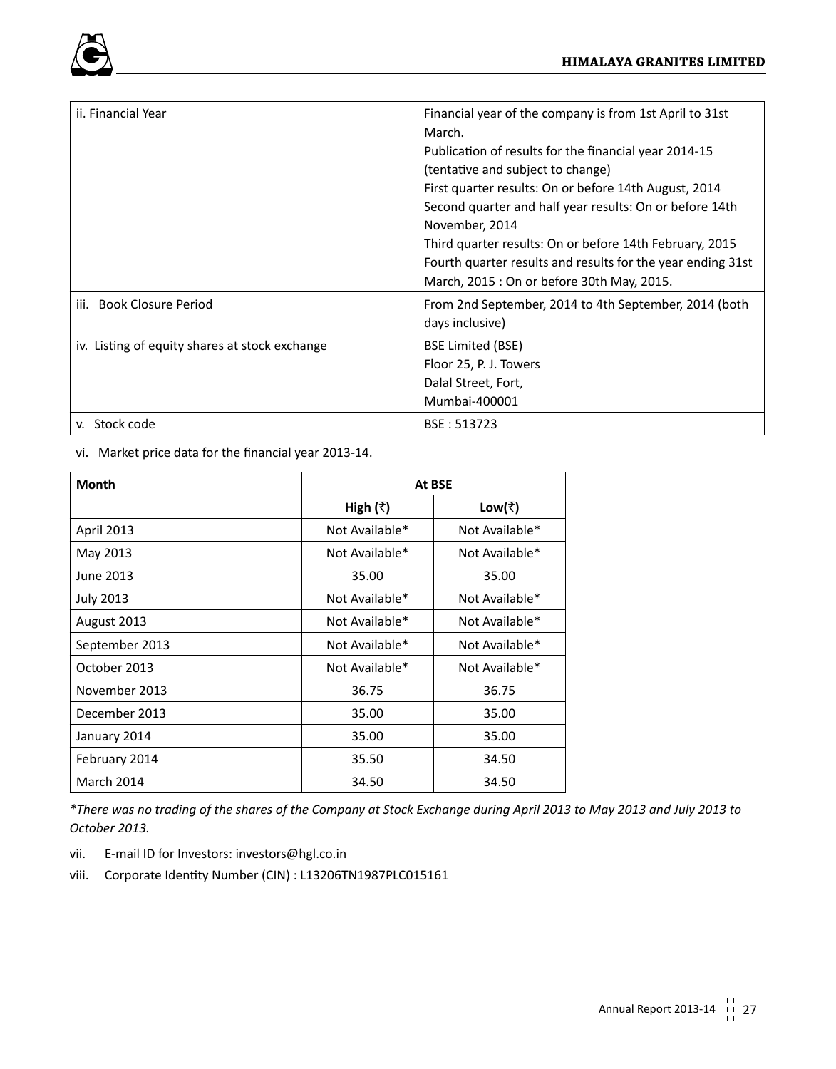| ii. Financial Year | Financial year of the company is from 1st April to 31st March.<br>Publication of results for the financial year 2014-15 (tentative and subject to change)<br>First quarter results: On or before 14th August, 2014<br>Second quarter and half year results: On or before 14th November, 2014<br>Third quarter results: On or before 14th February, 2015<br>Fourth quarter results and results for the year ending 31st March, 2015 : On or before 30th May, 2015. |
|---|---|
| iii. Book Closure Period | From 2nd September, 2014 to 4th September, 2014 (both days inclusive) |
| iv. Listing of equity shares at stock exchange | BSE Limited (BSE)<br>Floor 25, P. J. Towers<br>Dalal Street, Fort,<br>Mumbai-400001 |
| v. Stock code | BSE : 513723 |

vi. Market price data for the financial year 2013-14.

| Month | At BSE | |
|---|---|---|
| | High (₹) | Low(₹) |
| April 2013 | Not Available* | Not Available* |
| May 2013 | Not Available* | Not Available* |
| June 2013 | 35.00 | 35.00 |
| July 2013 | Not Available* | Not Available* |
| August 2013 | Not Available* | Not Available* |
| September 2013 | Not Available* | Not Available* |
| October 2013 | Not Available* | Not Available* |
| November 2013 | 36.75 | 36.75 |
| December 2013 | 35.00 | 35.00 |
| January 2014 | 35.00 | 35.00 |
| February 2014 | 35.50 | 34.50 |
| March 2014 | 34.50 | 34.50 |

*\*There was no trading of the shares of the Company at Stock Exchange during April 2013 to May 2013 and July 2013 to October 2013.*

vii. E-mail ID for Investors: investors@hgl.co.in

viii. Corporate Identity Number (CIN) : L13206TN1987PLC015161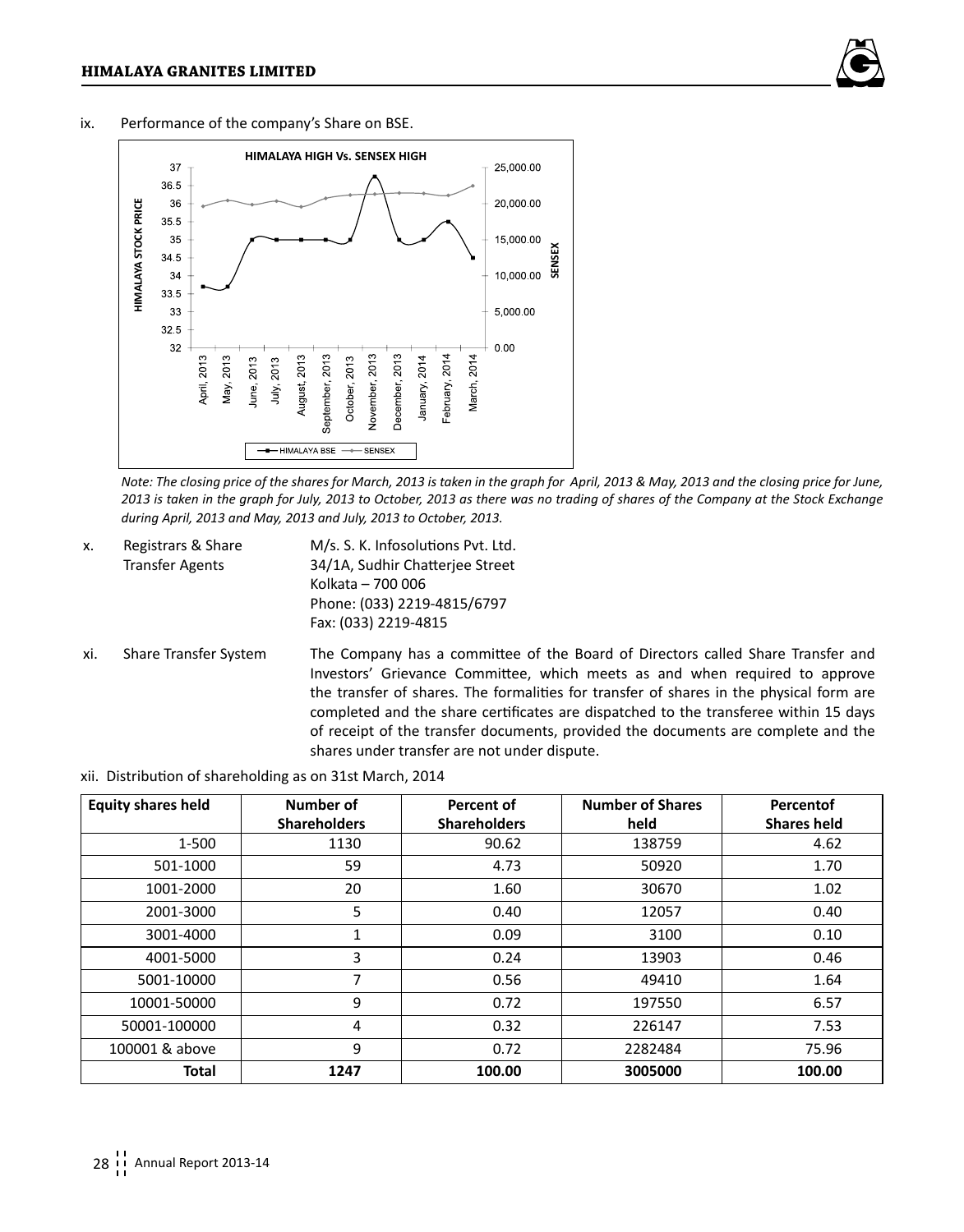ix. Performance of the company's Share on BSE.

*Note: The closing price of the shares for March, 2013 is taken in the graph for April, 2013 & May, 2013 and the closing price for June, 2013 is taken in the graph for July, 2013 to October, 2013 as there was no trading of shares of the Company at the Stock Exchange during April, 2013 and May, 2013 and July, 2013 to October, 2013.*

x. Registrars & Share Transfer Agents

M/s. S. K. Infosolutions Pvt. Ltd.
34/1A, Sudhir Chatterjee Street
Kolkata – 700 006
Phone: (033) 2219-4815/6797
Fax: (033) 2219-4815

xi. Share Transfer System

The Company has a committee of the Board of Directors called Share Transfer and Investors' Grievance Committee, which meets as and when required to approve the transfer of shares. The formalities for transfer of shares in the physical form are completed and the share certificates are dispatched to the transferee within 15 days of receipt of the transfer documents, provided the documents are complete and the shares under transfer are not under dispute.

xii. Distribution of shareholding as on 31st March, 2014

| Equity shares held | Number of Shareholders | Percent of Shareholders | Number of Shares held | Percentof Shares held |
|---|---|---|---|---|
| 1-500 | 1130 | 90.62 | 138759 | 4.62 |
| 501-1000 | 59 | 4.73 | 50920 | 1.70 |
| 1001-2000 | 20 | 1.60 | 30670 | 1.02 |
| 2001-3000 | 5 | 0.40 | 12057 | 0.40 |
| 3001-4000 | 1 | 0.09 | 3100 | 0.10 |
| 4001-5000 | 3 | 0.24 | 13903 | 0.46 |
| 5001-10000 | 7 | 0.56 | 49410 | 1.64 |
| 10001-50000 | 9 | 0.72 | 197550 | 6.57 |
| 50001-100000 | 4 | 0.32 | 226147 | 7.53 |
| 100001 & above | 9 | 0.72 | 2282484 | 75.96 |
| **Total** | **1247** | **100.00** | **3005000** | **100.00** |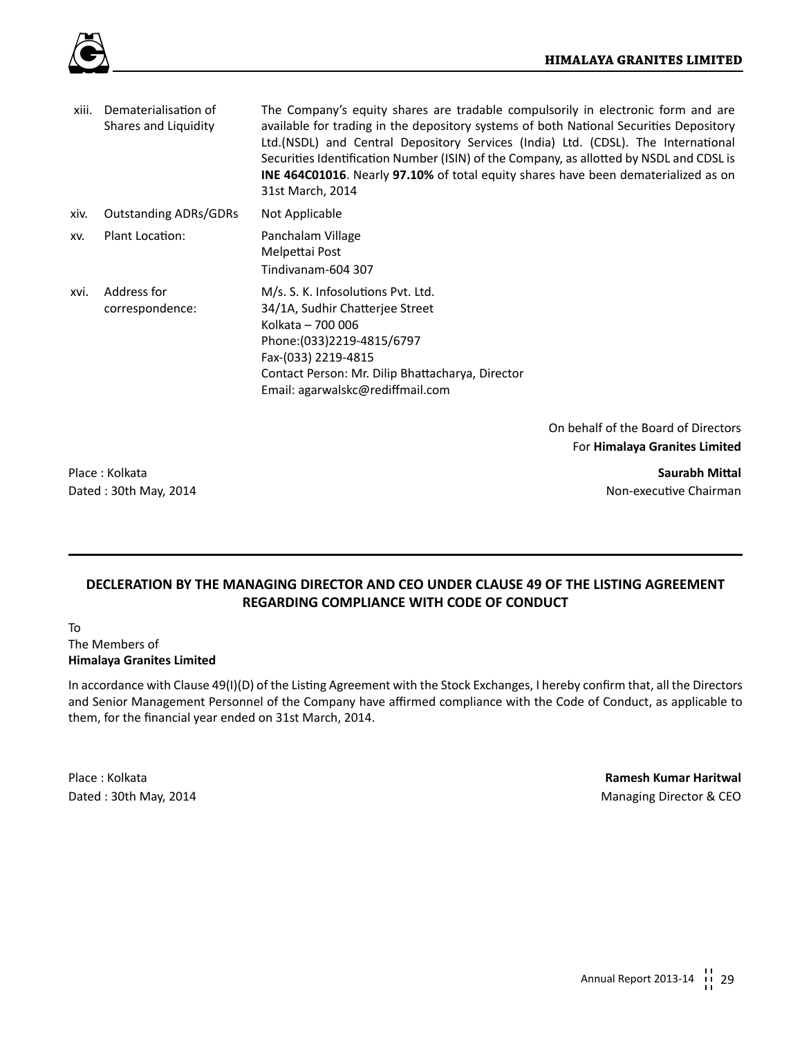| | | |
|---|---|---|
| xiii. | Dematerialisation of Shares and Liquidity | The Company's equity shares are tradable compulsorily in electronic form and are available for trading in the depository systems of both National Securities Depository Ltd.(NSDL) and Central Depository Services (India) Ltd. (CDSL). The International Securities Identification Number (ISIN) of the Company, as allotted by NSDL and CDSL is **INE 464C01016**. Nearly **97.10%** of total equity shares have been dematerialized as on 31st March, 2014 |
| xiv. | Outstanding ADRs/GDRs | Not Applicable |
| xv. | Plant Location: | Panchalam Village<br>Melpettai Post<br>Tindivanam-604 307 |
| xvi. | Address for correspondence: | M/s. S. K. Infosolutions Pvt. Ltd.<br>34/1A, Sudhir Chatterjee Street<br>Kolkata – 700 006<br>Phone:(033)2219-4815/6797<br>Fax-(033) 2219-4815<br>Contact Person: Mr. Dilip Bhattacharya, Director<br>Email: agarwalskc@rediffmail.com |

On behalf of the Board of Directors
For **Himalaya Granites Limited**

Place : Kolkata
Dated : 30th May, 2014

**Saurabh Mittal**
Non-executive Chairman

## DECLERATION BY THE MANAGING DIRECTOR AND CEO UNDER CLAUSE 49 OF THE LISTING AGREEMENT REGARDING COMPLIANCE WITH CODE OF CONDUCT

To
The Members of
**Himalaya Granites Limited**

In accordance with Clause 49(I)(D) of the Listing Agreement with the Stock Exchanges, I hereby confirm that, all the Directors and Senior Management Personnel of the Company have affirmed compliance with the Code of Conduct, as applicable to them, for the financial year ended on 31st March, 2014.

Place : Kolkata
Dated : 30th May, 2014

**Ramesh Kumar Haritwal**
Managing Director & CEO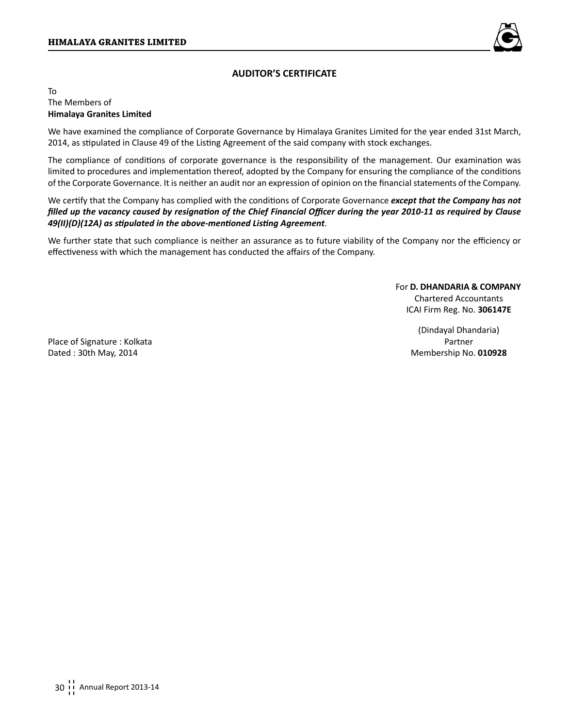## AUDITOR'S CERTIFICATE

To
The Members of
**Himalaya Granites Limited**

We have examined the compliance of Corporate Governance by Himalaya Granites Limited for the year ended 31st March, 2014, as stipulated in Clause 49 of the Listing Agreement of the said company with stock exchanges.

The compliance of conditions of corporate governance is the responsibility of the management. Our examination was limited to procedures and implementation thereof, adopted by the Company for ensuring the compliance of the conditions of the Corporate Governance. It is neither an audit nor an expression of opinion on the financial statements of the Company.

We certify that the Company has complied with the conditions of Corporate Governance ***except that the Company has not filled up the vacancy caused by resignation of the Chief Financial Officer during the year 2010-11 as required by Clause 49(II)(D)(12A) as stipulated in the above-mentioned Listing Agreement***.

We further state that such compliance is neither an assurance as to future viability of the Company nor the efficiency or effectiveness with which the management has conducted the affairs of the Company.

For **D. DHANDARIA & COMPANY**
Chartered Accountants
ICAI Firm Reg. No. **306147E**

(Dindayal Dhandaria)
Partner
Membership No. **010928**

Place of Signature : Kolkata
Dated : 30th May, 2014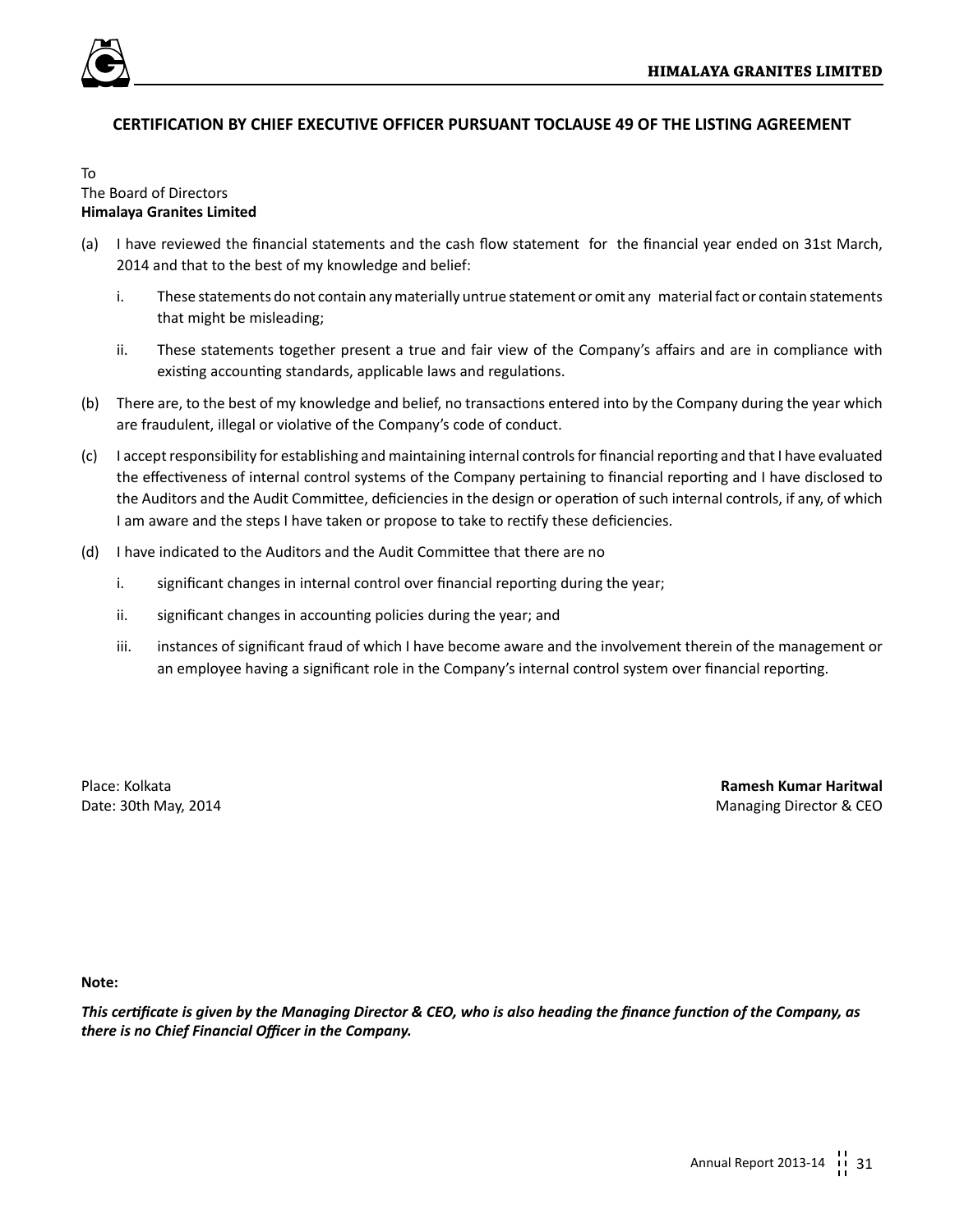## CERTIFICATION BY CHIEF EXECUTIVE OFFICER PURSUANT TOCLAUSE 49 OF THE LISTING AGREEMENT

To
The Board of Directors
**Himalaya Granites Limited**

(a) I have reviewed the financial statements and the cash flow statement for the financial year ended on 31st March, 2014 and that to the best of my knowledge and belief:

   i. These statements do not contain any materially untrue statement or omit any material fact or contain statements that might be misleading;

   ii. These statements together present a true and fair view of the Company's affairs and are in compliance with existing accounting standards, applicable laws and regulations.

(b) There are, to the best of my knowledge and belief, no transactions entered into by the Company during the year which are fraudulent, illegal or violative of the Company's code of conduct.

(c) I accept responsibility for establishing and maintaining internal controls for financial reporting and that I have evaluated the effectiveness of internal control systems of the Company pertaining to financial reporting and I have disclosed to the Auditors and the Audit Committee, deficiencies in the design or operation of such internal controls, if any, of which I am aware and the steps I have taken or propose to take to rectify these deficiencies.

(d) I have indicated to the Auditors and the Audit Committee that there are no

   i. significant changes in internal control over financial reporting during the year;

   ii. significant changes in accounting policies during the year; and

   iii. instances of significant fraud of which I have become aware and the involvement therein of the management or an employee having a significant role in the Company's internal control system over financial reporting.

Place: Kolkata
Date: 30th May, 2014

**Ramesh Kumar Haritwal**
Managing Director & CEO

**Note:**

***This certificate is given by the Managing Director & CEO, who is also heading the finance function of the Company, as there is no Chief Financial Officer in the Company.***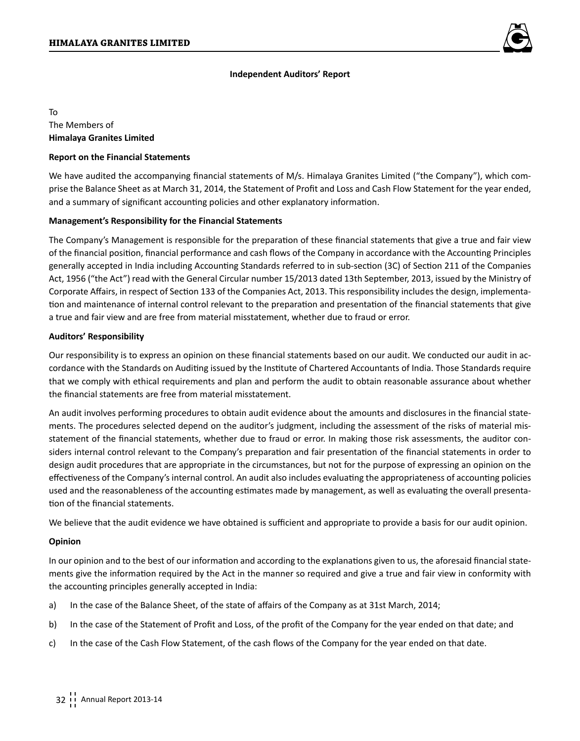## Independent Auditors' Report

To
The Members of
**Himalaya Granites Limited**

### Report on the Financial Statements

We have audited the accompanying financial statements of M/s. Himalaya Granites Limited ("the Company"), which comprise the Balance Sheet as at March 31, 2014, the Statement of Profit and Loss and Cash Flow Statement for the year ended, and a summary of significant accounting policies and other explanatory information.

### Management's Responsibility for the Financial Statements

The Company's Management is responsible for the preparation of these financial statements that give a true and fair view of the financial position, financial performance and cash flows of the Company in accordance with the Accounting Principles generally accepted in India including Accounting Standards referred to in sub-section (3C) of Section 211 of the Companies Act, 1956 ("the Act") read with the General Circular number 15/2013 dated 13th September, 2013, issued by the Ministry of Corporate Affairs, in respect of Section 133 of the Companies Act, 2013. This responsibility includes the design, implementation and maintenance of internal control relevant to the preparation and presentation of the financial statements that give a true and fair view and are free from material misstatement, whether due to fraud or error.

### Auditors' Responsibility

Our responsibility is to express an opinion on these financial statements based on our audit. We conducted our audit in accordance with the Standards on Auditing issued by the Institute of Chartered Accountants of India. Those Standards require that we comply with ethical requirements and plan and perform the audit to obtain reasonable assurance about whether the financial statements are free from material misstatement.

An audit involves performing procedures to obtain audit evidence about the amounts and disclosures in the financial statements. The procedures selected depend on the auditor's judgment, including the assessment of the risks of material misstatement of the financial statements, whether due to fraud or error. In making those risk assessments, the auditor considers internal control relevant to the Company's preparation and fair presentation of the financial statements in order to design audit procedures that are appropriate in the circumstances, but not for the purpose of expressing an opinion on the effectiveness of the Company's internal control. An audit also includes evaluating the appropriateness of accounting policies used and the reasonableness of the accounting estimates made by management, as well as evaluating the overall presentation of the financial statements.

We believe that the audit evidence we have obtained is sufficient and appropriate to provide a basis for our audit opinion.

### Opinion

In our opinion and to the best of our information and according to the explanations given to us, the aforesaid financial statements give the information required by the Act in the manner so required and give a true and fair view in conformity with the accounting principles generally accepted in India:

a) In the case of the Balance Sheet, of the state of affairs of the Company as at 31st March, 2014;

b) In the case of the Statement of Profit and Loss, of the profit of the Company for the year ended on that date; and

c) In the case of the Cash Flow Statement, of the cash flows of the Company for the year ended on that date.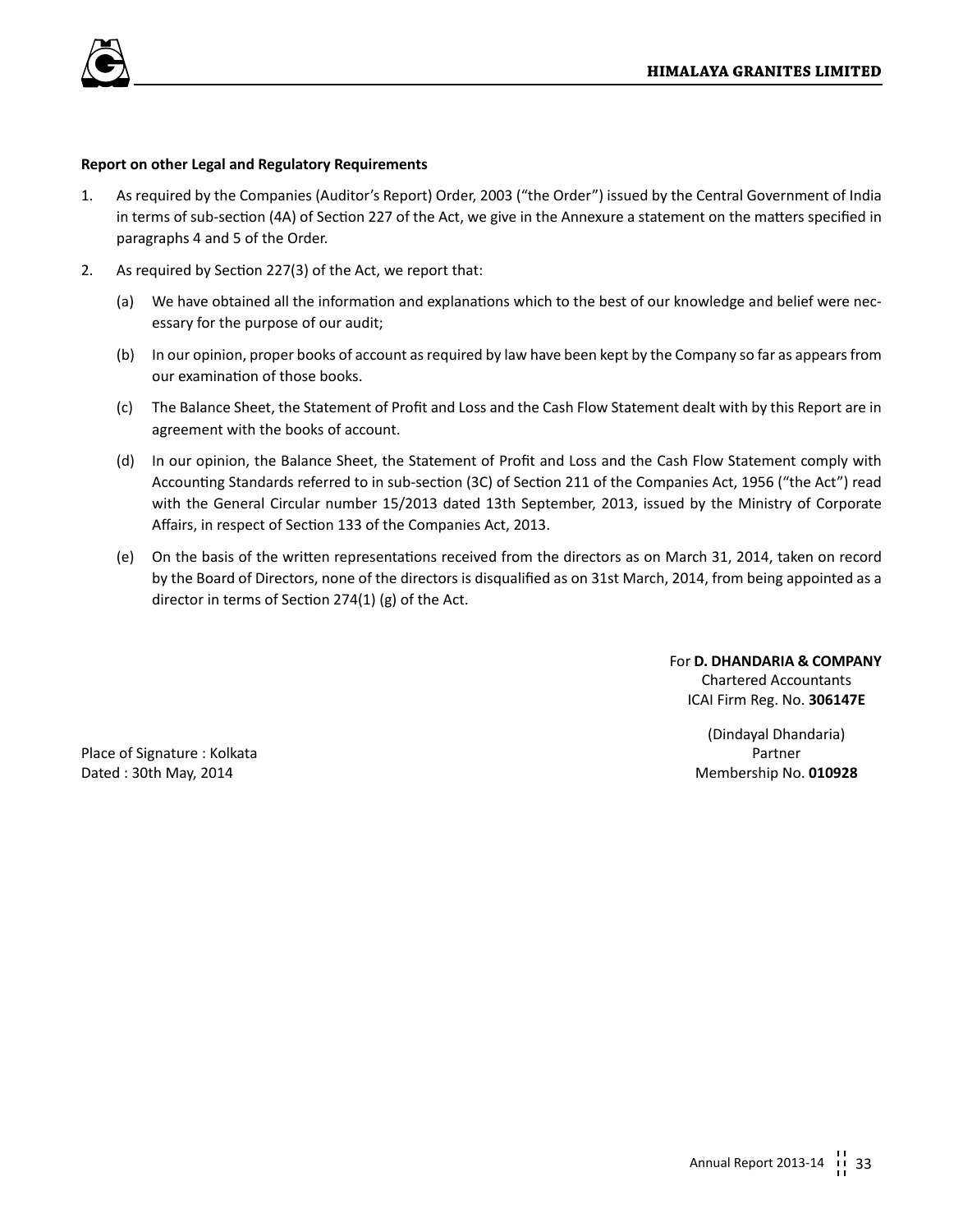**Report on other Legal and Regulatory Requirements**

1. As required by the Companies (Auditor's Report) Order, 2003 ("the Order") issued by the Central Government of India in terms of sub-section (4A) of Section 227 of the Act, we give in the Annexure a statement on the matters specified in paragraphs 4 and 5 of the Order.

2. As required by Section 227(3) of the Act, we report that:

   (a) We have obtained all the information and explanations which to the best of our knowledge and belief were necessary for the purpose of our audit;

   (b) In our opinion, proper books of account as required by law have been kept by the Company so far as appears from our examination of those books.

   (c) The Balance Sheet, the Statement of Profit and Loss and the Cash Flow Statement dealt with by this Report are in agreement with the books of account.

   (d) In our opinion, the Balance Sheet, the Statement of Profit and Loss and the Cash Flow Statement comply with Accounting Standards referred to in sub-section (3C) of Section 211 of the Companies Act, 1956 ("the Act") read with the General Circular number 15/2013 dated 13th September, 2013, issued by the Ministry of Corporate Affairs, in respect of Section 133 of the Companies Act, 2013.

   (e) On the basis of the written representations received from the directors as on March 31, 2014, taken on record by the Board of Directors, none of the directors is disqualified as on 31st March, 2014, from being appointed as a director in terms of Section 274(1) (g) of the Act.

For **D. DHANDARIA & COMPANY**
Chartered Accountants
ICAI Firm Reg. No. **306147E**

(Dindayal Dhandaria)
Partner
Membership No. **010928**

Place of Signature : Kolkata
Dated : 30th May, 2014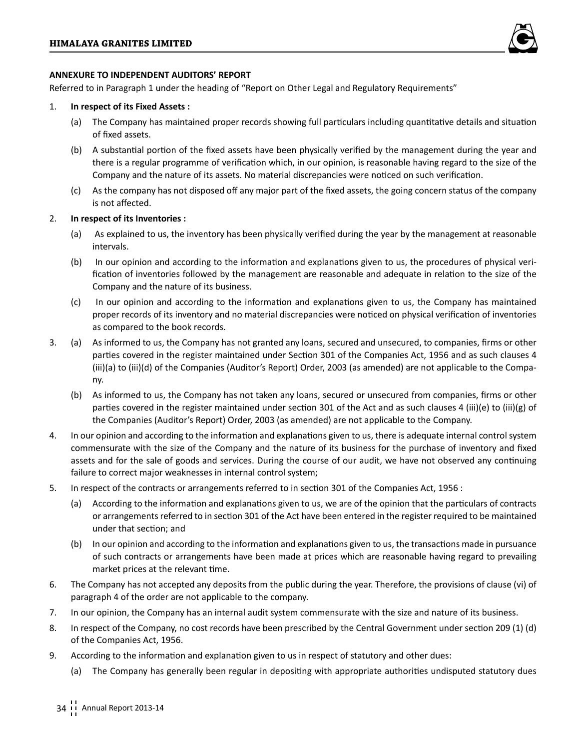## ANNEXURE TO INDEPENDENT AUDITORS' REPORT

Referred to in Paragraph 1 under the heading of "Report on Other Legal and Regulatory Requirements"

1. **In respect of its Fixed Assets :**

   (a) The Company has maintained proper records showing full particulars including quantitative details and situation of fixed assets.

   (b) A substantial portion of the fixed assets have been physically verified by the management during the year and there is a regular programme of verification which, in our opinion, is reasonable having regard to the size of the Company and the nature of its assets. No material discrepancies were noticed on such verification.

   (c) As the company has not disposed off any major part of the fixed assets, the going concern status of the company is not affected.

2. **In respect of its Inventories :**

   (a) As explained to us, the inventory has been physically verified during the year by the management at reasonable intervals.

   (b) In our opinion and according to the information and explanations given to us, the procedures of physical verification of inventories followed by the management are reasonable and adequate in relation to the size of the Company and the nature of its business.

   (c) In our opinion and according to the information and explanations given to us, the Company has maintained proper records of its inventory and no material discrepancies were noticed on physical verification of inventories as compared to the book records.

3. (a) As informed to us, the Company has not granted any loans, secured and unsecured, to companies, firms or other parties covered in the register maintained under Section 301 of the Companies Act, 1956 and as such clauses 4 (iii)(a) to (iii)(d) of the Companies (Auditor's Report) Order, 2003 (as amended) are not applicable to the Company.

   (b) As informed to us, the Company has not taken any loans, secured or unsecured from companies, firms or other parties covered in the register maintained under section 301 of the Act and as such clauses 4 (iii)(e) to (iii)(g) of the Companies (Auditor's Report) Order, 2003 (as amended) are not applicable to the Company.

4. In our opinion and according to the information and explanations given to us, there is adequate internal control system commensurate with the size of the Company and the nature of its business for the purchase of inventory and fixed assets and for the sale of goods and services. During the course of our audit, we have not observed any continuing failure to correct major weaknesses in internal control system;

5. In respect of the contracts or arrangements referred to in section 301 of the Companies Act, 1956 :

   (a) According to the information and explanations given to us, we are of the opinion that the particulars of contracts or arrangements referred to in section 301 of the Act have been entered in the register required to be maintained under that section; and

   (b) In our opinion and according to the information and explanations given to us, the transactions made in pursuance of such contracts or arrangements have been made at prices which are reasonable having regard to prevailing market prices at the relevant time.

6. The Company has not accepted any deposits from the public during the year. Therefore, the provisions of clause (vi) of paragraph 4 of the order are not applicable to the company.

7. In our opinion, the Company has an internal audit system commensurate with the size and nature of its business.

8. In respect of the Company, no cost records have been prescribed by the Central Government under section 209 (1) (d) of the Companies Act, 1956.

9. According to the information and explanation given to us in respect of statutory and other dues:

   (a) The Company has generally been regular in depositing with appropriate authorities undisputed statutory dues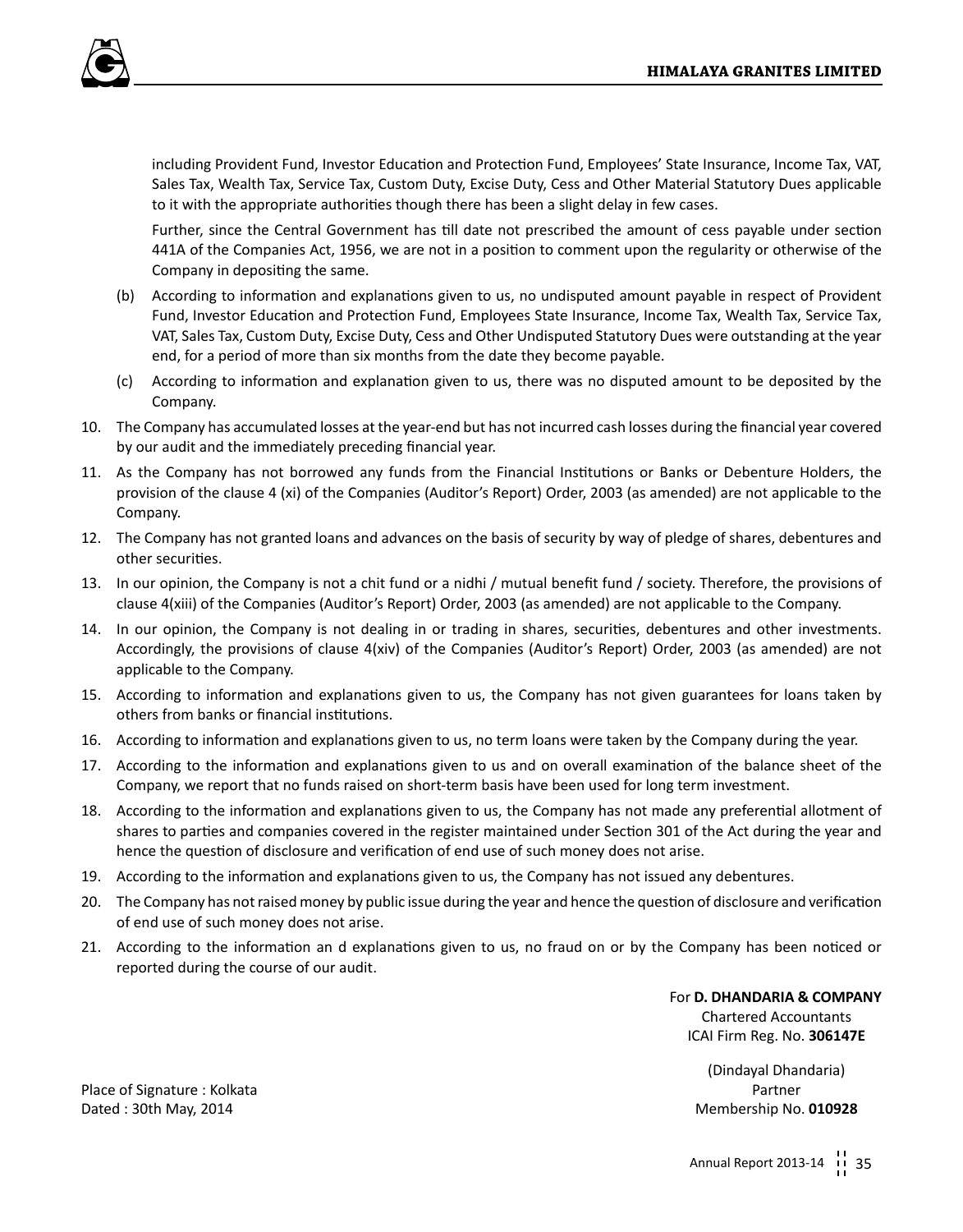including Provident Fund, Investor Education and Protection Fund, Employees' State Insurance, Income Tax, VAT, Sales Tax, Wealth Tax, Service Tax, Custom Duty, Excise Duty, Cess and Other Material Statutory Dues applicable to it with the appropriate authorities though there has been a slight delay in few cases.

Further, since the Central Government has till date not prescribed the amount of cess payable under section 441A of the Companies Act, 1956, we are not in a position to comment upon the regularity or otherwise of the Company in depositing the same.

(b) According to information and explanations given to us, no undisputed amount payable in respect of Provident Fund, Investor Education and Protection Fund, Employees State Insurance, Income Tax, Wealth Tax, Service Tax, VAT, Sales Tax, Custom Duty, Excise Duty, Cess and Other Undisputed Statutory Dues were outstanding at the year end, for a period of more than six months from the date they become payable.

(c) According to information and explanation given to us, there was no disputed amount to be deposited by the Company.

10. The Company has accumulated losses at the year-end but has not incurred cash losses during the financial year covered by our audit and the immediately preceding financial year.

11. As the Company has not borrowed any funds from the Financial Institutions or Banks or Debenture Holders, the provision of the clause 4 (xi) of the Companies (Auditor's Report) Order, 2003 (as amended) are not applicable to the Company.

12. The Company has not granted loans and advances on the basis of security by way of pledge of shares, debentures and other securities.

13. In our opinion, the Company is not a chit fund or a nidhi / mutual benefit fund / society. Therefore, the provisions of clause 4(xiii) of the Companies (Auditor's Report) Order, 2003 (as amended) are not applicable to the Company.

14. In our opinion, the Company is not dealing in or trading in shares, securities, debentures and other investments. Accordingly, the provisions of clause 4(xiv) of the Companies (Auditor's Report) Order, 2003 (as amended) are not applicable to the Company.

15. According to information and explanations given to us, the Company has not given guarantees for loans taken by others from banks or financial institutions.

16. According to information and explanations given to us, no term loans were taken by the Company during the year.

17. According to the information and explanations given to us and on overall examination of the balance sheet of the Company, we report that no funds raised on short-term basis have been used for long term investment.

18. According to the information and explanations given to us, the Company has not made any preferential allotment of shares to parties and companies covered in the register maintained under Section 301 of the Act during the year and hence the question of disclosure and verification of end use of such money does not arise.

19. According to the information and explanations given to us, the Company has not issued any debentures.

20. The Company has not raised money by public issue during the year and hence the question of disclosure and verification of end use of such money does not arise.

21. According to the information an d explanations given to us, no fraud on or by the Company has been noticed or reported during the course of our audit.

For **D. DHANDARIA & COMPANY**
Chartered Accountants
ICAI Firm Reg. No. **306147E**

(Dindayal Dhandaria)
Partner
Membership No. **010928**

Place of Signature : Kolkata
Dated : 30th May, 2014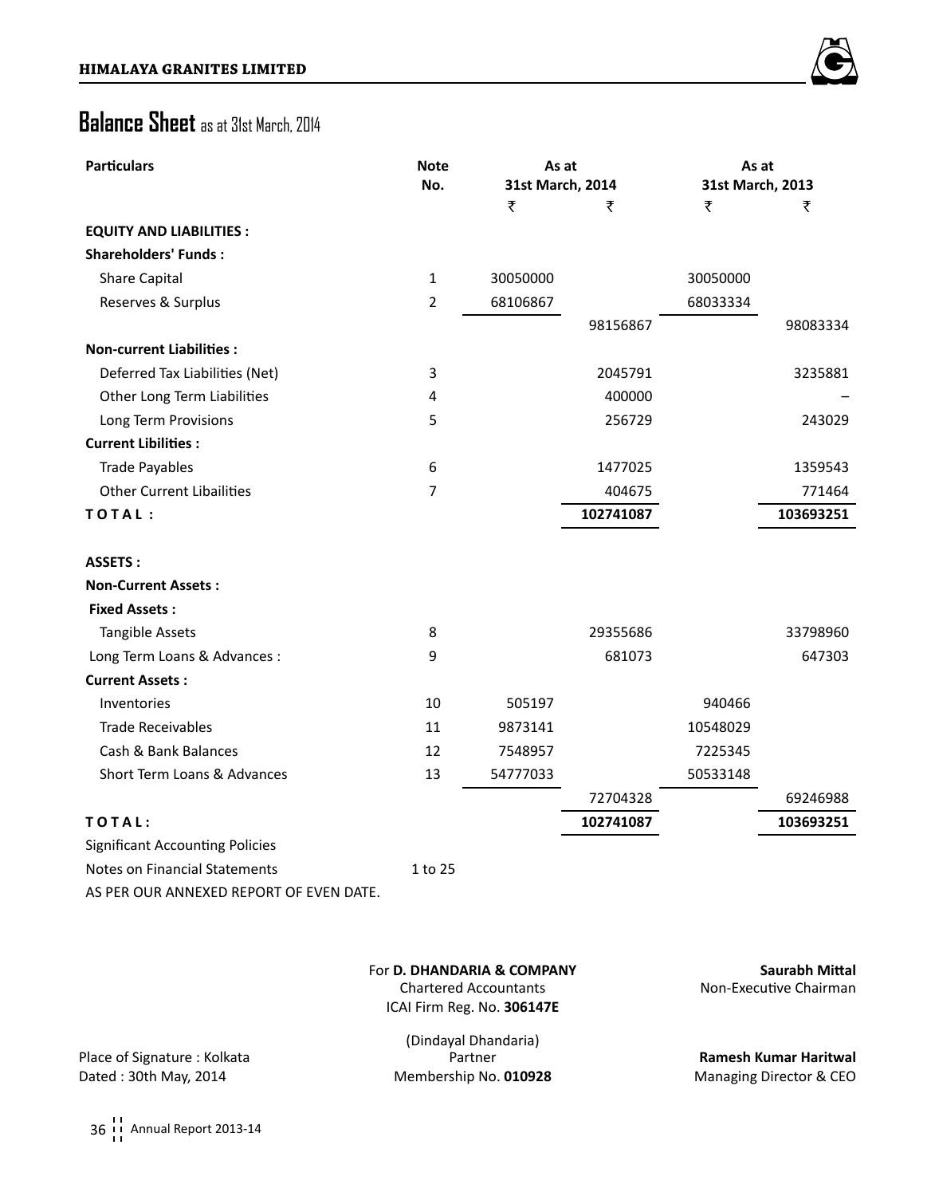# Balance Sheet as at 31st March, 2014

| Particulars | Note No. | As at 31st March, 2014 | | As at 31st March, 2013 | |
|---|---|---|---|---|---|
| | | ₹ | ₹ | ₹ | ₹ |
| **EQUITY AND LIABILITIES :** | | | | | |
| **Shareholders' Funds :** | | | | | |
| Share Capital | 1 | 30050000 | | 30050000 | |
| Reserves & Surplus | 2 | 68106867 | | 68033334 | |
| | | | 98156867 | | 98083334 |
| **Non-current Liabilities :** | | | | | |
| Deferred Tax Liabilities (Net) | 3 | | 2045791 | | 3235881 |
| Other Long Term Liabilities | 4 | | 400000 | | – |
| Long Term Provisions | 5 | | 256729 | | 243029 |
| **Current Libilities :** | | | | | |
| Trade Payables | 6 | | 1477025 | | 1359543 |
| Other Current Libailities | 7 | | 404675 | | 771464 |
| **TOTAL :** | | | **102741087** | | **103693251** |
| **ASSETS :** | | | | | |
| **Non-Current Assets :** | | | | | |
| **Fixed Assets :** | | | | | |
| Tangible Assets | 8 | | 29355686 | | 33798960 |
| Long Term Loans & Advances : | 9 | | 681073 | | 647303 |
| **Current Assets :** | | | | | |
| Inventories | 10 | 505197 | | 940466 | |
| Trade Receivables | 11 | 9873141 | | 10548029 | |
| Cash & Bank Balances | 12 | 7548957 | | 7225345 | |
| Short Term Loans & Advances | 13 | 54777033 | | 50533148 | |
| | | | 72704328 | | 69246988 |
| **TOTAL:** | | | **102741087** | | **103693251** |
| Significant Accounting Policies | | | | | |
| Notes on Financial Statements | 1 to 25 | | | | |

AS PER OUR ANNEXED REPORT OF EVEN DATE.

For **D. DHANDARIA & COMPANY**
Chartered Accountants
ICAI Firm Reg. No. **306147E**

(Dindayal Dhandaria)
Partner
Membership No. **010928**

Place of Signature : Kolkata
Dated : 30th May, 2014

**Saurabh Mittal**
Non-Executive Chairman

**Ramesh Kumar Haritwal**
Managing Director & CEO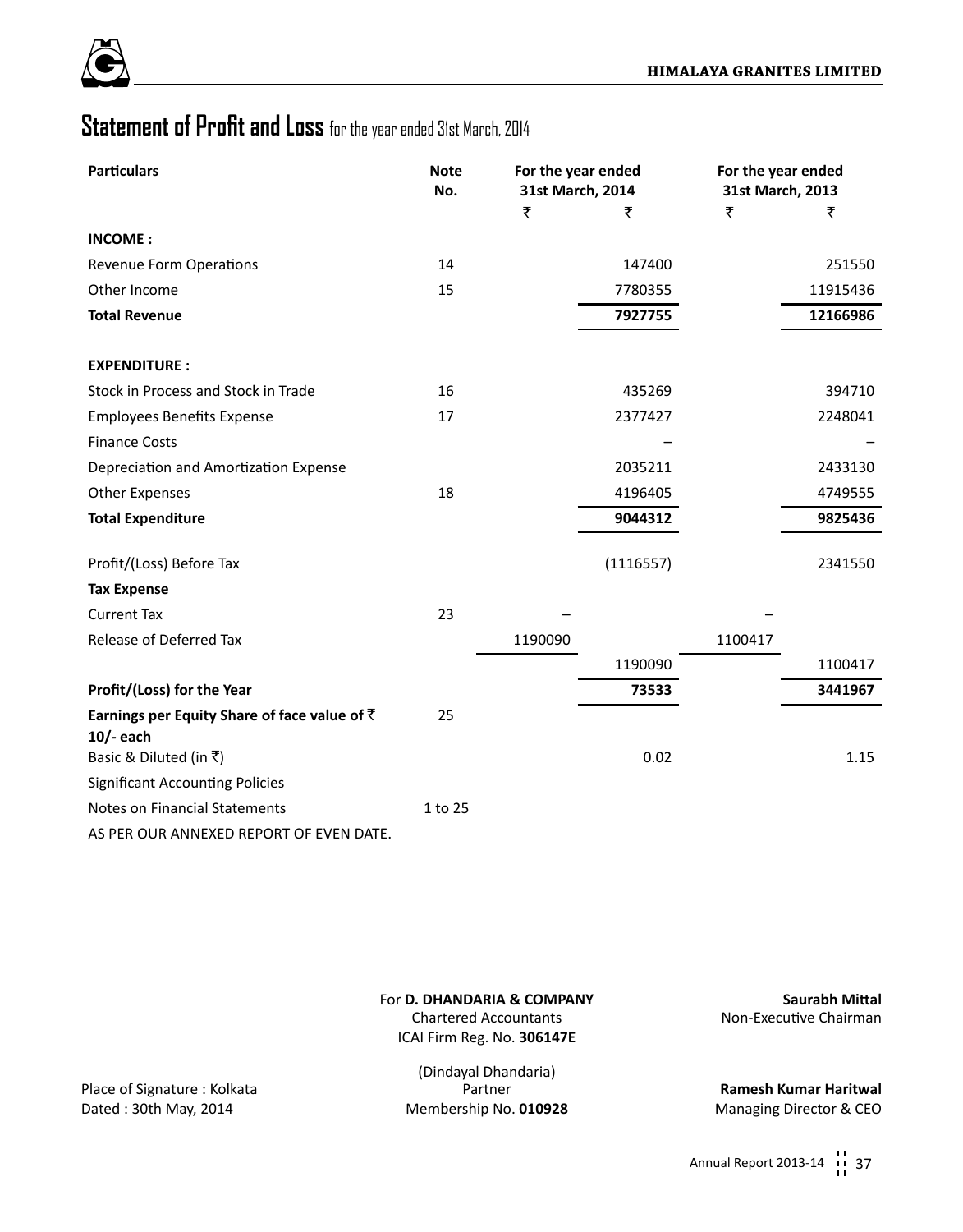# Statement of Profit and Loss for the year ended 31st March, 2014

| Particulars | Note No. | For the year ended 31st March, 2014 | | For the year ended 31st March, 2013 | |
|---|---|---|---|---|---|
| | | ₹ | ₹ | ₹ | ₹ |
| **INCOME :** | | | | | |
| Revenue Form Operations | 14 | | 147400 | | 251550 |
| Other Income | 15 | | 7780355 | | 11915436 |
| **Total Revenue** | | | **7927755** | | **12166986** |
| **EXPENDITURE :** | | | | | |
| Stock in Process and Stock in Trade | 16 | | 435269 | | 394710 |
| Employees Benefits Expense | 17 | | 2377427 | | 2248041 |
| Finance Costs | | | – | | – |
| Depreciation and Amortization Expense | | | 2035211 | | 2433130 |
| Other Expenses | 18 | | 4196405 | | 4749555 |
| **Total Expenditure** | | | **9044312** | | **9825436** |
| Profit/(Loss) Before Tax | | | (1116557) | | 2341550 |
| **Tax Expense** | | | | | |
| Current Tax | 23 | – | | – | |
| Release of Deferred Tax | | 1190090 | | 1100417 | |
| | | | 1190090 | | 1100417 |
| **Profit/(Loss) for the Year** | | | **73533** | | **3441967** |
| **Earnings per Equity Share of face value of ₹ 10/- each** | 25 | | | | |
| Basic & Diluted (in ₹) | | | 0.02 | | 1.15 |
| Significant Accounting Policies | | | | | |
| Notes on Financial Statements | 1 to 25 | | | | |

AS PER OUR ANNEXED REPORT OF EVEN DATE.

For **D. DHANDARIA & COMPANY**
Chartered Accountants
ICAI Firm Reg. No. **306147E**

(Dindayal Dhandaria)
Partner
Membership No. **010928**

Place of Signature : Kolkata
Dated : 30th May, 2014

**Saurabh Mittal**
Non-Executive Chairman

**Ramesh Kumar Haritwal**
Managing Director & CEO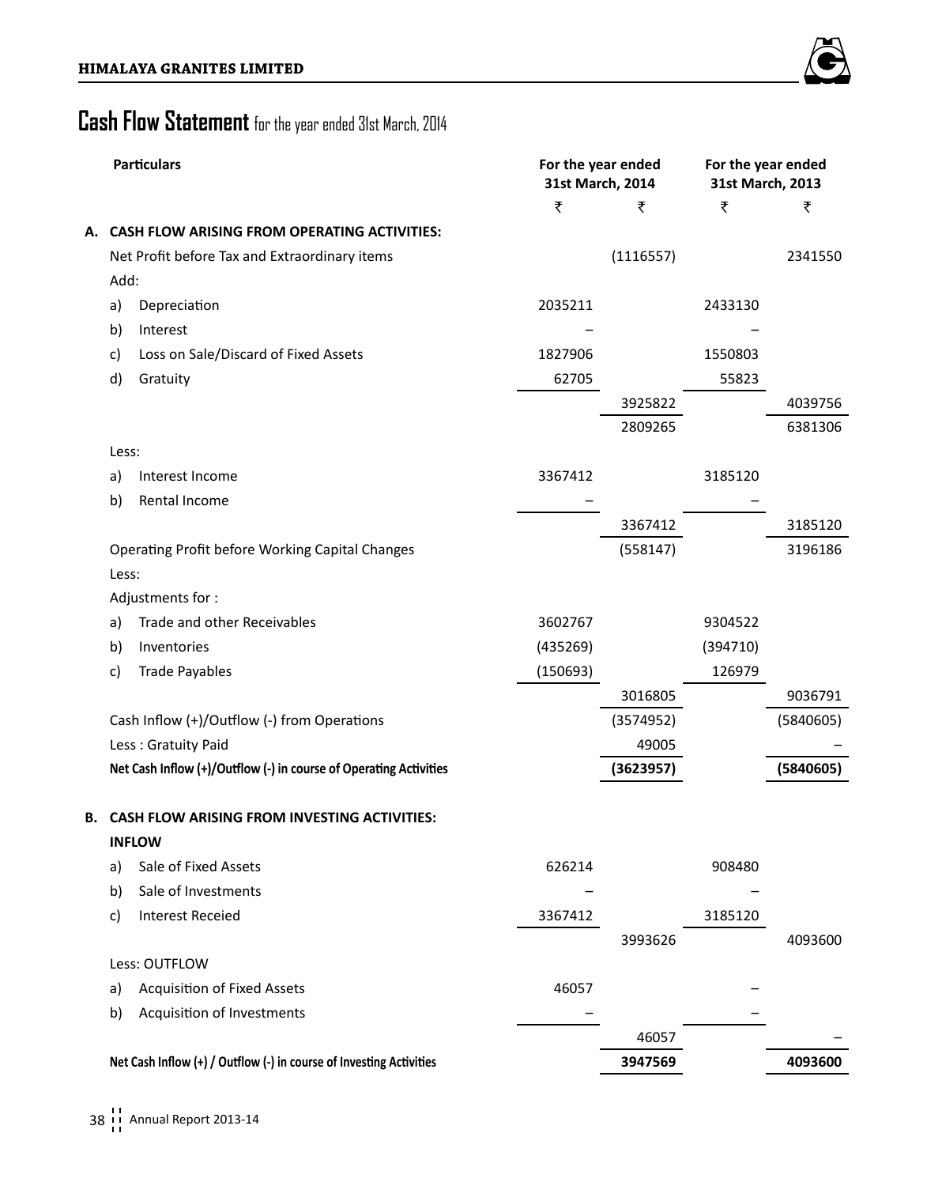# Cash Flow Statement for the year ended 31st March, 2014

| | Particulars | For the year ended 31st March, 2014 | | For the year ended 31st March, 2013 | |
|---|---|---|---|---|---|
| | | ₹ | ₹ | ₹ | ₹ |
| **A.** | **CASH FLOW ARISING FROM OPERATING ACTIVITIES:** | | | | |
| | Net Profit before Tax and Extraordinary items | | (1116557) | | 2341550 |
| | Add: | | | | |
| | a) Depreciation | 2035211 | | 2433130 | |
| | b) Interest | – | | – | |
| | c) Loss on Sale/Discard of Fixed Assets | 1827906 | | 1550803 | |
| | d) Gratuity | 62705 | | 55823 | |
| | | | 3925822 | | 4039756 |
| | | | 2809265 | | 6381306 |
| | Less: | | | | |
| | a) Interest Income | 3367412 | | 3185120 | |
| | b) Rental Income | – | | – | |
| | | | 3367412 | | 3185120 |
| | Operating Profit before Working Capital Changes | | (558147) | | 3196186 |
| | Less: | | | | |
| | Adjustments for : | | | | |
| | a) Trade and other Receivables | 3602767 | | 9304522 | |
| | b) Inventories | (435269) | | (394710) | |
| | c) Trade Payables | (150693) | | 126979 | |
| | | | 3016805 | | 9036791 |
| | Cash Inflow (+)/Outflow (-) from Operations | | (3574952) | | (5840605) |
| | Less : Gratuity Paid | | 49005 | | – |
| | **Net Cash Inflow (+)/Outflow (-) in course of Operating Activities** | | **(3623957)** | | **(5840605)** |
| **B.** | **CASH FLOW ARISING FROM INVESTING ACTIVITIES:** | | | | |
| | **INFLOW** | | | | |
| | a) Sale of Fixed Assets | 626214 | | 908480 | |
| | b) Sale of Investments | – | | – | |
| | c) Interest Receied | 3367412 | | 3185120 | |
| | | | 3993626 | | 4093600 |
| | Less: OUTFLOW | | | | |
| | a) Acquisition of Fixed Assets | 46057 | | – | |
| | b) Acquisition of Investments | – | | – | |
| | | | 46057 | | – |
| | **Net Cash Inflow (+) / Outflow (-) in course of Investing Activities** | | **3947569** | | **4093600** |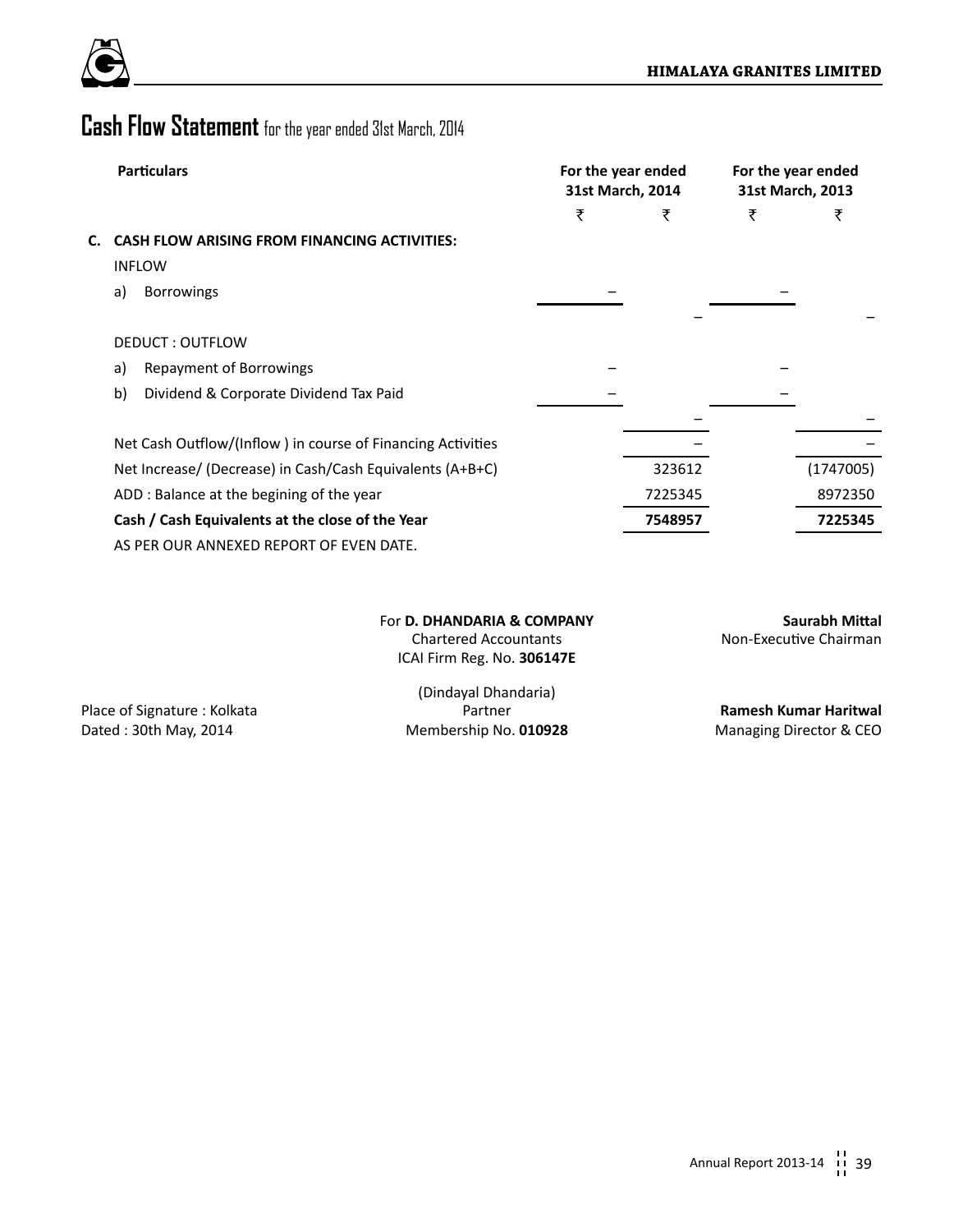# Cash Flow Statement for the year ended 31st March, 2014

| Particulars | For the year ended 31st March, 2014 | | For the year ended 31st March, 2013 | |
|---|---|---|---|---|
| | ₹ | ₹ | ₹ | ₹ |
| **C. CASH FLOW ARISING FROM FINANCING ACTIVITIES:** | | | | |
| INFLOW | | | | |
| a) Borrowings | – | | – | |
| | | – | | – |
| DEDUCT : OUTFLOW | | | | |
| a) Repayment of Borrowings | – | | – | |
| b) Dividend & Corporate Dividend Tax Paid | – | | – | |
| | | – | | – |
| Net Cash Outflow/(Inflow ) in course of Financing Activities | | – | | – |
| Net Increase/ (Decrease) in Cash/Cash Equivalents (A+B+C) | | 323612 | | (1747005) |
| ADD : Balance at the begining of the year | | 7225345 | | 8972350 |
| **Cash / Cash Equivalents at the close of the Year** | | **7548957** | | **7225345** |

AS PER OUR ANNEXED REPORT OF EVEN DATE.

For **D. DHANDARIA & COMPANY**
Chartered Accountants
ICAI Firm Reg. No. **306147E**

(Dindayal Dhandaria)
Partner
Membership No. **010928**

Place of Signature : Kolkata
Dated : 30th May, 2014

**Saurabh Mittal**
Non-Executive Chairman

**Ramesh Kumar Haritwal**
Managing Director & CEO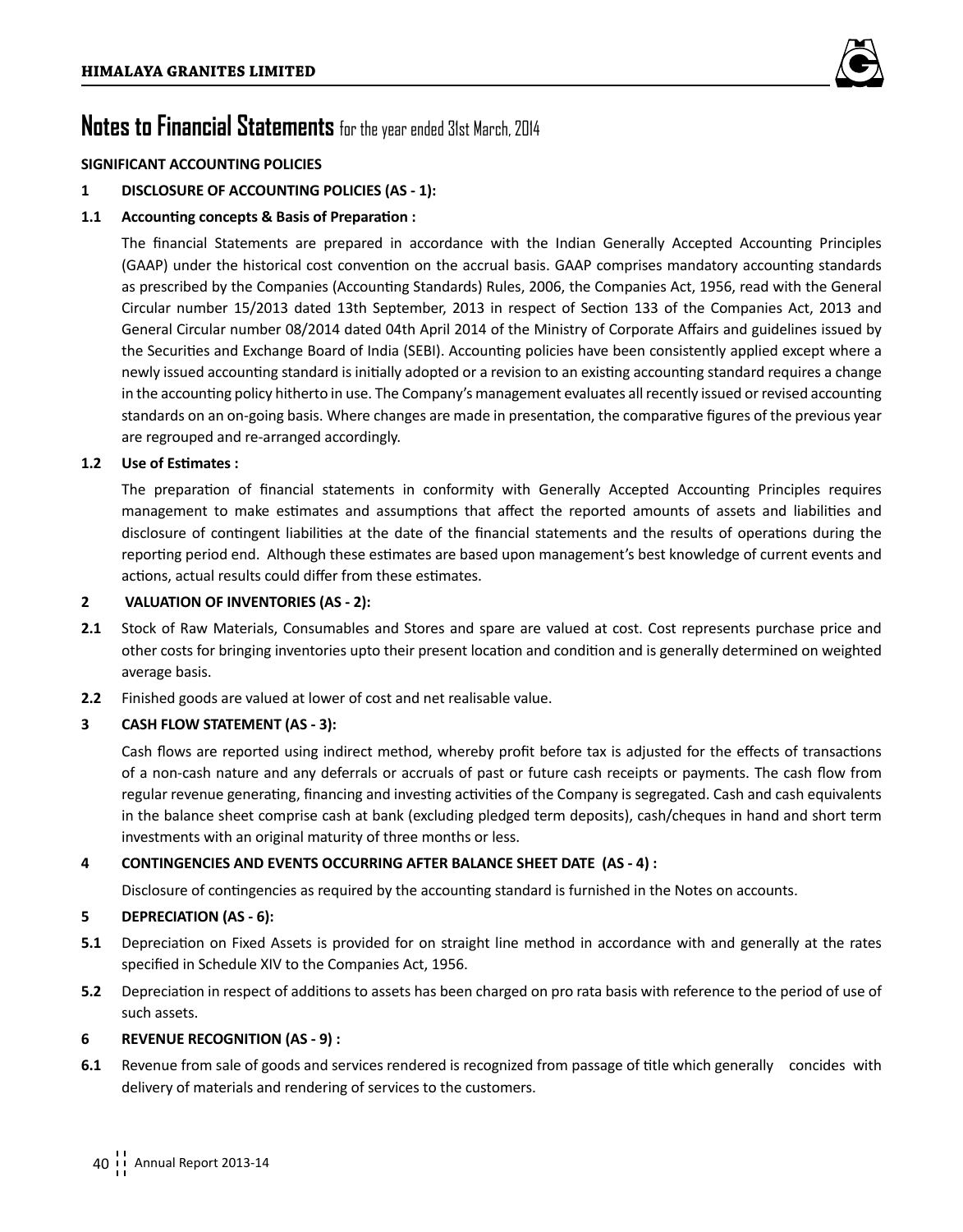# Notes to Financial Statements for the year ended 31st March, 2014

**SIGNIFICANT ACCOUNTING POLICIES**

**1 DISCLOSURE OF ACCOUNTING POLICIES (AS - 1):**

**1.1 Accounting concepts & Basis of Preparation :**

The financial Statements are prepared in accordance with the Indian Generally Accepted Accounting Principles (GAAP) under the historical cost convention on the accrual basis. GAAP comprises mandatory accounting standards as prescribed by the Companies (Accounting Standards) Rules, 2006, the Companies Act, 1956, read with the General Circular number 15/2013 dated 13th September, 2013 in respect of Section 133 of the Companies Act, 2013 and General Circular number 08/2014 dated 04th April 2014 of the Ministry of Corporate Affairs and guidelines issued by the Securities and Exchange Board of India (SEBI). Accounting policies have been consistently applied except where a newly issued accounting standard is initially adopted or a revision to an existing accounting standard requires a change in the accounting policy hitherto in use. The Company's management evaluates all recently issued or revised accounting standards on an on-going basis. Where changes are made in presentation, the comparative figures of the previous year are regrouped and re-arranged accordingly.

**1.2 Use of Estimates :**

The preparation of financial statements in conformity with Generally Accepted Accounting Principles requires management to make estimates and assumptions that affect the reported amounts of assets and liabilities and disclosure of contingent liabilities at the date of the financial statements and the results of operations during the reporting period end. Although these estimates are based upon management's best knowledge of current events and actions, actual results could differ from these estimates.

**2 VALUATION OF INVENTORIES (AS - 2):**

**2.1** Stock of Raw Materials, Consumables and Stores and spare are valued at cost. Cost represents purchase price and other costs for bringing inventories upto their present location and condition and is generally determined on weighted average basis.

**2.2** Finished goods are valued at lower of cost and net realisable value.

**3 CASH FLOW STATEMENT (AS - 3):**

Cash flows are reported using indirect method, whereby profit before tax is adjusted for the effects of transactions of a non-cash nature and any deferrals or accruals of past or future cash receipts or payments. The cash flow from regular revenue generating, financing and investing activities of the Company is segregated. Cash and cash equivalents in the balance sheet comprise cash at bank (excluding pledged term deposits), cash/cheques in hand and short term investments with an original maturity of three months or less.

**4 CONTINGENCIES AND EVENTS OCCURRING AFTER BALANCE SHEET DATE (AS - 4) :**

Disclosure of contingencies as required by the accounting standard is furnished in the Notes on accounts.

**5 DEPRECIATION (AS - 6):**

**5.1** Depreciation on Fixed Assets is provided for on straight line method in accordance with and generally at the rates specified in Schedule XIV to the Companies Act, 1956.

**5.2** Depreciation in respect of additions to assets has been charged on pro rata basis with reference to the period of use of such assets.

**6 REVENUE RECOGNITION (AS - 9) :**

**6.1** Revenue from sale of goods and services rendered is recognized from passage of title which generally concides with delivery of materials and rendering of services to the customers.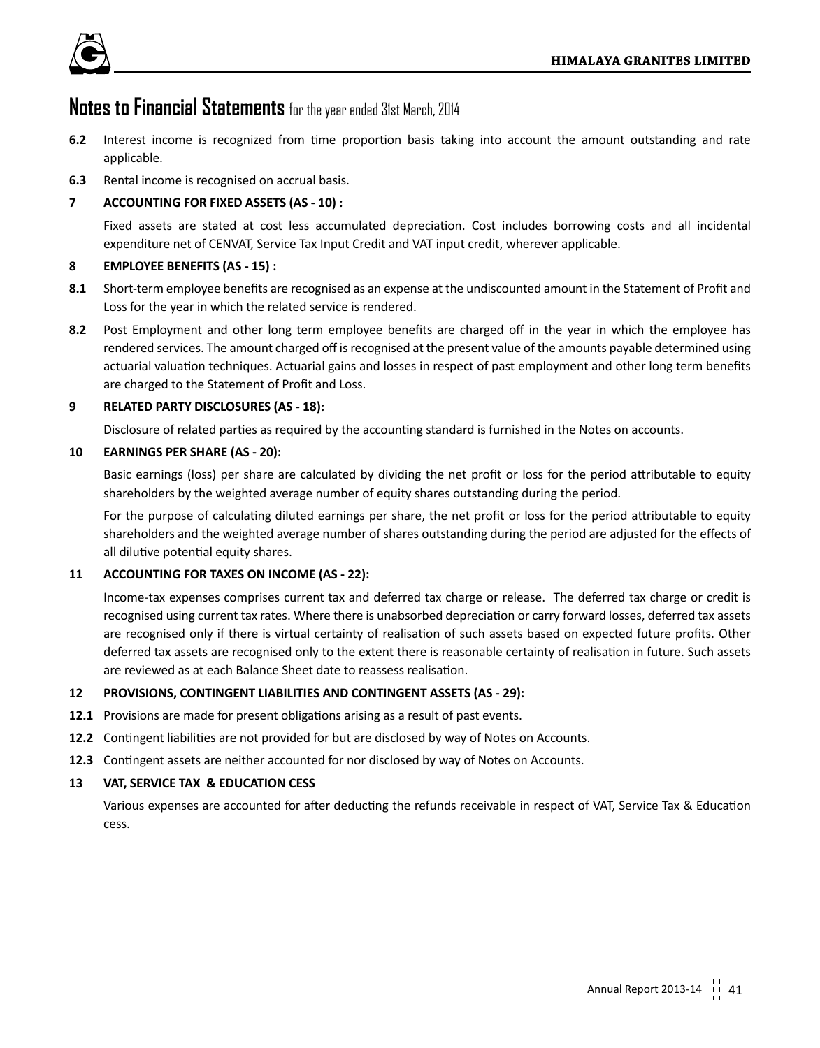# Notes to Financial Statements for the year ended 31st March, 2014

**6.2** Interest income is recognized from time proportion basis taking into account the amount outstanding and rate applicable.

**6.3** Rental income is recognised on accrual basis.

**7 ACCOUNTING FOR FIXED ASSETS (AS - 10) :**

Fixed assets are stated at cost less accumulated depreciation. Cost includes borrowing costs and all incidental expenditure net of CENVAT, Service Tax Input Credit and VAT input credit, wherever applicable.

**8 EMPLOYEE BENEFITS (AS - 15) :**

**8.1** Short-term employee benefits are recognised as an expense at the undiscounted amount in the Statement of Profit and Loss for the year in which the related service is rendered.

**8.2** Post Employment and other long term employee benefits are charged off in the year in which the employee has rendered services. The amount charged off is recognised at the present value of the amounts payable determined using actuarial valuation techniques. Actuarial gains and losses in respect of past employment and other long term benefits are charged to the Statement of Profit and Loss.

**9 RELATED PARTY DISCLOSURES (AS - 18):**

Disclosure of related parties as required by the accounting standard is furnished in the Notes on accounts.

**10 EARNINGS PER SHARE (AS - 20):**

Basic earnings (loss) per share are calculated by dividing the net profit or loss for the period attributable to equity shareholders by the weighted average number of equity shares outstanding during the period.

For the purpose of calculating diluted earnings per share, the net profit or loss for the period attributable to equity shareholders and the weighted average number of shares outstanding during the period are adjusted for the effects of all dilutive potential equity shares.

**11 ACCOUNTING FOR TAXES ON INCOME (AS - 22):**

Income-tax expenses comprises current tax and deferred tax charge or release. The deferred tax charge or credit is recognised using current tax rates. Where there is unabsorbed depreciation or carry forward losses, deferred tax assets are recognised only if there is virtual certainty of realisation of such assets based on expected future profits. Other deferred tax assets are recognised only to the extent there is reasonable certainty of realisation in future. Such assets are reviewed as at each Balance Sheet date to reassess realisation.

**12 PROVISIONS, CONTINGENT LIABILITIES AND CONTINGENT ASSETS (AS - 29):**

**12.1** Provisions are made for present obligations arising as a result of past events.

**12.2** Contingent liabilities are not provided for but are disclosed by way of Notes on Accounts.

**12.3** Contingent assets are neither accounted for nor disclosed by way of Notes on Accounts.

**13 VAT, SERVICE TAX & EDUCATION CESS**

Various expenses are accounted for after deducting the refunds receivable in respect of VAT, Service Tax & Education cess.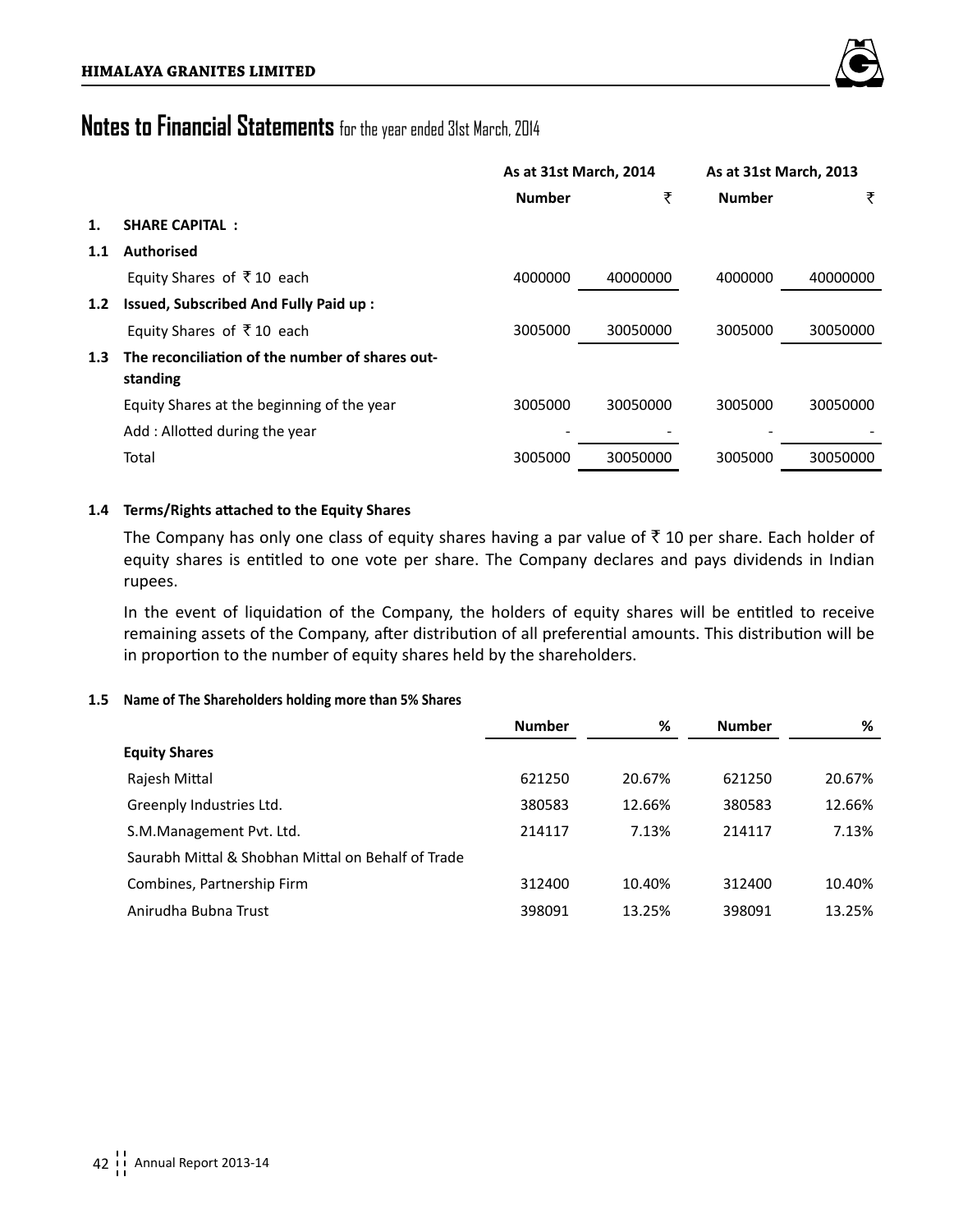# Notes to Financial Statements for the year ended 31st March, 2014

| | | As at 31st March, 2014 | | As at 31st March, 2013 | |
|---|---|---|---|---|---|
| | | Number | ₹ | Number | ₹ |
| **1.** | **SHARE CAPITAL :** | | | | |
| **1.1** | **Authorised** | | | | |
| | Equity Shares of ₹ 10 each | 4000000 | 40000000 | 4000000 | 40000000 |
| **1.2** | **Issued, Subscribed And Fully Paid up :** | | | | |
| | Equity Shares of ₹ 10 each | 3005000 | 30050000 | 3005000 | 30050000 |
| **1.3** | **The reconciliation of the number of shares outstanding** | | | | |
| | Equity Shares at the beginning of the year | 3005000 | 30050000 | 3005000 | 30050000 |
| | Add : Allotted during the year | - | - | - | - |
| | Total | 3005000 | 30050000 | 3005000 | 30050000 |

**1.4 Terms/Rights attached to the Equity Shares**

The Company has only one class of equity shares having a par value of ₹ 10 per share. Each holder of equity shares is entitled to one vote per share. The Company declares and pays dividends in Indian rupees.

In the event of liquidation of the Company, the holders of equity shares will be entitled to receive remaining assets of the Company, after distribution of all preferential amounts. This distribution will be in proportion to the number of equity shares held by the shareholders.

**1.5 Name of The Shareholders holding more than 5% Shares**

| | Number | % | Number | % |
|---|---|---|---|---|
| **Equity Shares** | | | | |
| Rajesh Mittal | 621250 | 20.67% | 621250 | 20.67% |
| Greenply Industries Ltd. | 380583 | 12.66% | 380583 | 12.66% |
| S.M.Management Pvt. Ltd. | 214117 | 7.13% | 214117 | 7.13% |
| Saurabh Mittal & Shobhan Mittal on Behalf of Trade Combines, Partnership Firm | 312400 | 10.40% | 312400 | 10.40% |
| Anirudha Bubna Trust | 398091 | 13.25% | 398091 | 13.25% |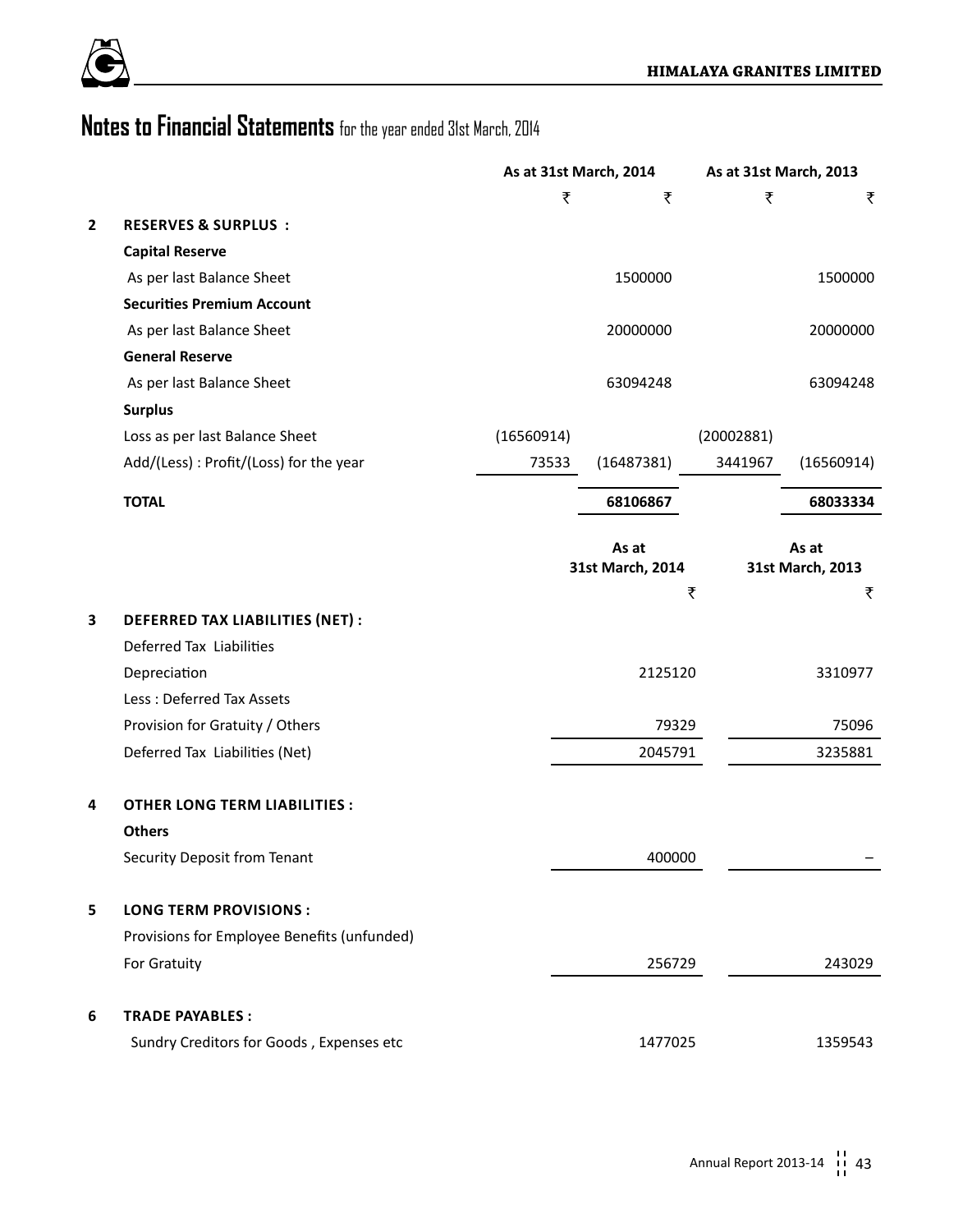# Notes to Financial Statements for the year ended 31st March, 2014

| | | As at 31st March, 2014 | | As at 31st March, 2013 | |
|---|---|---|---|---|---|
| | | ₹ | ₹ | ₹ | ₹ |
| **2** | **RESERVES & SURPLUS :** | | | | |
| | **Capital Reserve** | | | | |
| | As per last Balance Sheet | | 1500000 | | 1500000 |
| | **Securities Premium Account** | | | | |
| | As per last Balance Sheet | | 20000000 | | 20000000 |
| | **General Reserve** | | | | |
| | As per last Balance Sheet | | 63094248 | | 63094248 |
| | **Surplus** | | | | |
| | Loss as per last Balance Sheet | (16560914) | | (20002881) | |
| | Add/(Less) : Profit/(Loss) for the year | 73533 | (16487381) | 3441967 | (16560914) |
| | **TOTAL** | | **68106867** | | **68033334** |

| | | As at 31st March, 2014 | As at 31st March, 2013 |
|---|---|---|---|
| | | ₹ | ₹ |
| **3** | **DEFERRED TAX LIABILITIES (NET) :** | | |
| | Deferred Tax Liabilities | | |
| | Depreciation | 2125120 | 3310977 |
| | Less : Deferred Tax Assets | | |
| | Provision for Gratuity / Others | 79329 | 75096 |
| | Deferred Tax Liabilities (Net) | 2045791 | 3235881 |
| **4** | **OTHER LONG TERM LIABILITIES :** | | |
| | **Others** | | |
| | Security Deposit from Tenant | 400000 | – |
| **5** | **LONG TERM PROVISIONS :** | | |
| | Provisions for Employee Benefits (unfunded) | | |
| | For Gratuity | 256729 | 243029 |
| **6** | **TRADE PAYABLES :** | | |
| | Sundry Creditors for Goods , Expenses etc | 1477025 | 1359543 |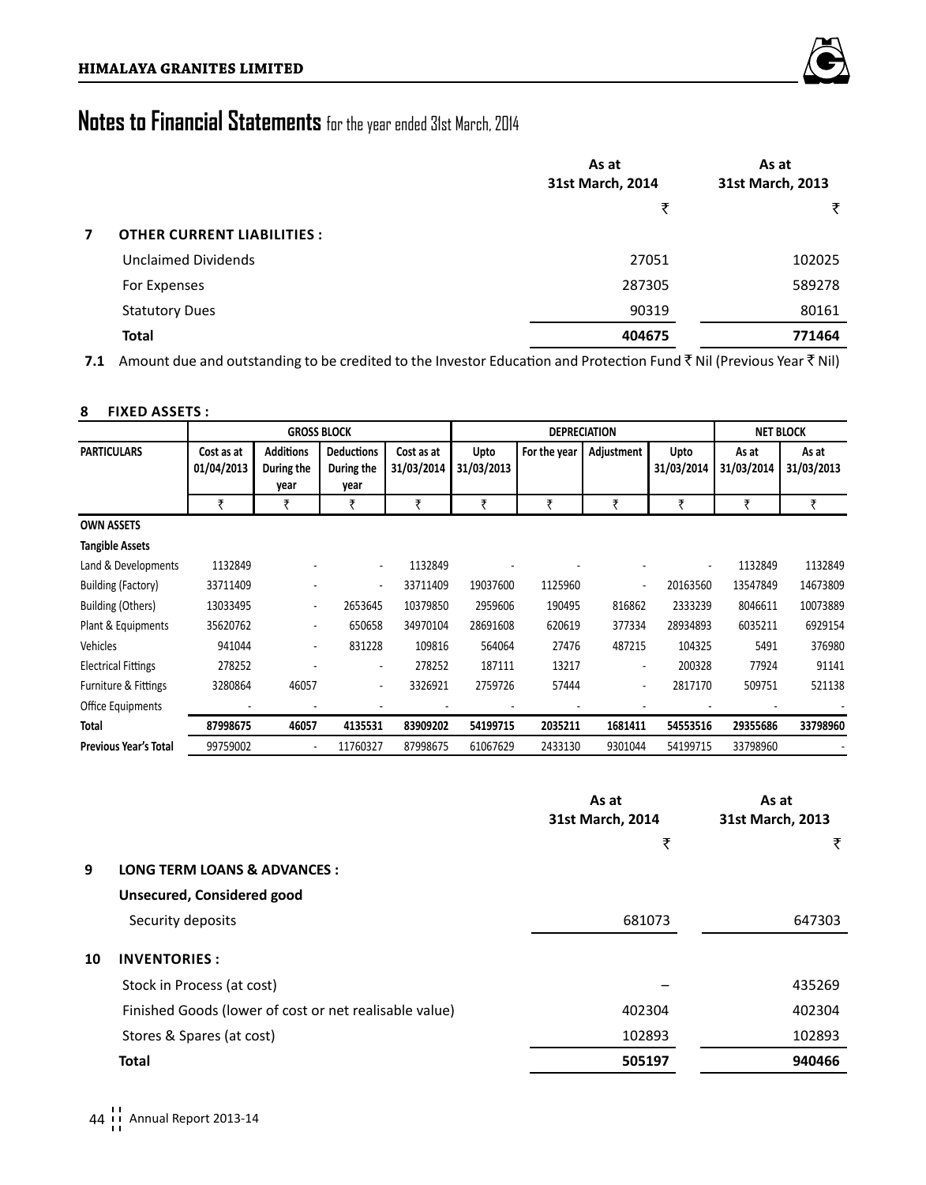## Notes to Financial Statements for the year ended 31st March, 2014

| | | As at 31st March, 2014 | As at 31st March, 2013 |
|---|---|---|---|
| | | ₹ | ₹ |
| **7** | **OTHER CURRENT LIABILITIES :** | | |
| | Unclaimed Dividends | 27051 | 102025 |
| | For Expenses | 287305 | 589278 |
| | Statutory Dues | 90319 | 80161 |
| | **Total** | **404675** | **771464** |

**7.1** Amount due and outstanding to be credited to the Investor Education and Protection Fund ₹ Nil (Previous Year ₹ Nil)

**8 FIXED ASSETS :**

| PARTICULARS | GROSS BLOCK | | | | DEPRECIATION | | | | NET BLOCK | |
|---|---|---|---|---|---|---|---|---|---|---|
| | Cost as at 01/04/2013 | Additions During the year | Deductions During the year | Cost as at 31/03/2014 | Upto 31/03/2013 | For the year | Adjustment | Upto 31/03/2014 | As at 31/03/2014 | As at 31/03/2013 |
| | ₹ | ₹ | ₹ | ₹ | ₹ | ₹ | ₹ | ₹ | ₹ | ₹ |
| **OWN ASSETS** | | | | | | | | | | |
| **Tangible Assets** | | | | | | | | | | |
| Land & Developments | 1132849 | - | - | 1132849 | - | - | - | - | 1132849 | 1132849 |
| Building (Factory) | 33711409 | - | - | 33711409 | 19037600 | 1125960 | - | 20163560 | 13547849 | 14673809 |
| Building (Others) | 13033495 | - | 2653645 | 10379850 | 2959606 | 190495 | 816862 | 2333239 | 8046611 | 10073889 |
| Plant & Equipments | 35620762 | - | 650658 | 34970104 | 28691608 | 620619 | 377334 | 28934893 | 6035211 | 6929154 |
| Vehicles | 941044 | - | 831228 | 109816 | 564064 | 27476 | 487215 | 104325 | 5491 | 376980 |
| Electrical Fittings | 278252 | - | - | 278252 | 187111 | 13217 | - | 200328 | 77924 | 91141 |
| Furniture & Fittings | 3280864 | 46057 | - | 3326921 | 2759726 | 57444 | - | 2817170 | 509751 | 521138 |
| Office Equipments | - | - | - | - | - | - | - | - | - | - |
| **Total** | **87998675** | **46057** | **4135531** | **83909202** | **54199715** | **2035211** | **1681411** | **54553516** | **29355686** | **33798960** |
| **Previous Year's Total** | 99759002 | - | 11760327 | 87998675 | 61067629 | 2433130 | 9301044 | 54199715 | 33798960 | - |

| | | As at 31st March, 2014 | As at 31st March, 2013 |
|---|---|---|---|
| | | ₹ | ₹ |
| **9** | **LONG TERM LOANS & ADVANCES :** | | |
| | **Unsecured, Considered good** | | |
| | Security deposits | 681073 | 647303 |
| **10** | **INVENTORIES :** | | |
| | Stock in Process (at cost) | – | 435269 |
| | Finished Goods (lower of cost or net realisable value) | 402304 | 402304 |
| | Stores & Spares (at cost) | 102893 | 102893 |
| | **Total** | **505197** | **940466** |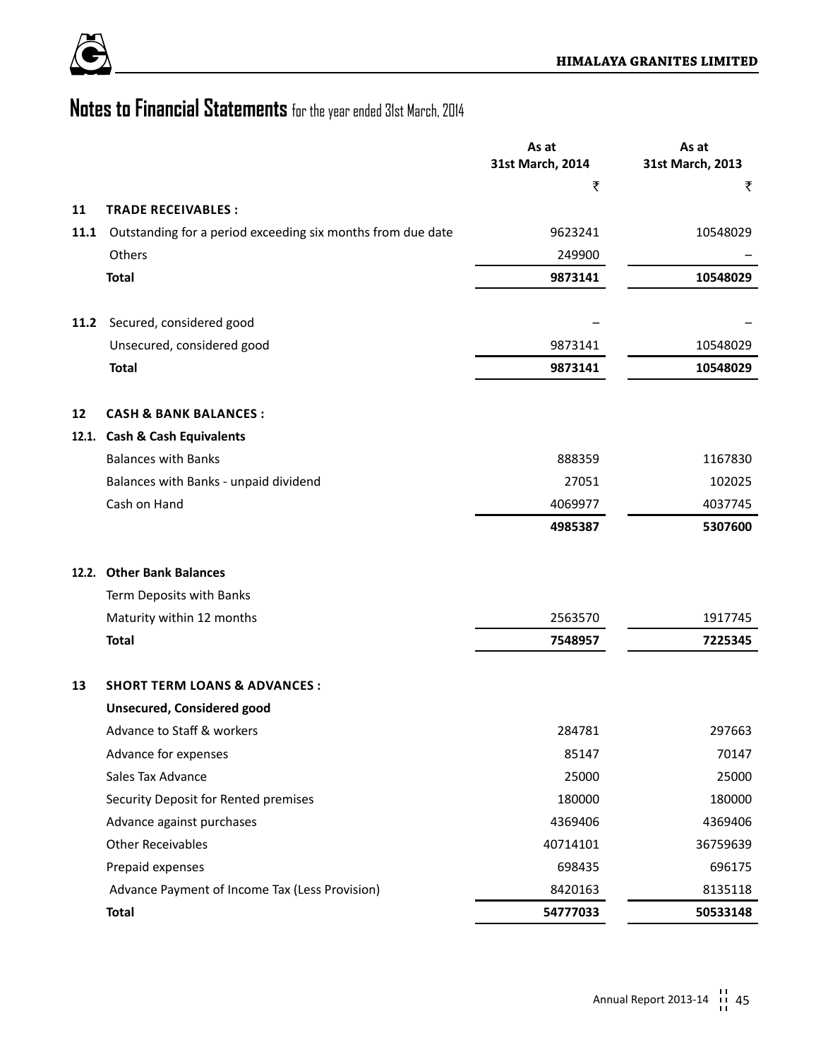# Notes to Financial Statements for the year ended 31st March, 2014

| | | As at 31st March, 2014 | As at 31st March, 2013 |
|---|---|---|---|
| | | ₹ | ₹ |
| **11** | **TRADE RECEIVABLES :** | | |
| **11.1** | Outstanding for a period exceeding six months from due date | 9623241 | 10548029 |
| | Others | 249900 | – |
| | **Total** | **9873141** | **10548029** |
| **11.2** | Secured, considered good | – | – |
| | Unsecured, considered good | 9873141 | 10548029 |
| | **Total** | **9873141** | **10548029** |
| **12** | **CASH & BANK BALANCES :** | | |
| **12.1.** | **Cash & Cash Equivalents** | | |
| | Balances with Banks | 888359 | 1167830 |
| | Balances with Banks - unpaid dividend | 27051 | 102025 |
| | Cash on Hand | 4069977 | 4037745 |
| | | **4985387** | **5307600** |
| **12.2.** | **Other Bank Balances** | | |
| | Term Deposits with Banks | | |
| | Maturity within 12 months | 2563570 | 1917745 |
| | **Total** | **7548957** | **7225345** |
| **13** | **SHORT TERM LOANS & ADVANCES :** | | |
| | **Unsecured, Considered good** | | |
| | Advance to Staff & workers | 284781 | 297663 |
| | Advance for expenses | 85147 | 70147 |
| | Sales Tax Advance | 25000 | 25000 |
| | Security Deposit for Rented premises | 180000 | 180000 |
| | Advance against purchases | 4369406 | 4369406 |
| | Other Receivables | 40714101 | 36759639 |
| | Prepaid expenses | 698435 | 696175 |
| | Advance Payment of Income Tax (Less Provision) | 8420163 | 8135118 |
| | **Total** | **54777033** | **50533148** |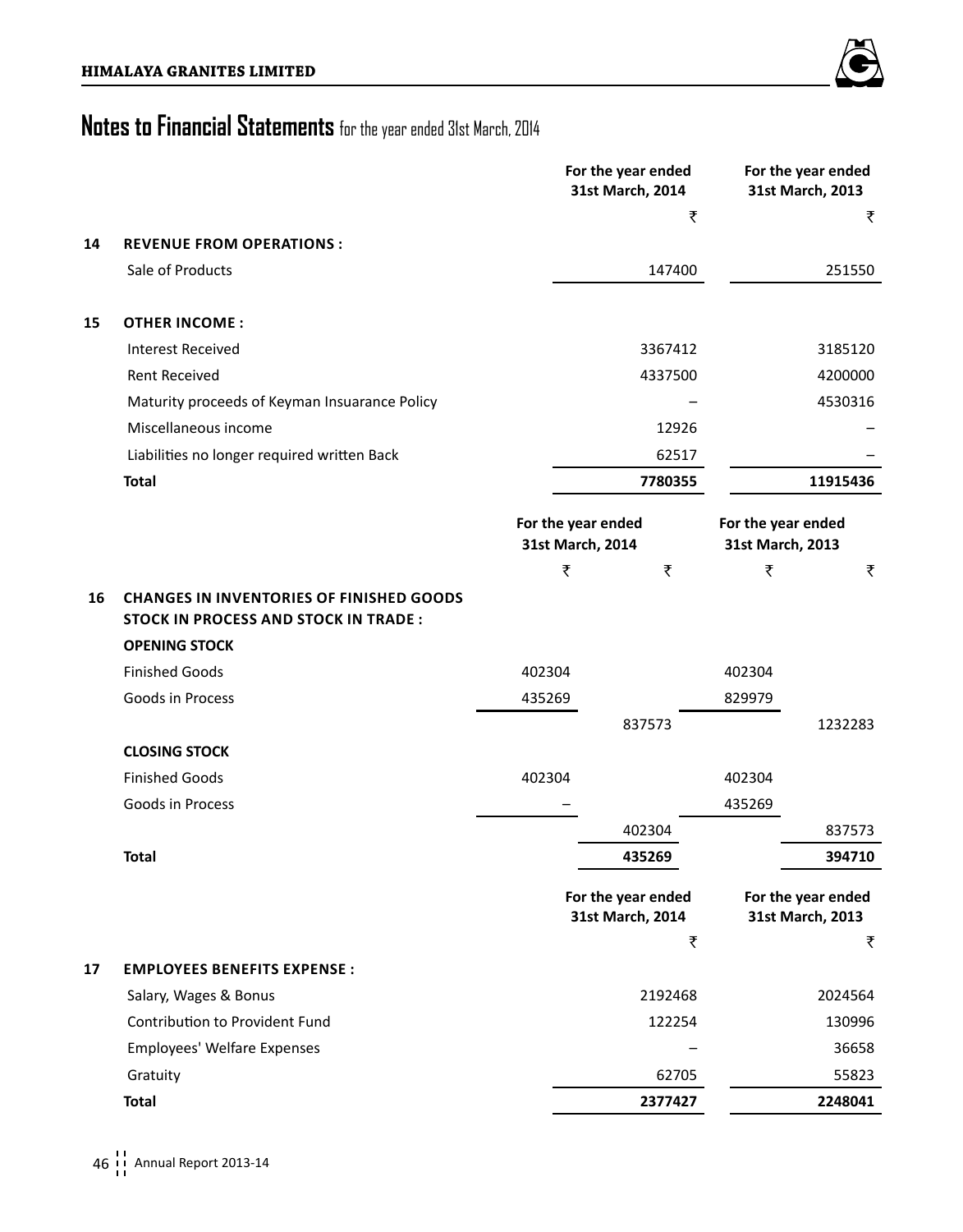# Notes to Financial Statements for the year ended 31st March, 2014

| | | For the year ended 31st March, 2014 | For the year ended 31st March, 2013 |
|---|---|---|---|
| | | ₹ | ₹ |
| **14** | **REVENUE FROM OPERATIONS :** | | |
| | Sale of Products | 147400 | 251550 |
| **15** | **OTHER INCOME :** | | |
| | Interest Received | 3367412 | 3185120 |
| | Rent Received | 4337500 | 4200000 |
| | Maturity proceeds of Keyman Insuarance Policy | – | 4530316 |
| | Miscellaneous income | 12926 | – |
| | Liabilities no longer required written Back | 62517 | – |
| | **Total** | **7780355** | **11915436** |

| | | For the year ended 31st March, 2014 | | For the year ended 31st March, 2013 | |
|---|---|---|---|---|---|
| | | ₹ | ₹ | ₹ | ₹ |
| **16** | **CHANGES IN INVENTORIES OF FINISHED GOODS STOCK IN PROCESS AND STOCK IN TRADE :** | | | | |
| | **OPENING STOCK** | | | | |
| | Finished Goods | 402304 | | 402304 | |
| | Goods in Process | 435269 | | 829979 | |
| | | | 837573 | | 1232283 |
| | **CLOSING STOCK** | | | | |
| | Finished Goods | 402304 | | 402304 | |
| | Goods in Process | – | | 435269 | |
| | | | 402304 | | 837573 |
| | **Total** | | **435269** | | **394710** |

| | | For the year ended 31st March, 2014 | For the year ended 31st March, 2013 |
|---|---|---|---|
| | | ₹ | ₹ |
| **17** | **EMPLOYEES BENEFITS EXPENSE :** | | |
| | Salary, Wages & Bonus | 2192468 | 2024564 |
| | Contribution to Provident Fund | 122254 | 130996 |
| | Employees' Welfare Expenses | – | 36658 |
| | Gratuity | 62705 | 55823 |
| | **Total** | **2377427** | **2248041** |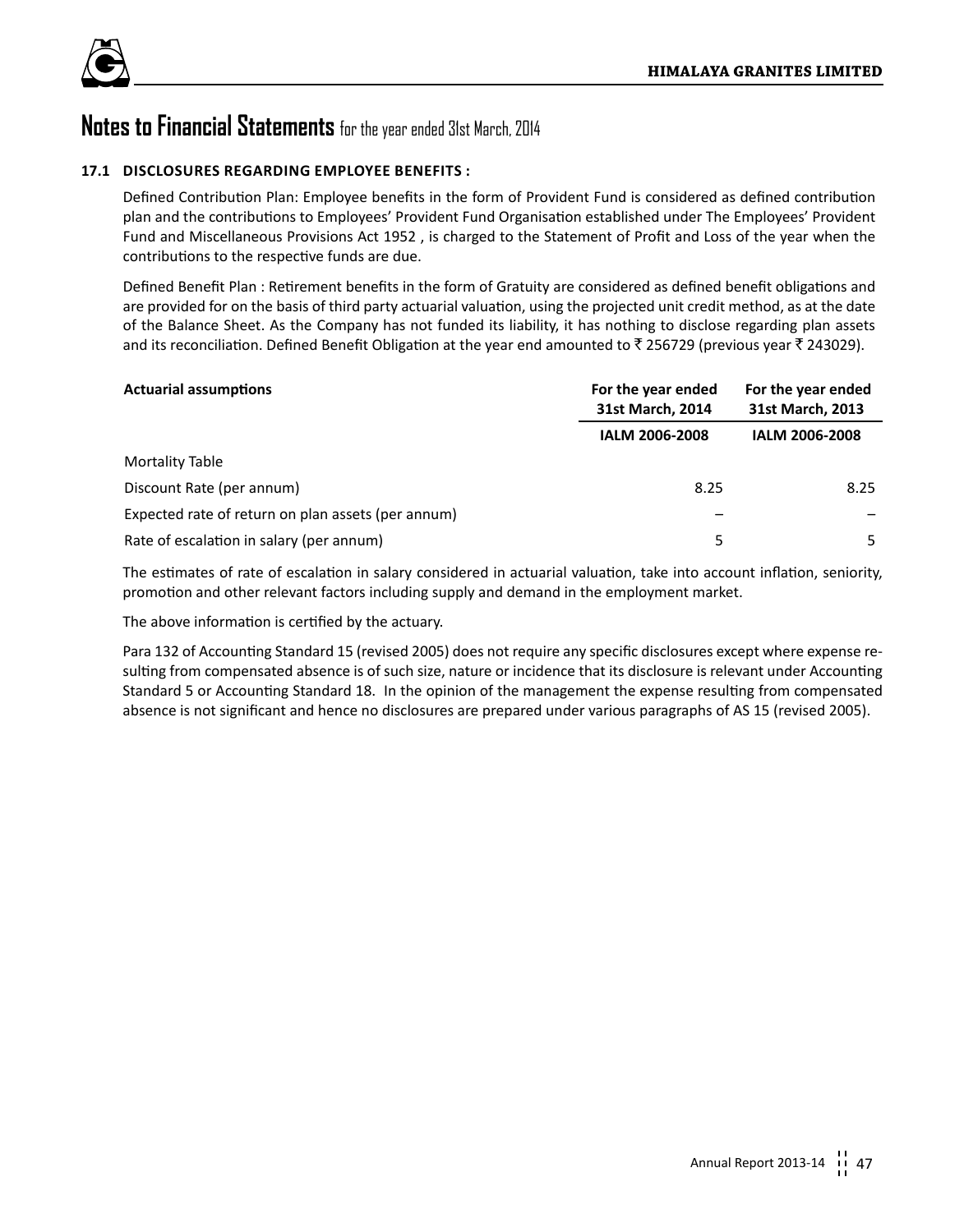# Notes to Financial Statements for the year ended 31st March, 2014

### 17.1 DISCLOSURES REGARDING EMPLOYEE BENEFITS :

Defined Contribution Plan: Employee benefits in the form of Provident Fund is considered as defined contribution plan and the contributions to Employees' Provident Fund Organisation established under The Employees' Provident Fund and Miscellaneous Provisions Act 1952 , is charged to the Statement of Profit and Loss of the year when the contributions to the respective funds are due.

Defined Benefit Plan : Retirement benefits in the form of Gratuity are considered as defined benefit obligations and are provided for on the basis of third party actuarial valuation, using the projected unit credit method, as at the date of the Balance Sheet. As the Company has not funded its liability, it has nothing to disclose regarding plan assets and its reconciliation. Defined Benefit Obligation at the year end amounted to ₹ 256729 (previous year ₹ 243029).

| Actuarial assumptions | For the year ended 31st March, 2014 | For the year ended 31st March, 2013 |
|---|---|---|
| | IALM 2006-2008 | IALM 2006-2008 |
| Mortality Table | | |
| Discount Rate (per annum) | 8.25 | 8.25 |
| Expected rate of return on plan assets (per annum) | – | – |
| Rate of escalation in salary (per annum) | 5 | 5 |

The estimates of rate of escalation in salary considered in actuarial valuation, take into account inflation, seniority, promotion and other relevant factors including supply and demand in the employment market.

The above information is certified by the actuary.

Para 132 of Accounting Standard 15 (revised 2005) does not require any specific disclosures except where expense resulting from compensated absence is of such size, nature or incidence that its disclosure is relevant under Accounting Standard 5 or Accounting Standard 18. In the opinion of the management the expense resulting from compensated absence is not significant and hence no disclosures are prepared under various paragraphs of AS 15 (revised 2005).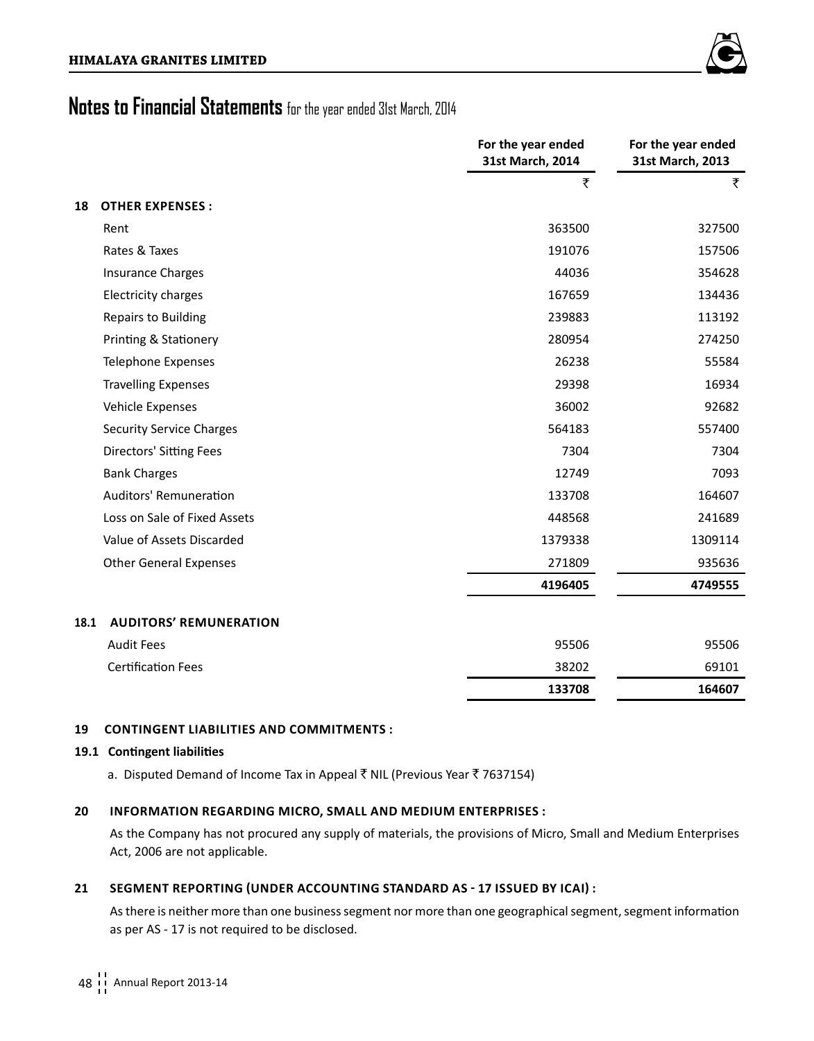# Notes to Financial Statements for the year ended 31st March, 2014

| | For the year ended 31st March, 2014 | For the year ended 31st March, 2013 |
|---|---|---|
| | ₹ | ₹ |
| **18 OTHER EXPENSES :** | | |
| Rent | 363500 | 327500 |
| Rates & Taxes | 191076 | 157506 |
| Insurance Charges | 44036 | 354628 |
| Electricity charges | 167659 | 134436 |
| Repairs to Building | 239883 | 113192 |
| Printing & Stationery | 280954 | 274250 |
| Telephone Expenses | 26238 | 55584 |
| Travelling Expenses | 29398 | 16934 |
| Vehicle Expenses | 36002 | 92682 |
| Security Service Charges | 564183 | 557400 |
| Directors' Sitting Fees | 7304 | 7304 |
| Bank Charges | 12749 | 7093 |
| Auditors' Remuneration | 133708 | 164607 |
| Loss on Sale of Fixed Assets | 448568 | 241689 |
| Value of Assets Discarded | 1379338 | 1309114 |
| Other General Expenses | 271809 | 935636 |
| | **4196405** | **4749555** |
| **18.1 AUDITORS' REMUNERATION** | | |
| Audit Fees | 95506 | 95506 |
| Certification Fees | 38202 | 69101 |
| | **133708** | **164607** |

**19 CONTINGENT LIABILITIES AND COMMITMENTS :**

**19.1 Contingent liabilities**

a. Disputed Demand of Income Tax in Appeal ₹ NIL (Previous Year ₹ 7637154)

**20 INFORMATION REGARDING MICRO, SMALL AND MEDIUM ENTERPRISES :**

As the Company has not procured any supply of materials, the provisions of Micro, Small and Medium Enterprises Act, 2006 are not applicable.

**21 SEGMENT REPORTING (UNDER ACCOUNTING STANDARD AS - 17 ISSUED BY ICAI) :**

As there is neither more than one business segment nor more than one geographical segment, segment information as per AS - 17 is not required to be disclosed.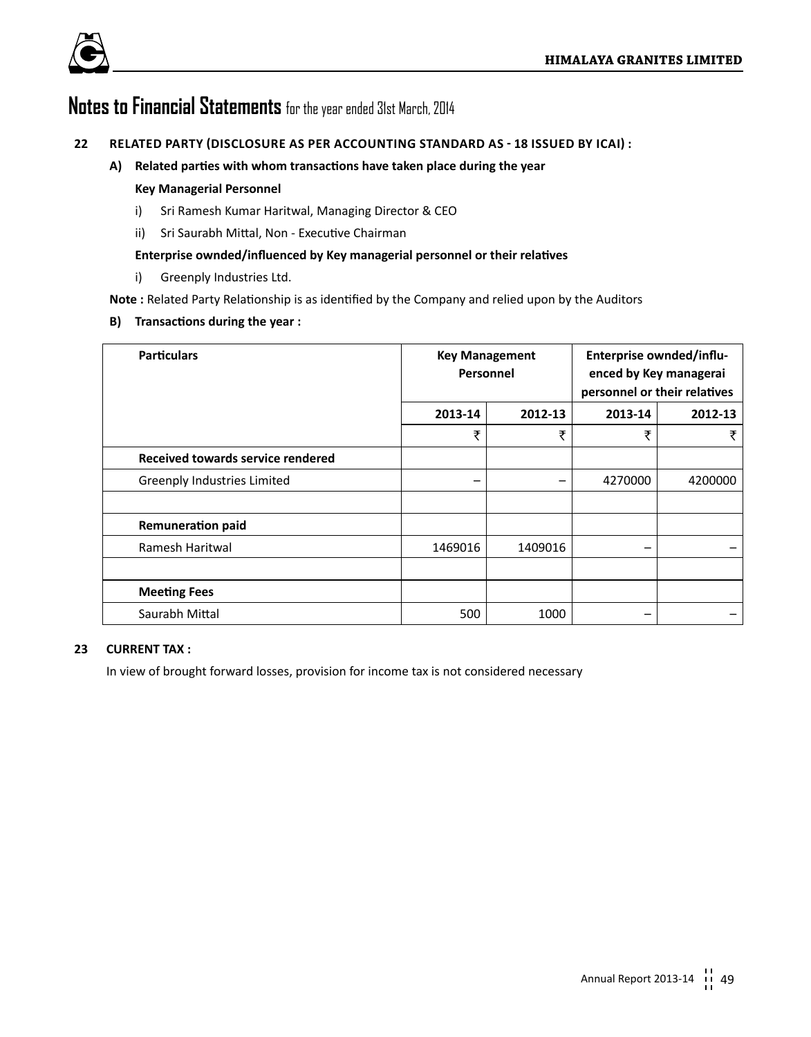# Notes to Financial Statements for the year ended 31st March, 2014

## 22 RELATED PARTY (DISCLOSURE AS PER ACCOUNTING STANDARD AS - 18 ISSUED BY ICAI) :

### A) Related parties with whom transactions have taken place during the year

**Key Managerial Personnel**

i) Sri Ramesh Kumar Haritwal, Managing Director & CEO

ii) Sri Saurabh Mittal, Non - Executive Chairman

**Enterprise ownded/influenced by Key managerial personnel or their relatives**

i) Greenply Industries Ltd.

**Note :** Related Party Relationship is as identified by the Company and relied upon by the Auditors

### B) Transactions during the year :

| Particulars | Key Management Personnel | | Enterprise ownded/influenced by Key managerai personnel or their relatives | |
|---|---|---|---|---|
| | 2013-14 | 2012-13 | 2013-14 | 2012-13 |
| | ₹ | ₹ | ₹ | ₹ |
| **Received towards service rendered** | | | | |
| Greenply Industries Limited | – | – | 4270000 | 4200000 |
| | | | | |
| **Remuneration paid** | | | | |
| Ramesh Haritwal | 1469016 | 1409016 | – | – |
| | | | | |
| **Meeting Fees** | | | | |
| Saurabh Mittal | 500 | 1000 | – | – |

## 23 CURRENT TAX :

In view of brought forward losses, provision for income tax is not considered necessary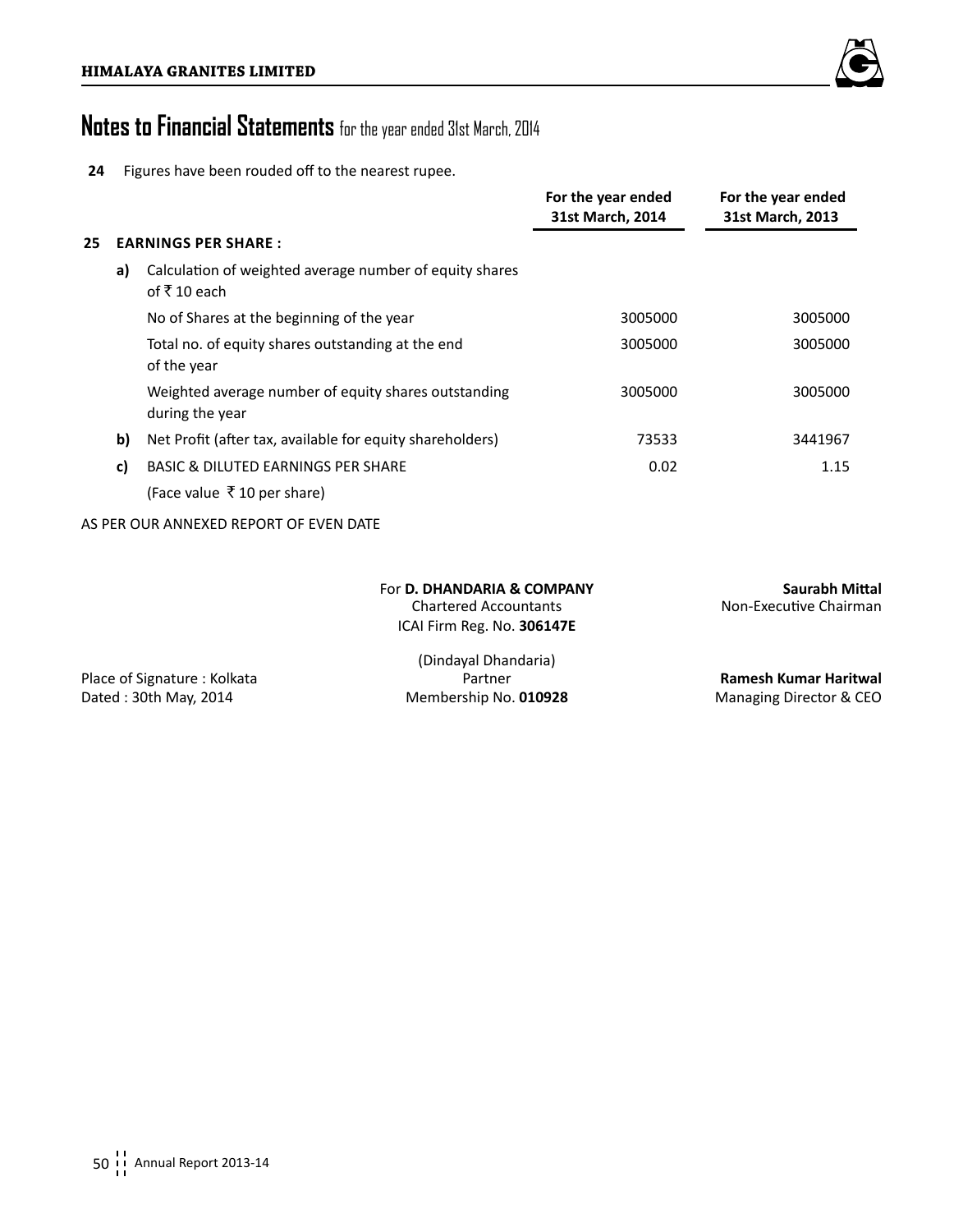# Notes to Financial Statements for the year ended 31st March, 2014

**24** Figures have been rouded off to the nearest rupee.

| | | | For the year ended 31st March, 2014 | For the year ended 31st March, 2013 |
|---|---|---|---|---|
| **25** | **EARNINGS PER SHARE :** | | | |
| | **a)** | Calculation of weighted average number of equity shares of ₹ 10 each | | |
| | | No of Shares at the beginning of the year | 3005000 | 3005000 |
| | | Total no. of equity shares outstanding at the end of the year | 3005000 | 3005000 |
| | | Weighted average number of equity shares outstanding during the year | 3005000 | 3005000 |
| | **b)** | Net Profit (after tax, available for equity shareholders) | 73533 | 3441967 |
| | **c)** | BASIC & DILUTED EARNINGS PER SHARE | 0.02 | 1.15 |
| | | (Face value ₹ 10 per share) | | |

AS PER OUR ANNEXED REPORT OF EVEN DATE

For **D. DHANDARIA & COMPANY**
Chartered Accountants
ICAI Firm Reg. No. **306147E**

(Dindayal Dhandaria)
Partner
Membership No. **010928**

Place of Signature : Kolkata
Dated : 30th May, 2014

**Saurabh Mittal**
Non-Executive Chairman

**Ramesh Kumar Haritwal**
Managing Director & CEO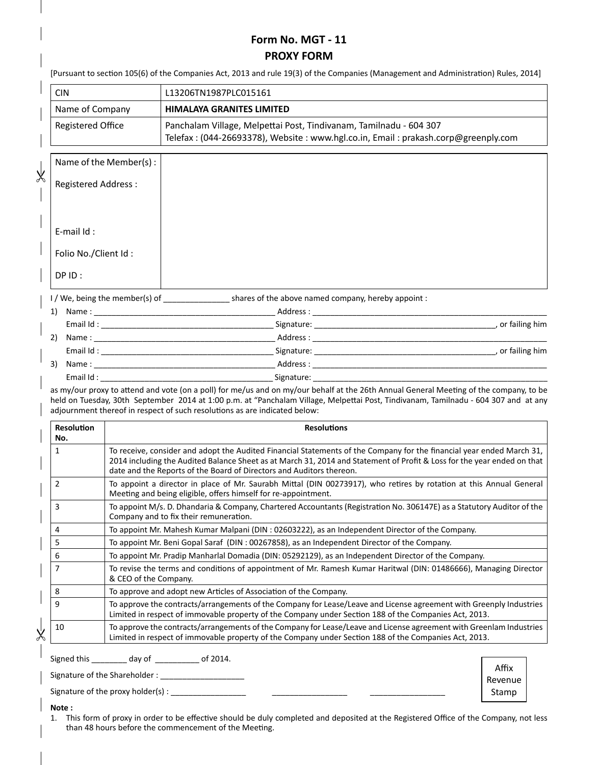# Form No. MGT - 11
## PROXY FORM

[Pursuant to section 105(6) of the Companies Act, 2013 and rule 19(3) of the Companies (Management and Administration) Rules, 2014]

| CIN | L13206TN1987PLC015161 |
|---|---|
| Name of Company | **HIMALAYA GRANITES LIMITED** |
| Registered Office | Panchalam Village, Melpettai Post, Tindivanam, Tamilnadu - 604 307<br>Telefax : (044-26693378), Website : www.hgl.co.in, Email : prakash.corp@greenply.com |

| Name of the Member(s) : | |
|---|---|
| Registered Address : | |
| E-mail Id : | |
| Folio No./Client Id : | |
| DP ID : | |

I / We, being the member(s) of _______________ shares of the above named company, hereby appoint :

1) Name : __________________________________________ Address : ____________________________________________________________
   Email Id : ________________________________________ Signature: ___________________________________________, or failing him
2) Name : __________________________________________ Address : ____________________________________________________________
   Email Id : ________________________________________ Signature: ___________________________________________, or failing him
3) Name : __________________________________________ Address : ____________________________________________________________
   Email Id : ________________________________________ Signature: ____________________________________________________________

as my/our proxy to attend and vote (on a poll) for me/us and on my/our behalf at the 26th Annual General Meeting of the company, to be held on Tuesday, 30th September 2014 at 1:00 p.m. at "Panchalam Village, Melpettai Post, Tindivanam, Tamilnadu - 604 307 and at any adjournment thereof in respect of such resolutions as are indicated below:

| Resolution No. | Resolutions |
|---|---|
| 1 | To receive, consider and adopt the Audited Financial Statements of the Company for the financial year ended March 31, 2014 including the Audited Balance Sheet as at March 31, 2014 and Statement of Profit & Loss for the year ended on that date and the Reports of the Board of Directors and Auditors thereon. |
| 2 | To appoint a director in place of Mr. Saurabh Mittal (DIN 00273917), who retires by rotation at this Annual General Meeting and being eligible, offers himself for re-appointment. |
| 3 | To appoint M/s. D. Dhandaria & Company, Chartered Accountants (Registration No. 306147E) as a Statutory Auditor of the Company and to fix their remuneration. |
| 4 | To appoint Mr. Mahesh Kumar Malpani (DIN : 02603222), as an Independent Director of the Company. |
| 5 | To appoint Mr. Beni Gopal Saraf (DIN : 00267858), as an Independent Director of the Company. |
| 6 | To appoint Mr. Pradip Manharlal Domadia (DIN: 05292129), as an Independent Director of the Company. |
| 7 | To revise the terms and conditions of appointment of Mr. Ramesh Kumar Haritwal (DIN: 01486666), Managing Director & CEO of the Company. |
| 8 | To approve and adopt new Articles of Association of the Company. |
| 9 | To approve the contracts/arrangements of the Company for Lease/Leave and License agreement with Greenply Industries Limited in respect of immovable property of the Company under Section 188 of the Companies Act, 2013. |
| 10 | To approve the contracts/arrangements of the Company for Lease/Leave and License agreement with Greenlam Industries Limited in respect of immovable property of the Company under Section 188 of the Companies Act, 2013. |

Signed this ________ day of __________ of 2014.

Signature of the Shareholder : ___________________

Signature of the proxy holder(s) : _________________ _________________ _________________

Affix Revenue Stamp

**Note :**

1. This form of proxy in order to be effective should be duly completed and deposited at the Registered Office of the Company, not less than 48 hours before the commencement of the Meeting.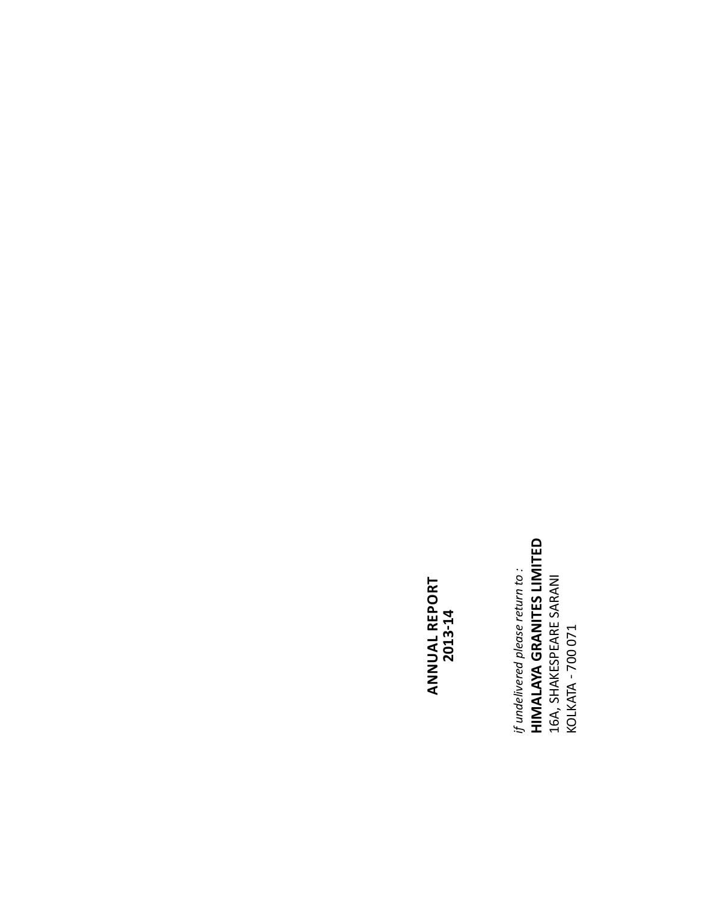**ANNUAL REPORT**
**2013-14**

*if undelivered please return to :*
**HIMALAYA GRANITES LIMITED**
16A, SHAKESPEARE SARANI
KOLKATA - 700 071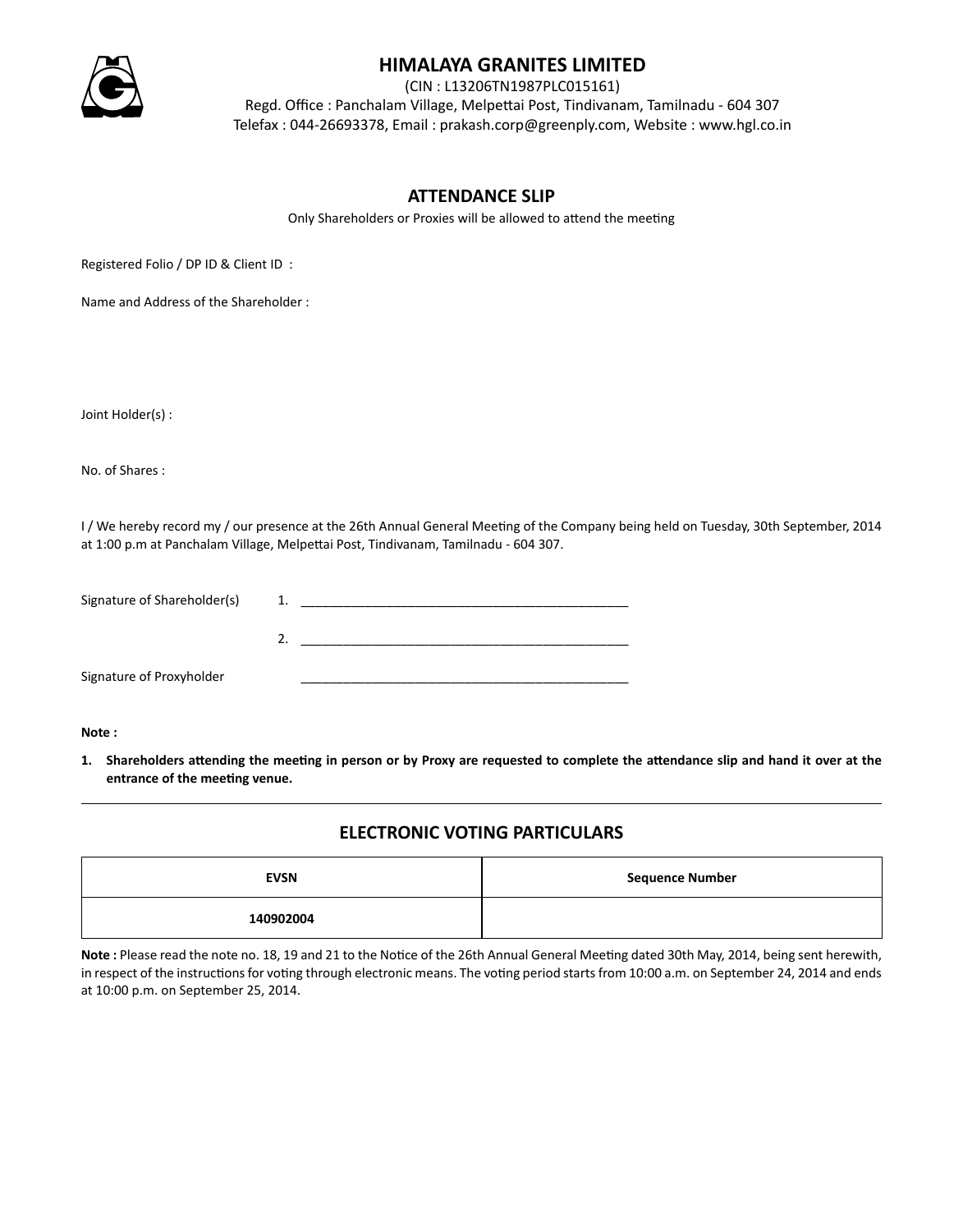# HIMALAYA GRANITES LIMITED

(CIN : L13206TN1987PLC015161)

Regd. Office : Panchalam Village, Melpettai Post, Tindivanam, Tamilnadu - 604 307

Telefax : 044-26693378, Email : prakash.corp@greenply.com, Website : www.hgl.co.in

## ATTENDANCE SLIP

Only Shareholders or Proxies will be allowed to attend the meeting

Registered Folio / DP ID & Client ID :

Name and Address of the Shareholder :

Joint Holder(s) :

No. of Shares :

I / We hereby record my / our presence at the 26th Annual General Meeting of the Company being held on Tuesday, 30th September, 2014 at 1:00 p.m at Panchalam Village, Melpettai Post, Tindivanam, Tamilnadu - 604 307.

Signature of Shareholder(s) 1. _______________________________________________

2. _______________________________________________

Signature of Proxyholder _______________________________________________

**Note :**

1. **Shareholders attending the meeting in person or by Proxy are requested to complete the attendance slip and hand it over at the entrance of the meeting venue.**

---

## ELECTRONIC VOTING PARTICULARS

| EVSN | Sequence Number |
|---|---|
| 140902004 | |

**Note :** Please read the note no. 18, 19 and 21 to the Notice of the 26th Annual General Meeting dated 30th May, 2014, being sent herewith, in respect of the instructions for voting through electronic means. The voting period starts from 10:00 a.m. on September 24, 2014 and ends at 10:00 p.m. on September 25, 2014.